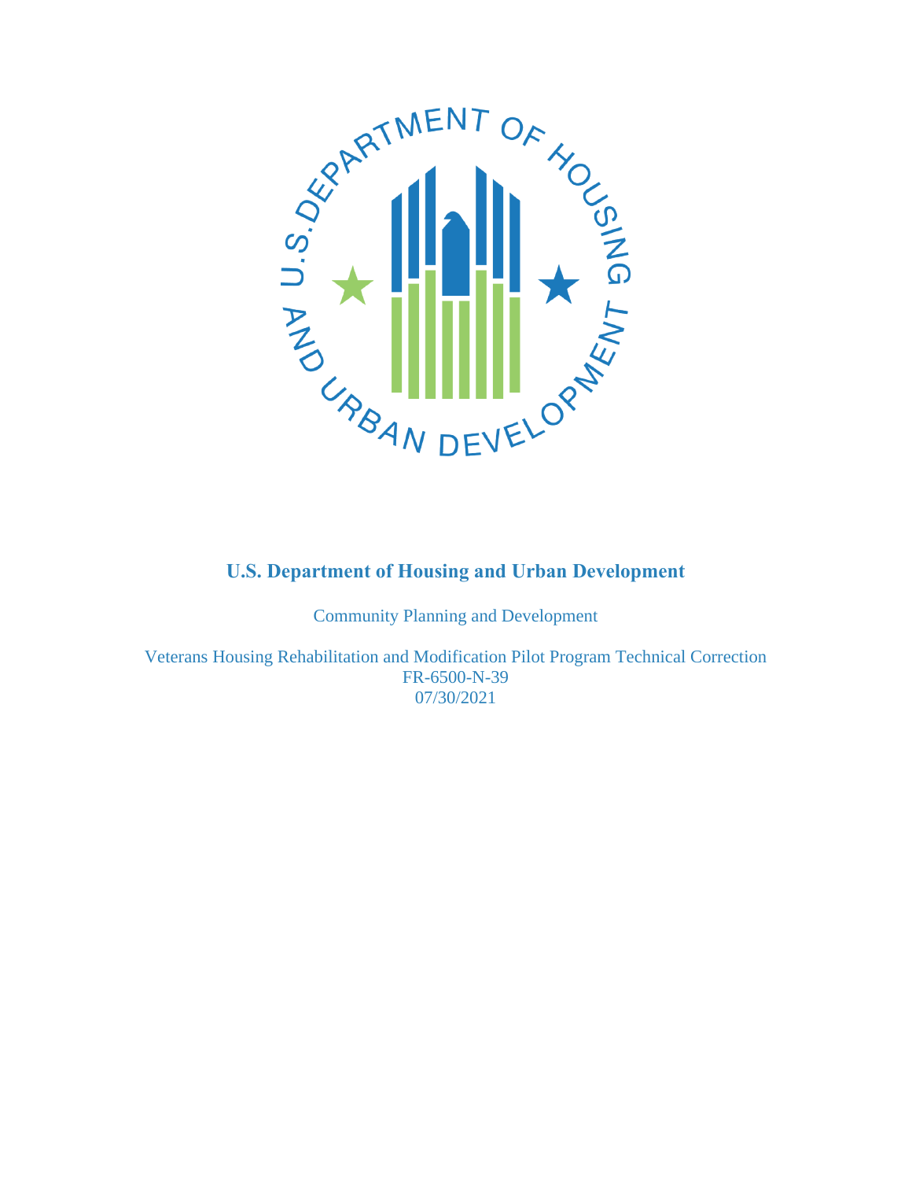# U.S. Department of Housing and Urban Development

Community Planning and Development

Veterans Housing Rehabilitation and Modification Pilot Program Technical Correction
FR-6500-N-39
07/30/2021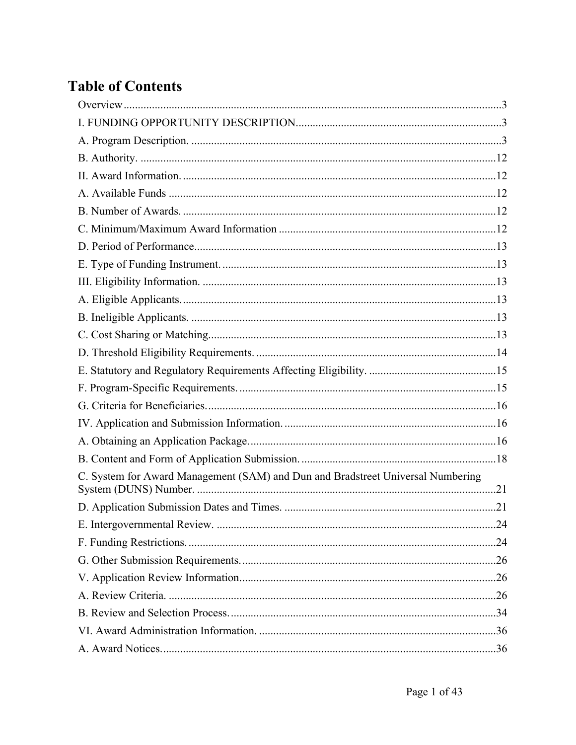# Table of Contents

Overview....................................................................................................................................3

I. FUNDING OPPORTUNITY DESCRIPTION........................................................................3

A. Program Description. ............................................................................................................3

B. Authority. ............................................................................................................................12

II. Award Information. .............................................................................................................12

A. Available Funds ..................................................................................................................12

B. Number of Awards. .............................................................................................................12

C. Minimum/Maximum Award Information ...........................................................................12

D. Period of Performance.........................................................................................................13

E. Type of Funding Instrument. ...............................................................................................13

III. Eligibility Information. ......................................................................................................13

A. Eligible Applicants..............................................................................................................13

B. Ineligible Applicants. ..........................................................................................................13

C. Cost Sharing or Matching....................................................................................................13

D. Threshold Eligibility Requirements. ...................................................................................14

E. Statutory and Regulatory Requirements Affecting Eligibility. ............................................15

F. Program-Specific Requirements. .........................................................................................15

G. Criteria for Beneficiaries.....................................................................................................16

IV. Application and Submission Information. ..........................................................................16

A. Obtaining an Application Package......................................................................................16

B. Content and Form of Application Submission. ...................................................................18

C. System for Award Management (SAM) and Dun and Bradstreet Universal Numbering System (DUNS) Number. ........................................................................................................21

D. Application Submission Dates and Times. ..........................................................................21

E. Intergovernmental Review. ..................................................................................................24

F. Funding Restrictions. ...........................................................................................................24

G. Other Submission Requirements..........................................................................................26

V. Application Review Information..........................................................................................26

A. Review Criteria. ...................................................................................................................26

B. Review and Selection Process. .............................................................................................34

VI. Award Administration Information. ...................................................................................36

A. Award Notices.....................................................................................................................36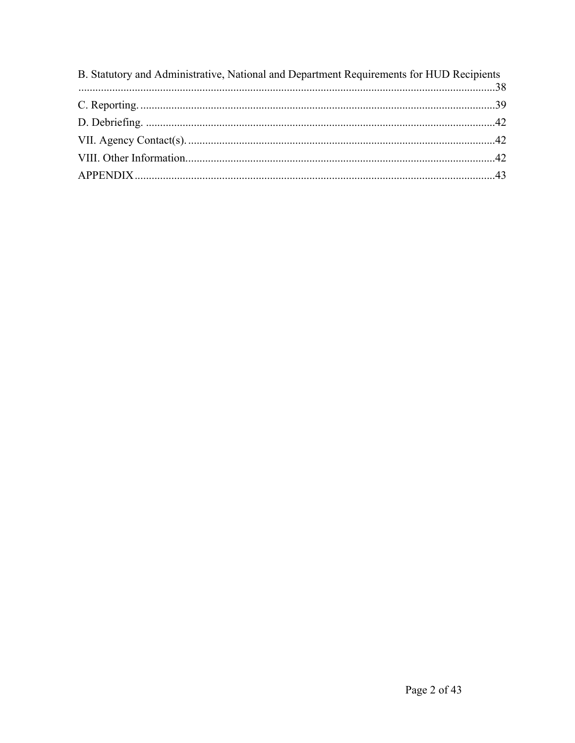B. Statutory and Administrative, National and Department Requirements for HUD Recipients ....................................................................................................................................38

C. Reporting. ............................................................................................................................39

D. Debriefing. ...........................................................................................................................42

VII. Agency Contact(s). ............................................................................................................42

VIII. Other Information..............................................................................................................42

APPENDIX .................................................................................................................................43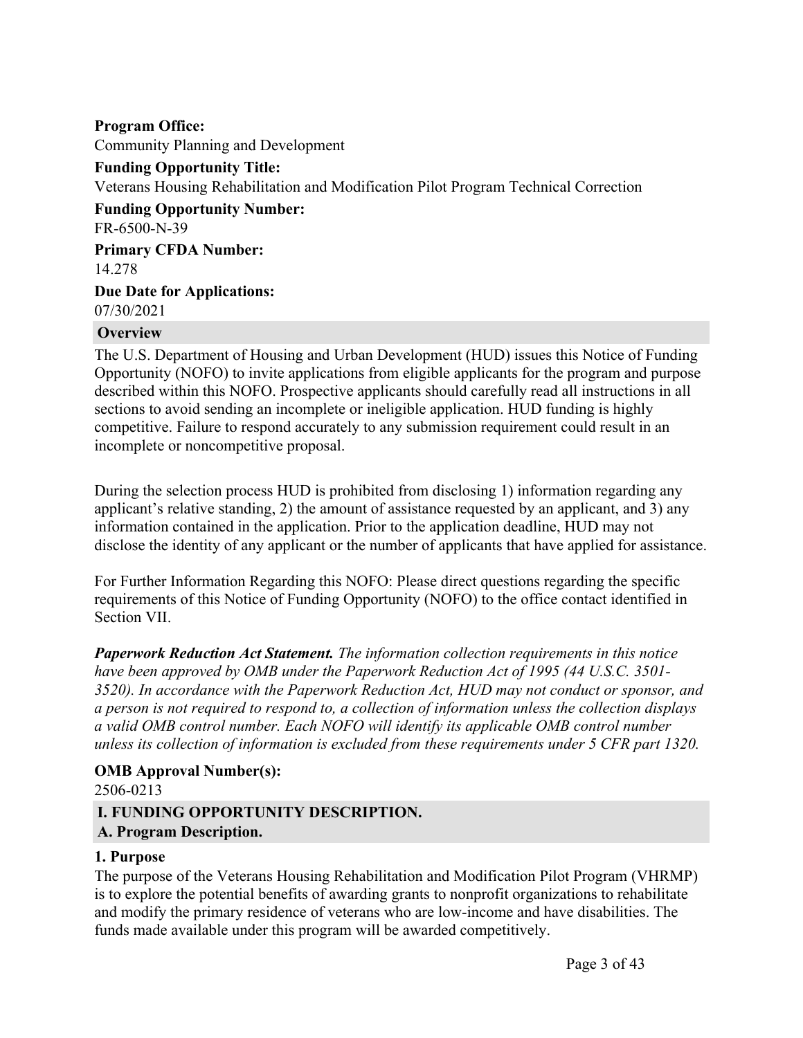**Program Office:**

Community Planning and Development

**Funding Opportunity Title:**

Veterans Housing Rehabilitation and Modification Pilot Program Technical Correction

**Funding Opportunity Number:**

FR-6500-N-39

**Primary CFDA Number:**

14.278

**Due Date for Applications:**

07/30/2021

## Overview

The U.S. Department of Housing and Urban Development (HUD) issues this Notice of Funding Opportunity (NOFO) to invite applications from eligible applicants for the program and purpose described within this NOFO. Prospective applicants should carefully read all instructions in all sections to avoid sending an incomplete or ineligible application. HUD funding is highly competitive. Failure to respond accurately to any submission requirement could result in an incomplete or noncompetitive proposal.

During the selection process HUD is prohibited from disclosing 1) information regarding any applicant's relative standing, 2) the amount of assistance requested by an applicant, and 3) any information contained in the application. Prior to the application deadline, HUD may not disclose the identity of any applicant or the number of applicants that have applied for assistance.

For Further Information Regarding this NOFO: Please direct questions regarding the specific requirements of this Notice of Funding Opportunity (NOFO) to the office contact identified in Section VII.

***Paperwork Reduction Act Statement.*** *The information collection requirements in this notice have been approved by OMB under the Paperwork Reduction Act of 1995 (44 U.S.C. 3501-3520). In accordance with the Paperwork Reduction Act, HUD may not conduct or sponsor, and a person is not required to respond to, a collection of information unless the collection displays a valid OMB control number. Each NOFO will identify its applicable OMB control number unless its collection of information is excluded from these requirements under 5 CFR part 1320.*

**OMB Approval Number(s):**

2506-0213

## I. FUNDING OPPORTUNITY DESCRIPTION.

### A. Program Description.

#### 1. Purpose

The purpose of the Veterans Housing Rehabilitation and Modification Pilot Program (VHRMP) is to explore the potential benefits of awarding grants to nonprofit organizations to rehabilitate and modify the primary residence of veterans who are low-income and have disabilities. The funds made available under this program will be awarded competitively.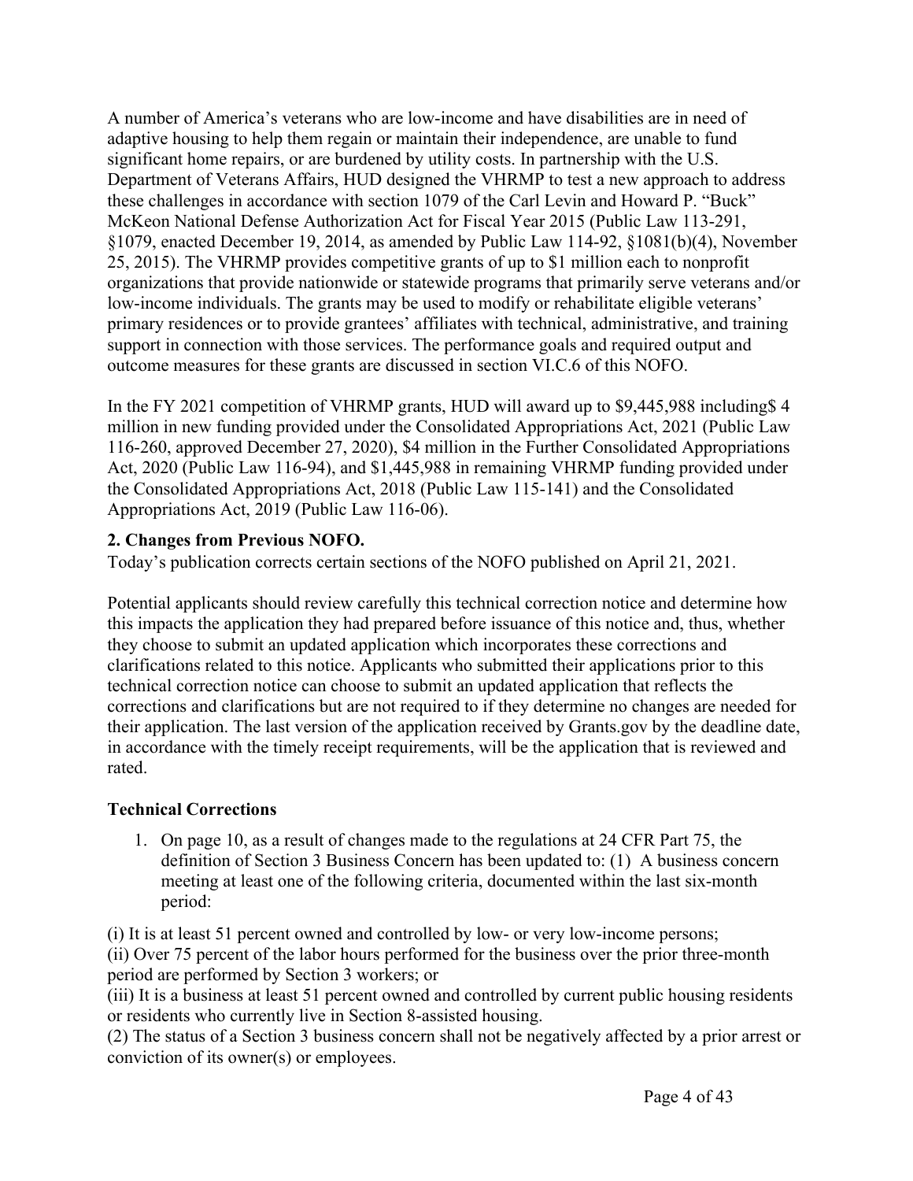A number of America's veterans who are low-income and have disabilities are in need of adaptive housing to help them regain or maintain their independence, are unable to fund significant home repairs, or are burdened by utility costs. In partnership with the U.S. Department of Veterans Affairs, HUD designed the VHRMP to test a new approach to address these challenges in accordance with section 1079 of the Carl Levin and Howard P. "Buck" McKeon National Defense Authorization Act for Fiscal Year 2015 (Public Law 113-291, §1079, enacted December 19, 2014, as amended by Public Law 114-92, §1081(b)(4), November 25, 2015). The VHRMP provides competitive grants of up to $1 million each to nonprofit organizations that provide nationwide or statewide programs that primarily serve veterans and/or low-income individuals. The grants may be used to modify or rehabilitate eligible veterans' primary residences or to provide grantees' affiliates with technical, administrative, and training support in connection with those services. The performance goals and required output and outcome measures for these grants are discussed in section VI.C.6 of this NOFO.

In the FY 2021 competition of VHRMP grants, HUD will award up to $9,445,988 including$ 4 million in new funding provided under the Consolidated Appropriations Act, 2021 (Public Law 116-260, approved December 27, 2020), $4 million in the Further Consolidated Appropriations Act, 2020 (Public Law 116-94), and $1,445,988 in remaining VHRMP funding provided under the Consolidated Appropriations Act, 2018 (Public Law 115-141) and the Consolidated Appropriations Act, 2019 (Public Law 116-06).

**2. Changes from Previous NOFO.**

Today's publication corrects certain sections of the NOFO published on April 21, 2021.

Potential applicants should review carefully this technical correction notice and determine how this impacts the application they had prepared before issuance of this notice and, thus, whether they choose to submit an updated application which incorporates these corrections and clarifications related to this notice. Applicants who submitted their applications prior to this technical correction notice can choose to submit an updated application that reflects the corrections and clarifications but are not required to if they determine no changes are needed for their application. The last version of the application received by Grants.gov by the deadline date, in accordance with the timely receipt requirements, will be the application that is reviewed and rated.

**Technical Corrections**

1. On page 10, as a result of changes made to the regulations at 24 CFR Part 75, the definition of Section 3 Business Concern has been updated to: (1) A business concern meeting at least one of the following criteria, documented within the last six-month period:

(i) It is at least 51 percent owned and controlled by low- or very low-income persons;
(ii) Over 75 percent of the labor hours performed for the business over the prior three-month period are performed by Section 3 workers; or
(iii) It is a business at least 51 percent owned and controlled by current public housing residents or residents who currently live in Section 8-assisted housing.
(2) The status of a Section 3 business concern shall not be negatively affected by a prior arrest or conviction of its owner(s) or employees.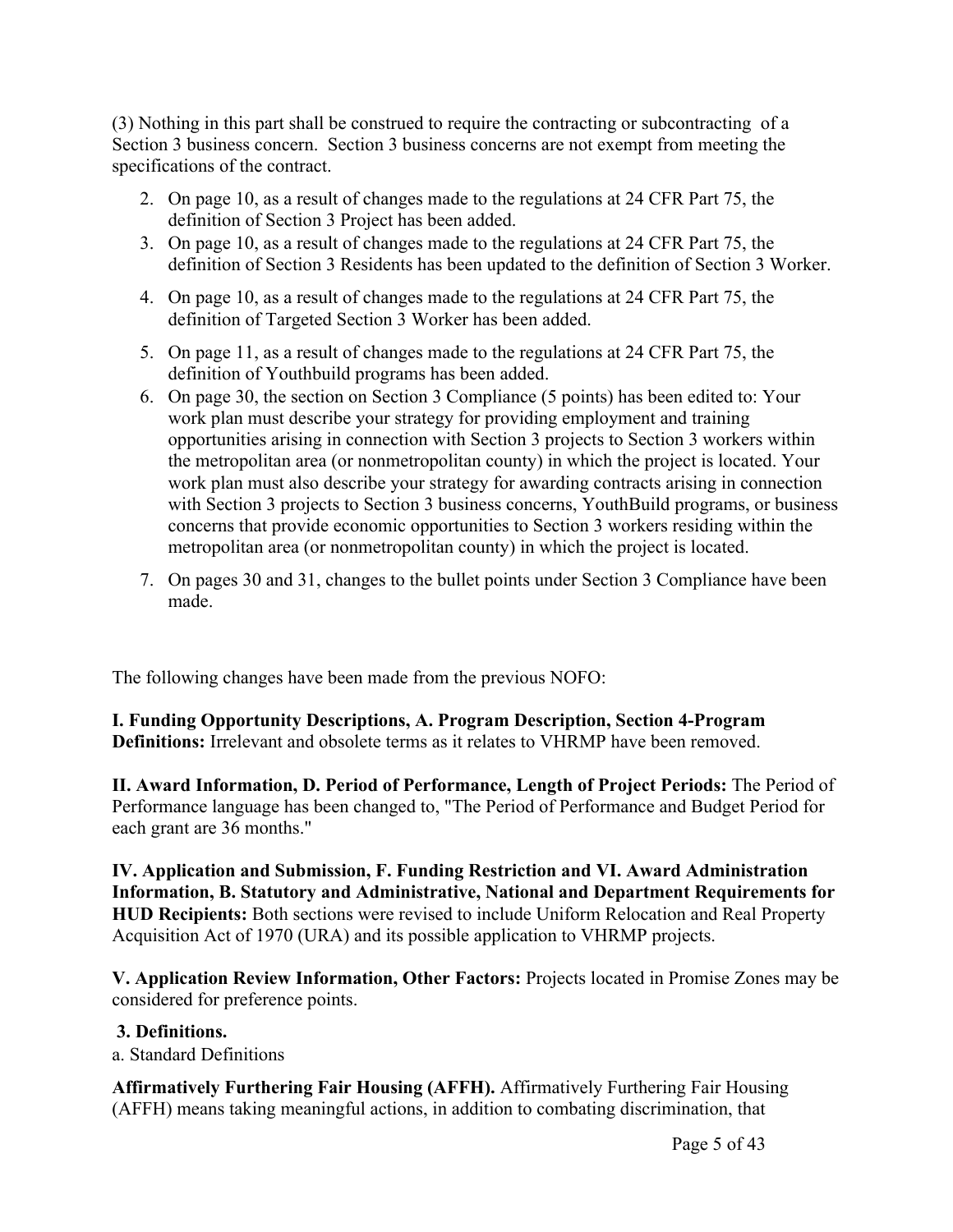(3) Nothing in this part shall be construed to require the contracting or subcontracting of a Section 3 business concern. Section 3 business concerns are not exempt from meeting the specifications of the contract.

2. On page 10, as a result of changes made to the regulations at 24 CFR Part 75, the definition of Section 3 Project has been added.
3. On page 10, as a result of changes made to the regulations at 24 CFR Part 75, the definition of Section 3 Residents has been updated to the definition of Section 3 Worker.
4. On page 10, as a result of changes made to the regulations at 24 CFR Part 75, the definition of Targeted Section 3 Worker has been added.
5. On page 11, as a result of changes made to the regulations at 24 CFR Part 75, the definition of Youthbuild programs has been added.
6. On page 30, the section on Section 3 Compliance (5 points) has been edited to: Your work plan must describe your strategy for providing employment and training opportunities arising in connection with Section 3 projects to Section 3 workers within the metropolitan area (or nonmetropolitan county) in which the project is located. Your work plan must also describe your strategy for awarding contracts arising in connection with Section 3 projects to Section 3 business concerns, YouthBuild programs, or business concerns that provide economic opportunities to Section 3 workers residing within the metropolitan area (or nonmetropolitan county) in which the project is located.
7. On pages 30 and 31, changes to the bullet points under Section 3 Compliance have been made.

The following changes have been made from the previous NOFO:

**I. Funding Opportunity Descriptions, A. Program Description, Section 4-Program Definitions:** Irrelevant and obsolete terms as it relates to VHRMP have been removed.

**II. Award Information, D. Period of Performance, Length of Project Periods:** The Period of Performance language has been changed to, "The Period of Performance and Budget Period for each grant are 36 months."

**IV. Application and Submission, F. Funding Restriction and VI. Award Administration Information, B. Statutory and Administrative, National and Department Requirements for HUD Recipients:** Both sections were revised to include Uniform Relocation and Real Property Acquisition Act of 1970 (URA) and its possible application to VHRMP projects.

**V. Application Review Information, Other Factors:** Projects located in Promise Zones may be considered for preference points.

**3. Definitions.**

a. Standard Definitions

**Affirmatively Furthering Fair Housing (AFFH).** Affirmatively Furthering Fair Housing (AFFH) means taking meaningful actions, in addition to combating discrimination, that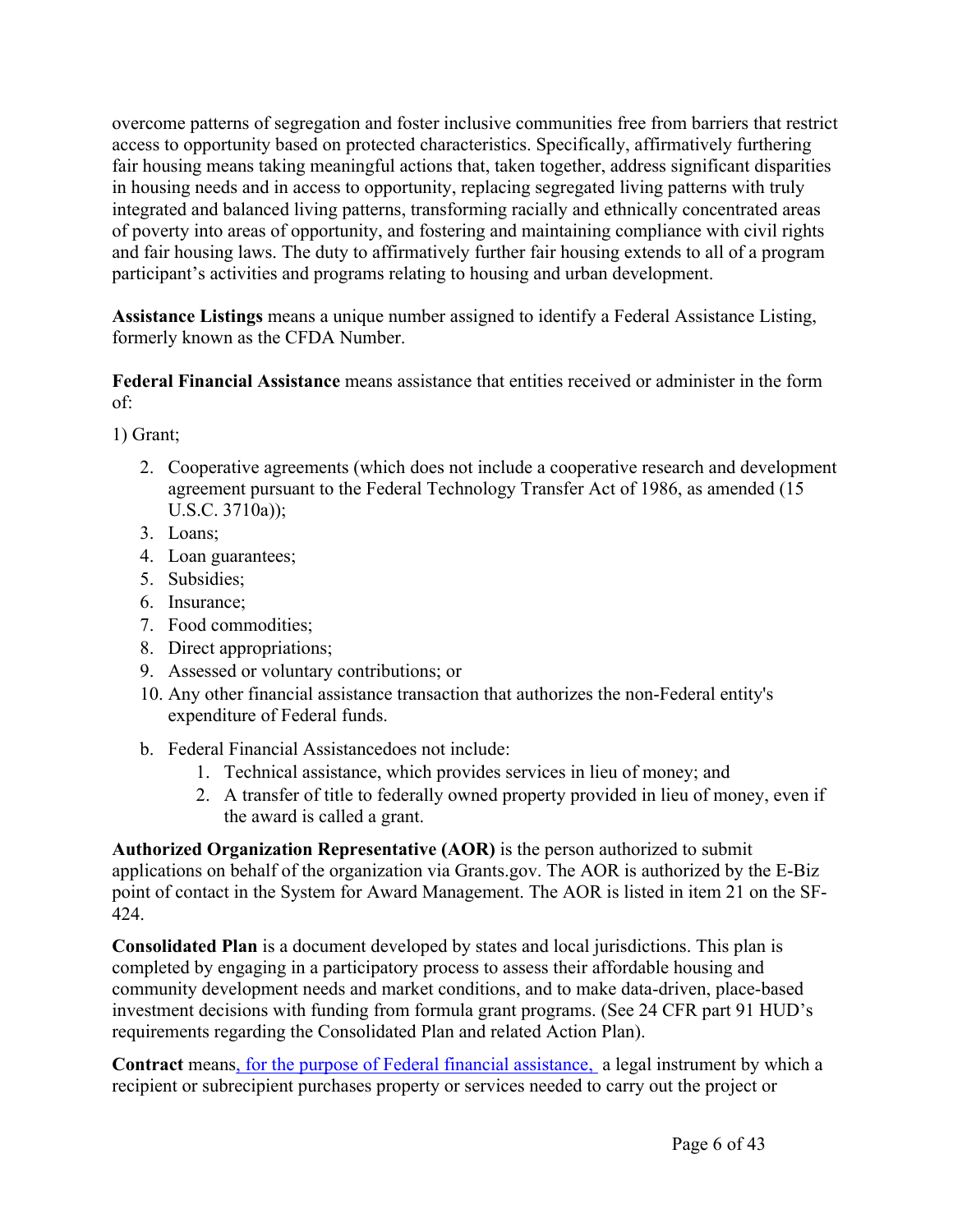overcome patterns of segregation and foster inclusive communities free from barriers that restrict access to opportunity based on protected characteristics. Specifically, affirmatively furthering fair housing means taking meaningful actions that, taken together, address significant disparities in housing needs and in access to opportunity, replacing segregated living patterns with truly integrated and balanced living patterns, transforming racially and ethnically concentrated areas of poverty into areas of opportunity, and fostering and maintaining compliance with civil rights and fair housing laws. The duty to affirmatively further fair housing extends to all of a program participant's activities and programs relating to housing and urban development.

**Assistance Listings** means a unique number assigned to identify a Federal Assistance Listing, formerly known as the CFDA Number.

**Federal Financial Assistance** means assistance that entities received or administer in the form of:

1) Grant;

2. Cooperative agreements (which does not include a cooperative research and development agreement pursuant to the Federal Technology Transfer Act of 1986, as amended (15 U.S.C. 3710a));
3. Loans;
4. Loan guarantees;
5. Subsidies;
6. Insurance;
7. Food commodities;
8. Direct appropriations;
9. Assessed or voluntary contributions; or
10. Any other financial assistance transaction that authorizes the non-Federal entity's expenditure of Federal funds.

b. Federal Financial Assistancedoes not include:
   1. Technical assistance, which provides services in lieu of money; and
   2. A transfer of title to federally owned property provided in lieu of money, even if the award is called a grant.

**Authorized Organization Representative (AOR)** is the person authorized to submit applications on behalf of the organization via Grants.gov. The AOR is authorized by the E-Biz point of contact in the System for Award Management. The AOR is listed in item 21 on the SF-424.

**Consolidated Plan** is a document developed by states and local jurisdictions. This plan is completed by engaging in a participatory process to assess their affordable housing and community development needs and market conditions, and to make data-driven, place-based investment decisions with funding from formula grant programs. (See 24 CFR part 91 HUD's requirements regarding the Consolidated Plan and related Action Plan).

**Contract** means, for the purpose of Federal financial assistance, a legal instrument by which a recipient or subrecipient purchases property or services needed to carry out the project or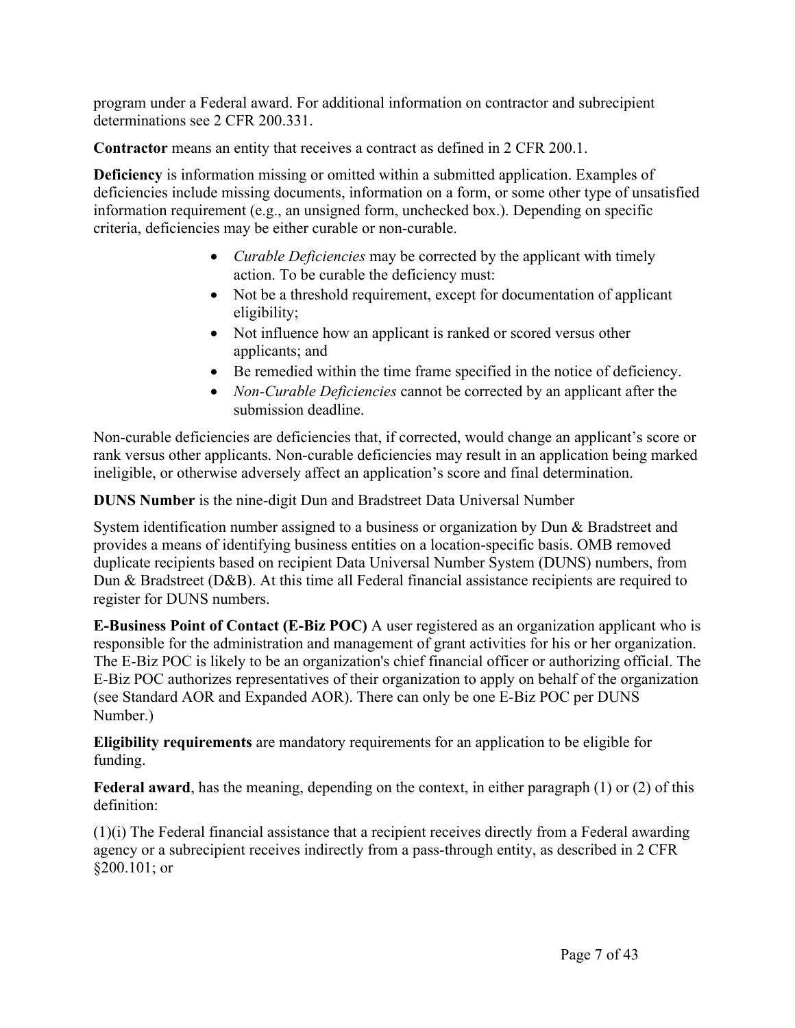program under a Federal award. For additional information on contractor and subrecipient determinations see 2 CFR 200.331.

**Contractor** means an entity that receives a contract as defined in 2 CFR 200.1.

**Deficiency** is information missing or omitted within a submitted application. Examples of deficiencies include missing documents, information on a form, or some other type of unsatisfied information requirement (e.g., an unsigned form, unchecked box.). Depending on specific criteria, deficiencies may be either curable or non-curable.

- *Curable Deficiencies* may be corrected by the applicant with timely action. To be curable the deficiency must:
- Not be a threshold requirement, except for documentation of applicant eligibility;
- Not influence how an applicant is ranked or scored versus other applicants; and
- Be remedied within the time frame specified in the notice of deficiency.
- *Non-Curable Deficiencies* cannot be corrected by an applicant after the submission deadline.

Non-curable deficiencies are deficiencies that, if corrected, would change an applicant's score or rank versus other applicants. Non-curable deficiencies may result in an application being marked ineligible, or otherwise adversely affect an application's score and final determination.

**DUNS Number** is the nine-digit Dun and Bradstreet Data Universal Number

System identification number assigned to a business or organization by Dun & Bradstreet and provides a means of identifying business entities on a location-specific basis. OMB removed duplicate recipients based on recipient Data Universal Number System (DUNS) numbers, from Dun & Bradstreet (D&B). At this time all Federal financial assistance recipients are required to register for DUNS numbers.

**E-Business Point of Contact (E-Biz POC)** A user registered as an organization applicant who is responsible for the administration and management of grant activities for his or her organization. The E-Biz POC is likely to be an organization's chief financial officer or authorizing official. The E-Biz POC authorizes representatives of their organization to apply on behalf of the organization (see Standard AOR and Expanded AOR). There can only be one E-Biz POC per DUNS Number.)

**Eligibility requirements** are mandatory requirements for an application to be eligible for funding.

**Federal award**, has the meaning, depending on the context, in either paragraph (1) or (2) of this definition:

(1)(i) The Federal financial assistance that a recipient receives directly from a Federal awarding agency or a subrecipient receives indirectly from a pass-through entity, as described in 2 CFR §200.101; or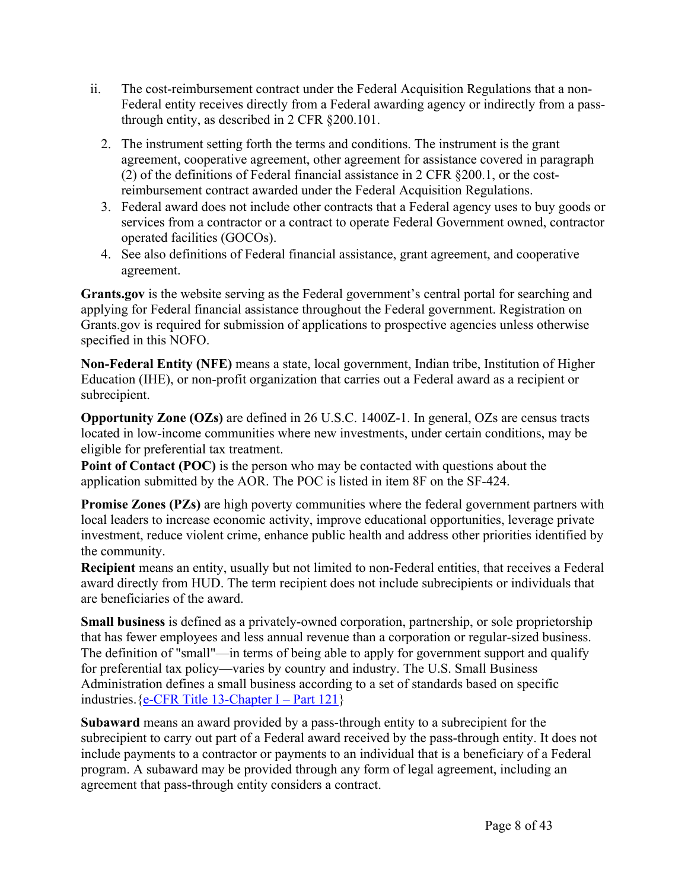ii. The cost-reimbursement contract under the Federal Acquisition Regulations that a non-Federal entity receives directly from a Federal awarding agency or indirectly from a pass-through entity, as described in 2 CFR §200.101.

2. The instrument setting forth the terms and conditions. The instrument is the grant agreement, cooperative agreement, other agreement for assistance covered in paragraph (2) of the definitions of Federal financial assistance in 2 CFR §200.1, or the cost-reimbursement contract awarded under the Federal Acquisition Regulations.
3. Federal award does not include other contracts that a Federal agency uses to buy goods or services from a contractor or a contract to operate Federal Government owned, contractor operated facilities (GOCOs).
4. See also definitions of Federal financial assistance, grant agreement, and cooperative agreement.

**Grants.gov** is the website serving as the Federal government's central portal for searching and applying for Federal financial assistance throughout the Federal government. Registration on Grants.gov is required for submission of applications to prospective agencies unless otherwise specified in this NOFO.

**Non-Federal Entity (NFE)** means a state, local government, Indian tribe, Institution of Higher Education (IHE), or non-profit organization that carries out a Federal award as a recipient or subrecipient.

**Opportunity Zone (OZs)** are defined in 26 U.S.C. 1400Z-1. In general, OZs are census tracts located in low-income communities where new investments, under certain conditions, may be eligible for preferential tax treatment.

**Point of Contact (POC)** is the person who may be contacted with questions about the application submitted by the AOR. The POC is listed in item 8F on the SF-424.

**Promise Zones (PZs)** are high poverty communities where the federal government partners with local leaders to increase economic activity, improve educational opportunities, leverage private investment, reduce violent crime, enhance public health and address other priorities identified by the community.

**Recipient** means an entity, usually but not limited to non-Federal entities, that receives a Federal award directly from HUD. The term recipient does not include subrecipients or individuals that are beneficiaries of the award.

**Small business** is defined as a privately-owned corporation, partnership, or sole proprietorship that has fewer employees and less annual revenue than a corporation or regular-sized business. The definition of "small"—in terms of being able to apply for government support and qualify for preferential tax policy—varies by country and industry. The U.S. Small Business Administration defines a small business according to a set of standards based on specific industries.{e-CFR Title 13-Chapter I – Part 121}

**Subaward** means an award provided by a pass-through entity to a subrecipient for the subrecipient to carry out part of a Federal award received by the pass-through entity. It does not include payments to a contractor or payments to an individual that is a beneficiary of a Federal program. A subaward may be provided through any form of legal agreement, including an agreement that pass-through entity considers a contract.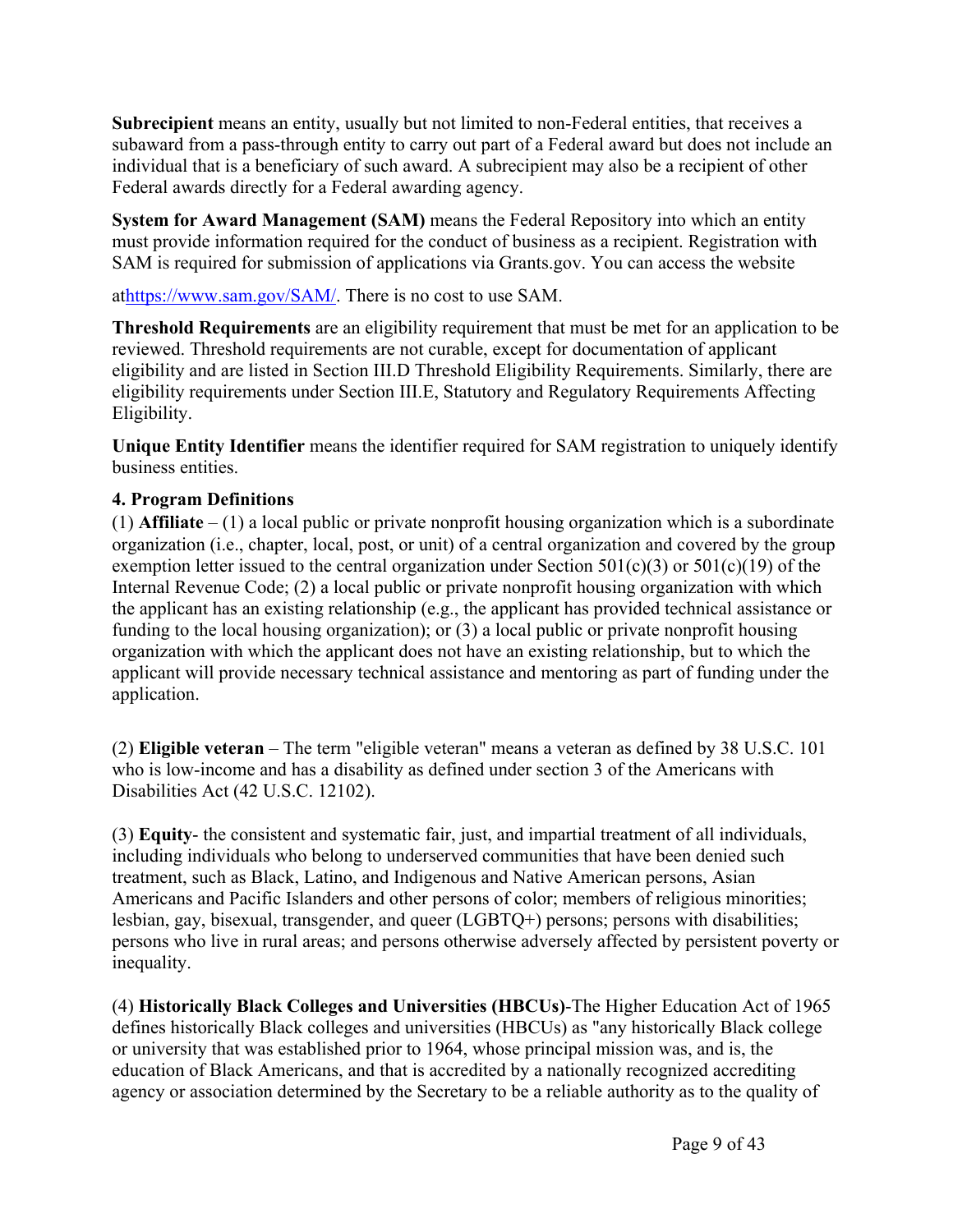**Subrecipient** means an entity, usually but not limited to non-Federal entities, that receives a subaward from a pass-through entity to carry out part of a Federal award but does not include an individual that is a beneficiary of such award. A subrecipient may also be a recipient of other Federal awards directly for a Federal awarding agency.

**System for Award Management (SAM)** means the Federal Repository into which an entity must provide information required for the conduct of business as a recipient. Registration with SAM is required for submission of applications via Grants.gov. You can access the website

at[https://www.sam.gov/SAM/](https://www.sam.gov/SAM/). There is no cost to use SAM.

**Threshold Requirements** are an eligibility requirement that must be met for an application to be reviewed. Threshold requirements are not curable, except for documentation of applicant eligibility and are listed in Section III.D Threshold Eligibility Requirements. Similarly, there are eligibility requirements under Section III.E, Statutory and Regulatory Requirements Affecting Eligibility.

**Unique Entity Identifier** means the identifier required for SAM registration to uniquely identify business entities.

**4. Program Definitions**

(1) **Affiliate** – (1) a local public or private nonprofit housing organization which is a subordinate organization (i.e., chapter, local, post, or unit) of a central organization and covered by the group exemption letter issued to the central organization under Section 501(c)(3) or 501(c)(19) of the Internal Revenue Code; (2) a local public or private nonprofit housing organization with which the applicant has an existing relationship (e.g., the applicant has provided technical assistance or funding to the local housing organization); or (3) a local public or private nonprofit housing organization with which the applicant does not have an existing relationship, but to which the applicant will provide necessary technical assistance and mentoring as part of funding under the application.

(2) **Eligible veteran** – The term "eligible veteran" means a veteran as defined by 38 U.S.C. 101 who is low-income and has a disability as defined under section 3 of the Americans with Disabilities Act (42 U.S.C. 12102).

(3) **Equity**- the consistent and systematic fair, just, and impartial treatment of all individuals, including individuals who belong to underserved communities that have been denied such treatment, such as Black, Latino, and Indigenous and Native American persons, Asian Americans and Pacific Islanders and other persons of color; members of religious minorities; lesbian, gay, bisexual, transgender, and queer (LGBTQ+) persons; persons with disabilities; persons who live in rural areas; and persons otherwise adversely affected by persistent poverty or inequality.

(4) **Historically Black Colleges and Universities (HBCUs)**-The Higher Education Act of 1965 defines historically Black colleges and universities (HBCUs) as "any historically Black college or university that was established prior to 1964, whose principal mission was, and is, the education of Black Americans, and that is accredited by a nationally recognized accrediting agency or association determined by the Secretary to be a reliable authority as to the quality of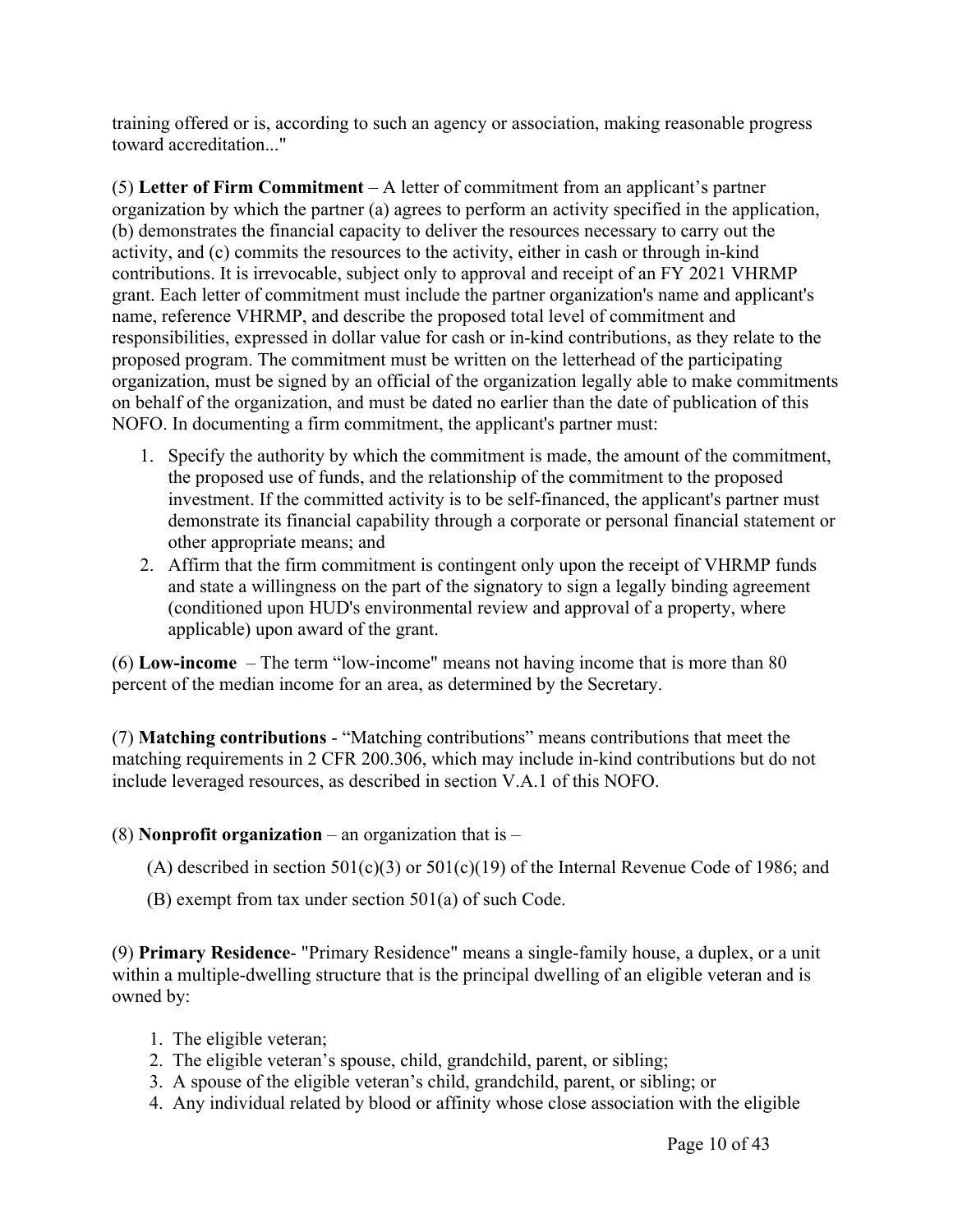training offered or is, according to such an agency or association, making reasonable progress toward accreditation..."

(5) **Letter of Firm Commitment** – A letter of commitment from an applicant's partner organization by which the partner (a) agrees to perform an activity specified in the application, (b) demonstrates the financial capacity to deliver the resources necessary to carry out the activity, and (c) commits the resources to the activity, either in cash or through in-kind contributions. It is irrevocable, subject only to approval and receipt of an FY 2021 VHRMP grant. Each letter of commitment must include the partner organization's name and applicant's name, reference VHRMP, and describe the proposed total level of commitment and responsibilities, expressed in dollar value for cash or in-kind contributions, as they relate to the proposed program. The commitment must be written on the letterhead of the participating organization, must be signed by an official of the organization legally able to make commitments on behalf of the organization, and must be dated no earlier than the date of publication of this NOFO. In documenting a firm commitment, the applicant's partner must:

1. Specify the authority by which the commitment is made, the amount of the commitment, the proposed use of funds, and the relationship of the commitment to the proposed investment. If the committed activity is to be self-financed, the applicant's partner must demonstrate its financial capability through a corporate or personal financial statement or other appropriate means; and
2. Affirm that the firm commitment is contingent only upon the receipt of VHRMP funds and state a willingness on the part of the signatory to sign a legally binding agreement (conditioned upon HUD's environmental review and approval of a property, where applicable) upon award of the grant.

(6) **Low-income** – The term "low-income" means not having income that is more than 80 percent of the median income for an area, as determined by the Secretary.

(7) **Matching contributions** - "Matching contributions" means contributions that meet the matching requirements in 2 CFR 200.306, which may include in-kind contributions but do not include leveraged resources, as described in section V.A.1 of this NOFO.

(8) **Nonprofit organization** – an organization that is –

(A) described in section 501(c)(3) or 501(c)(19) of the Internal Revenue Code of 1986; and

(B) exempt from tax under section 501(a) of such Code.

(9) **Primary Residence**- "Primary Residence" means a single-family house, a duplex, or a unit within a multiple-dwelling structure that is the principal dwelling of an eligible veteran and is owned by:

1. The eligible veteran;
2. The eligible veteran's spouse, child, grandchild, parent, or sibling;
3. A spouse of the eligible veteran's child, grandchild, parent, or sibling; or
4. Any individual related by blood or affinity whose close association with the eligible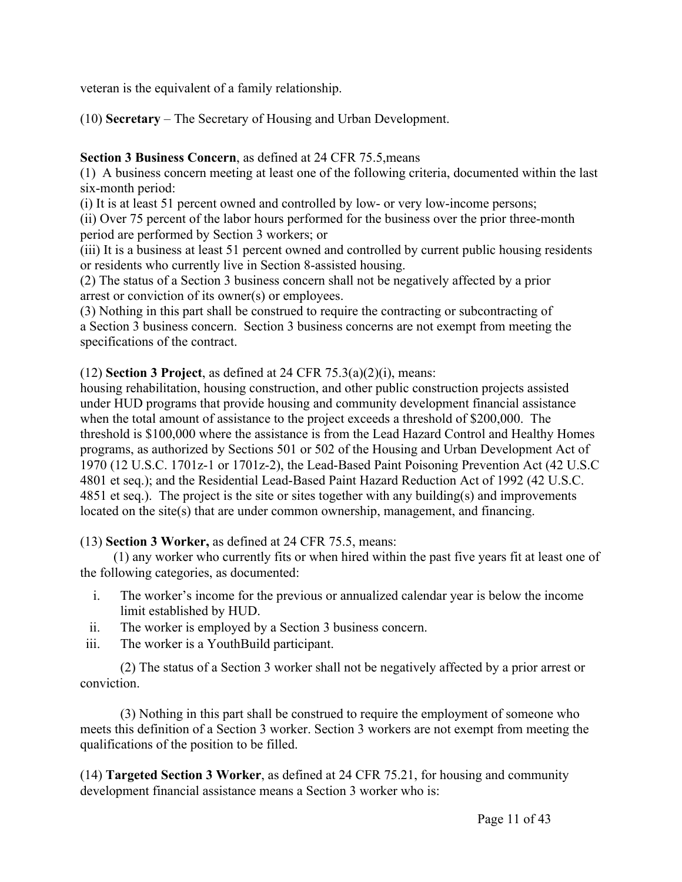veteran is the equivalent of a family relationship.

(10) **Secretary** – The Secretary of Housing and Urban Development.

**Section 3 Business Concern**, as defined at 24 CFR 75.5,means
(1) A business concern meeting at least one of the following criteria, documented within the last six-month period:
(i) It is at least 51 percent owned and controlled by low- or very low-income persons;
(ii) Over 75 percent of the labor hours performed for the business over the prior three-month period are performed by Section 3 workers; or
(iii) It is a business at least 51 percent owned and controlled by current public housing residents or residents who currently live in Section 8-assisted housing.
(2) The status of a Section 3 business concern shall not be negatively affected by a prior arrest or conviction of its owner(s) or employees.
(3) Nothing in this part shall be construed to require the contracting or subcontracting of a Section 3 business concern. Section 3 business concerns are not exempt from meeting the specifications of the contract.

(12) **Section 3 Project**, as defined at 24 CFR 75.3(a)(2)(i), means:
housing rehabilitation, housing construction, and other public construction projects assisted under HUD programs that provide housing and community development financial assistance when the total amount of assistance to the project exceeds a threshold of $200,000. The threshold is $100,000 where the assistance is from the Lead Hazard Control and Healthy Homes programs, as authorized by Sections 501 or 502 of the Housing and Urban Development Act of 1970 (12 U.S.C. 1701z-1 or 1701z-2), the Lead-Based Paint Poisoning Prevention Act (42 U.S.C 4801 et seq.); and the Residential Lead-Based Paint Hazard Reduction Act of 1992 (42 U.S.C. 4851 et seq.). The project is the site or sites together with any building(s) and improvements located on the site(s) that are under common ownership, management, and financing.

(13) **Section 3 Worker,** as defined at 24 CFR 75.5, means:

(1) any worker who currently fits or when hired within the past five years fit at least one of the following categories, as documented:

i. The worker's income for the previous or annualized calendar year is below the income limit established by HUD.
ii. The worker is employed by a Section 3 business concern.
iii. The worker is a YouthBuild participant.

(2) The status of a Section 3 worker shall not be negatively affected by a prior arrest or conviction.

(3) Nothing in this part shall be construed to require the employment of someone who meets this definition of a Section 3 worker. Section 3 workers are not exempt from meeting the qualifications of the position to be filled.

(14) **Targeted Section 3 Worker**, as defined at 24 CFR 75.21, for housing and community development financial assistance means a Section 3 worker who is: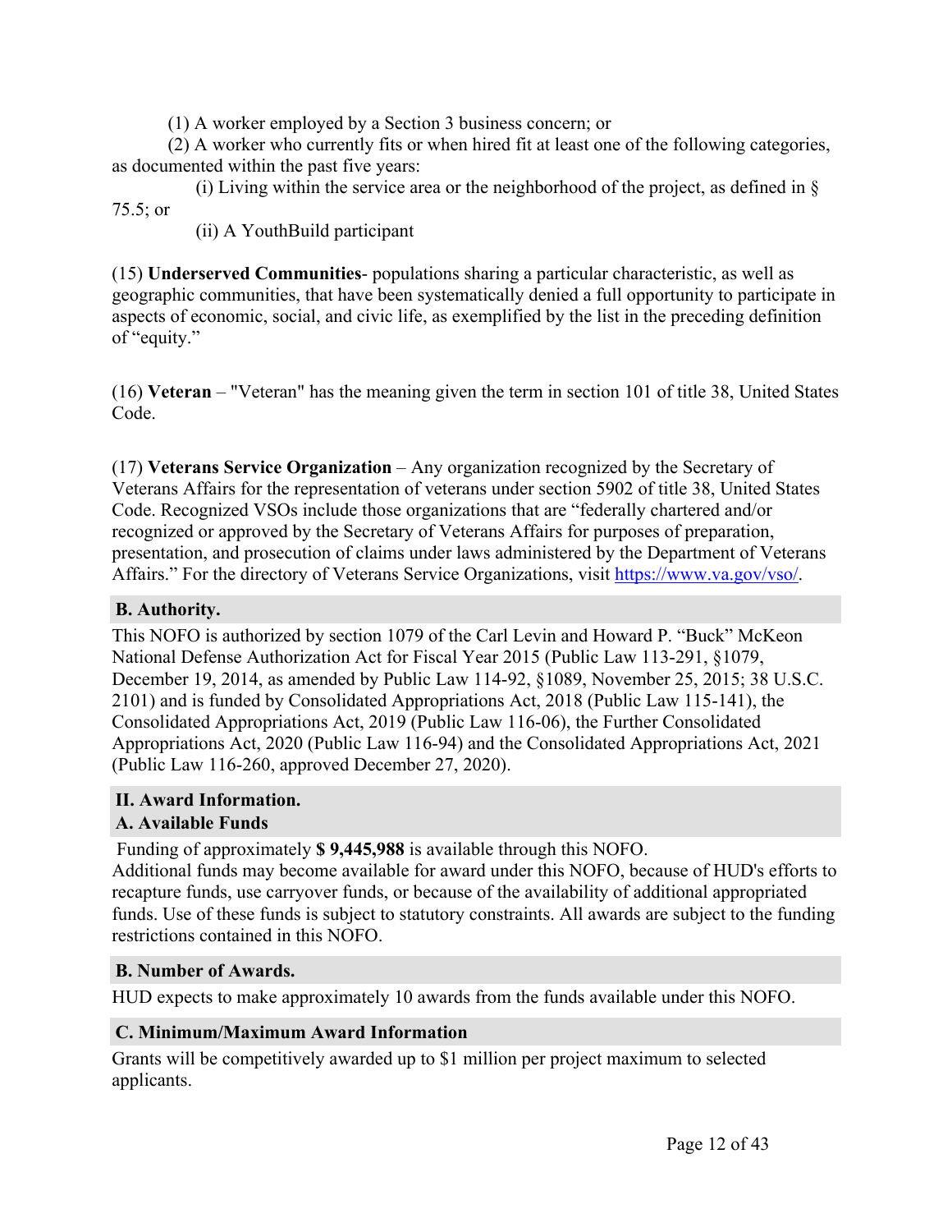(1) A worker employed by a Section 3 business concern; or

(2) A worker who currently fits or when hired fit at least one of the following categories, as documented within the past five years:

(i) Living within the service area or the neighborhood of the project, as defined in § 75.5; or

(ii) A YouthBuild participant

(15) **Underserved Communities**- populations sharing a particular characteristic, as well as geographic communities, that have been systematically denied a full opportunity to participate in aspects of economic, social, and civic life, as exemplified by the list in the preceding definition of "equity."

(16) **Veteran** – "Veteran" has the meaning given the term in section 101 of title 38, United States Code.

(17) **Veterans Service Organization** – Any organization recognized by the Secretary of Veterans Affairs for the representation of veterans under section 5902 of title 38, United States Code. Recognized VSOs include those organizations that are "federally chartered and/or recognized or approved by the Secretary of Veterans Affairs for purposes of preparation, presentation, and prosecution of claims under laws administered by the Department of Veterans Affairs." For the directory of Veterans Service Organizations, visit [https://www.va.gov/vso/](https://www.va.gov/vso/).

### B. Authority.

This NOFO is authorized by section 1079 of the Carl Levin and Howard P. "Buck" McKeon National Defense Authorization Act for Fiscal Year 2015 (Public Law 113-291, §1079, December 19, 2014, as amended by Public Law 114-92, §1089, November 25, 2015; 38 U.S.C. 2101) and is funded by Consolidated Appropriations Act, 2018 (Public Law 115-141), the Consolidated Appropriations Act, 2019 (Public Law 116-06), the Further Consolidated Appropriations Act, 2020 (Public Law 116-94) and the Consolidated Appropriations Act, 2021 (Public Law 116-260, approved December 27, 2020).

## II. Award Information.

### A. Available Funds

Funding of approximately **$ 9,445,988** is available through this NOFO.
Additional funds may become available for award under this NOFO, because of HUD's efforts to recapture funds, use carryover funds, or because of the availability of additional appropriated funds. Use of these funds is subject to statutory constraints. All awards are subject to the funding restrictions contained in this NOFO.

### B. Number of Awards.

HUD expects to make approximately 10 awards from the funds available under this NOFO.

### C. Minimum/Maximum Award Information

Grants will be competitively awarded up to $1 million per project maximum to selected applicants.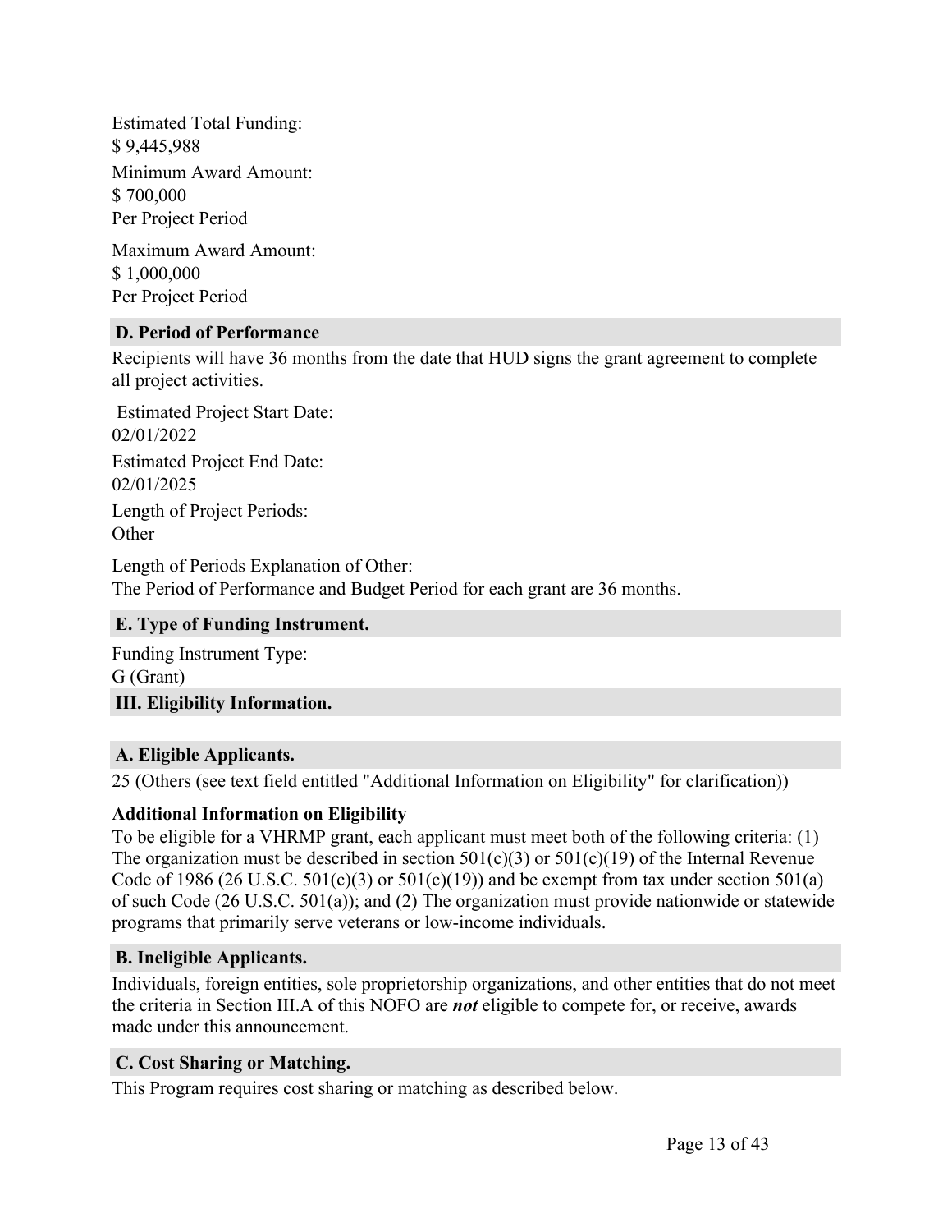Estimated Total Funding:
$ 9,445,988

Minimum Award Amount:
$ 700,000
Per Project Period

Maximum Award Amount:
$ 1,000,000
Per Project Period

### D. Period of Performance

Recipients will have 36 months from the date that HUD signs the grant agreement to complete all project activities.

Estimated Project Start Date:
02/01/2022

Estimated Project End Date:
02/01/2025

Length of Project Periods:
Other

Length of Periods Explanation of Other:
The Period of Performance and Budget Period for each grant are 36 months.

### E. Type of Funding Instrument.

Funding Instrument Type:
G (Grant)

## III. Eligibility Information.

### A. Eligible Applicants.

25 (Others (see text field entitled "Additional Information on Eligibility" for clarification))

**Additional Information on Eligibility**

To be eligible for a VHRMP grant, each applicant must meet both of the following criteria: (1) The organization must be described in section 501(c)(3) or 501(c)(19) of the Internal Revenue Code of 1986 (26 U.S.C. 501(c)(3) or 501(c)(19)) and be exempt from tax under section 501(a) of such Code (26 U.S.C. 501(a)); and (2) The organization must provide nationwide or statewide programs that primarily serve veterans or low-income individuals.

### B. Ineligible Applicants.

Individuals, foreign entities, sole proprietorship organizations, and other entities that do not meet the criteria in Section III.A of this NOFO are ***not*** eligible to compete for, or receive, awards made under this announcement.

### C. Cost Sharing or Matching.

This Program requires cost sharing or matching as described below.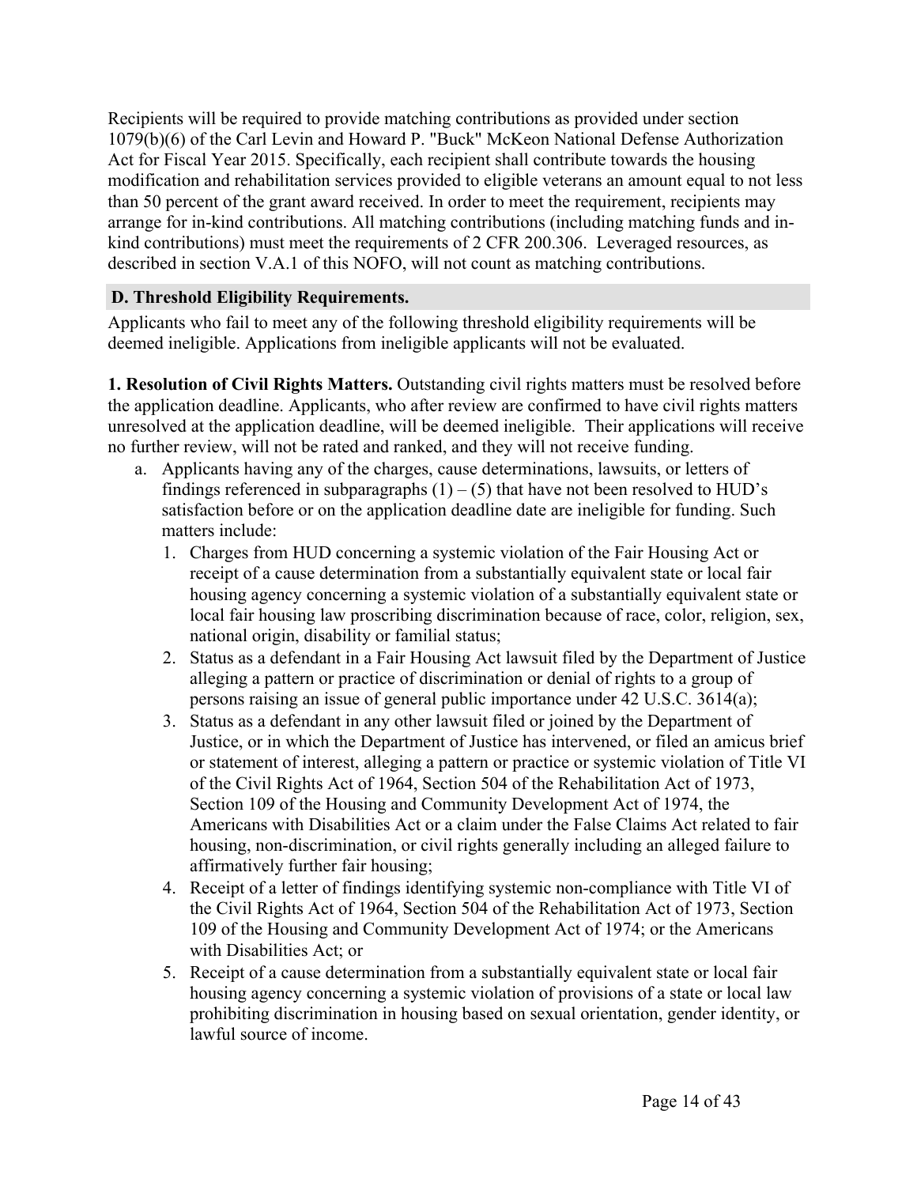Recipients will be required to provide matching contributions as provided under section 1079(b)(6) of the Carl Levin and Howard P. "Buck" McKeon National Defense Authorization Act for Fiscal Year 2015. Specifically, each recipient shall contribute towards the housing modification and rehabilitation services provided to eligible veterans an amount equal to not less than 50 percent of the grant award received. In order to meet the requirement, recipients may arrange for in-kind contributions. All matching contributions (including matching funds and in-kind contributions) must meet the requirements of 2 CFR 200.306. Leveraged resources, as described in section V.A.1 of this NOFO, will not count as matching contributions.

### D. Threshold Eligibility Requirements.

Applicants who fail to meet any of the following threshold eligibility requirements will be deemed ineligible. Applications from ineligible applicants will not be evaluated.

**1. Resolution of Civil Rights Matters.** Outstanding civil rights matters must be resolved before the application deadline. Applicants, who after review are confirmed to have civil rights matters unresolved at the application deadline, will be deemed ineligible. Their applications will receive no further review, will not be rated and ranked, and they will not receive funding.

a. Applicants having any of the charges, cause determinations, lawsuits, or letters of findings referenced in subparagraphs (1) – (5) that have not been resolved to HUD's satisfaction before or on the application deadline date are ineligible for funding. Such matters include:
   1. Charges from HUD concerning a systemic violation of the Fair Housing Act or receipt of a cause determination from a substantially equivalent state or local fair housing agency concerning a systemic violation of a substantially equivalent state or local fair housing law proscribing discrimination because of race, color, religion, sex, national origin, disability or familial status;
   2. Status as a defendant in a Fair Housing Act lawsuit filed by the Department of Justice alleging a pattern or practice of discrimination or denial of rights to a group of persons raising an issue of general public importance under 42 U.S.C. 3614(a);
   3. Status as a defendant in any other lawsuit filed or joined by the Department of Justice, or in which the Department of Justice has intervened, or filed an amicus brief or statement of interest, alleging a pattern or practice or systemic violation of Title VI of the Civil Rights Act of 1964, Section 504 of the Rehabilitation Act of 1973, Section 109 of the Housing and Community Development Act of 1974, the Americans with Disabilities Act or a claim under the False Claims Act related to fair housing, non-discrimination, or civil rights generally including an alleged failure to affirmatively further fair housing;
   4. Receipt of a letter of findings identifying systemic non-compliance with Title VI of the Civil Rights Act of 1964, Section 504 of the Rehabilitation Act of 1973, Section 109 of the Housing and Community Development Act of 1974; or the Americans with Disabilities Act; or
   5. Receipt of a cause determination from a substantially equivalent state or local fair housing agency concerning a systemic violation of provisions of a state or local law prohibiting discrimination in housing based on sexual orientation, gender identity, or lawful source of income.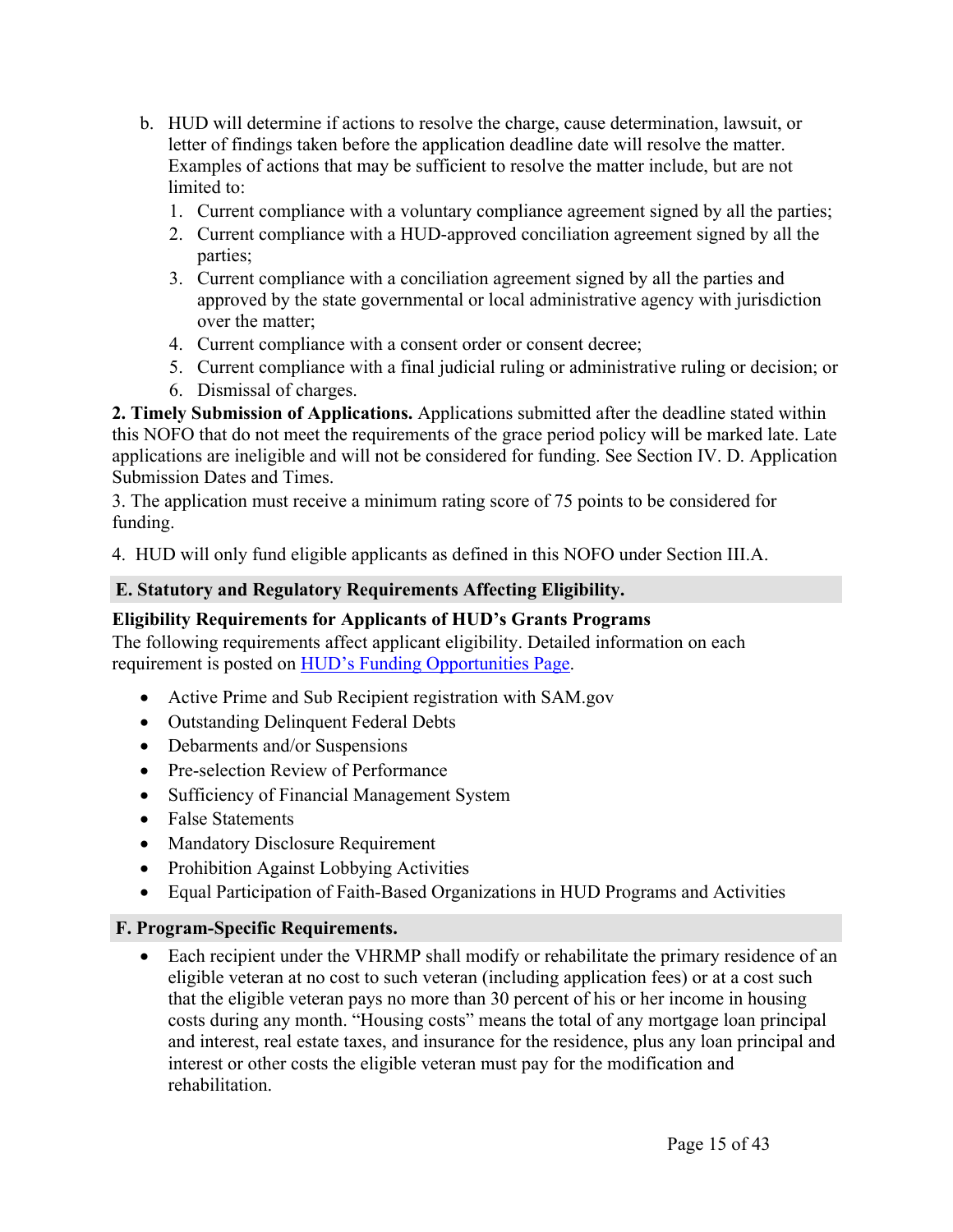b. HUD will determine if actions to resolve the charge, cause determination, lawsuit, or letter of findings taken before the application deadline date will resolve the matter. Examples of actions that may be sufficient to resolve the matter include, but are not limited to:
   1. Current compliance with a voluntary compliance agreement signed by all the parties;
   2. Current compliance with a HUD-approved conciliation agreement signed by all the parties;
   3. Current compliance with a conciliation agreement signed by all the parties and approved by the state governmental or local administrative agency with jurisdiction over the matter;
   4. Current compliance with a consent order or consent decree;
   5. Current compliance with a final judicial ruling or administrative ruling or decision; or
   6. Dismissal of charges.

**2. Timely Submission of Applications.** Applications submitted after the deadline stated within this NOFO that do not meet the requirements of the grace period policy will be marked late. Late applications are ineligible and will not be considered for funding. See Section IV. D. Application Submission Dates and Times.

3. The application must receive a minimum rating score of 75 points to be considered for funding.

4. HUD will only fund eligible applicants as defined in this NOFO under Section III.A.

## E. Statutory and Regulatory Requirements Affecting Eligibility.

**Eligibility Requirements for Applicants of HUD's Grants Programs**

The following requirements affect applicant eligibility. Detailed information on each requirement is posted on [HUD's Funding Opportunities Page](HUD's Funding Opportunities Page).

- Active Prime and Sub Recipient registration with SAM.gov
- Outstanding Delinquent Federal Debts
- Debarments and/or Suspensions
- Pre-selection Review of Performance
- Sufficiency of Financial Management System
- False Statements
- Mandatory Disclosure Requirement
- Prohibition Against Lobbying Activities
- Equal Participation of Faith-Based Organizations in HUD Programs and Activities

## F. Program-Specific Requirements.

- Each recipient under the VHRMP shall modify or rehabilitate the primary residence of an eligible veteran at no cost to such veteran (including application fees) or at a cost such that the eligible veteran pays no more than 30 percent of his or her income in housing costs during any month. "Housing costs" means the total of any mortgage loan principal and interest, real estate taxes, and insurance for the residence, plus any loan principal and interest or other costs the eligible veteran must pay for the modification and rehabilitation.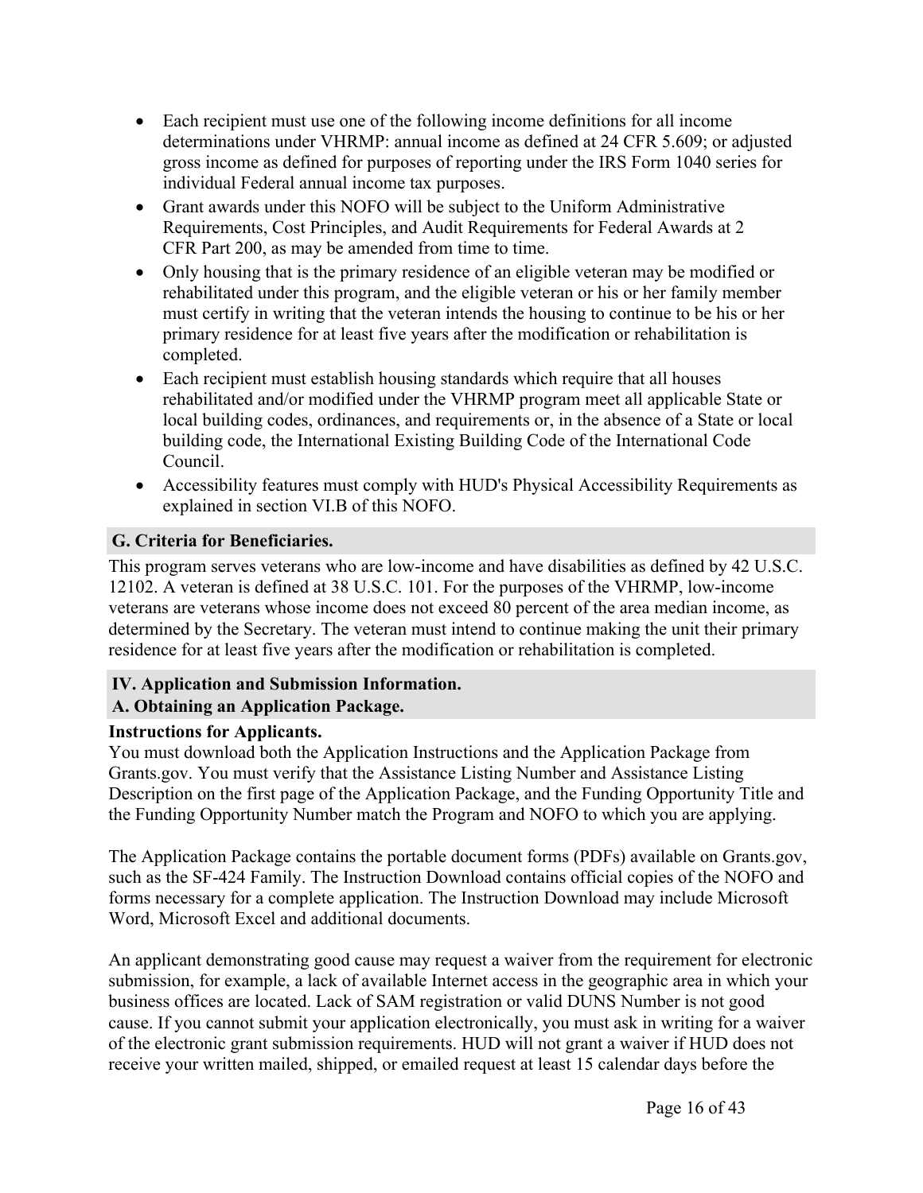- Each recipient must use one of the following income definitions for all income determinations under VHRMP: annual income as defined at 24 CFR 5.609; or adjusted gross income as defined for purposes of reporting under the IRS Form 1040 series for individual Federal annual income tax purposes.
- Grant awards under this NOFO will be subject to the Uniform Administrative Requirements, Cost Principles, and Audit Requirements for Federal Awards at 2 CFR Part 200, as may be amended from time to time.
- Only housing that is the primary residence of an eligible veteran may be modified or rehabilitated under this program, and the eligible veteran or his or her family member must certify in writing that the veteran intends the housing to continue to be his or her primary residence for at least five years after the modification or rehabilitation is completed.
- Each recipient must establish housing standards which require that all houses rehabilitated and/or modified under the VHRMP program meet all applicable State or local building codes, ordinances, and requirements or, in the absence of a State or local building code, the International Existing Building Code of the International Code Council.
- Accessibility features must comply with HUD's Physical Accessibility Requirements as explained in section VI.B of this NOFO.

### G. Criteria for Beneficiaries.

This program serves veterans who are low-income and have disabilities as defined by 42 U.S.C. 12102. A veteran is defined at 38 U.S.C. 101. For the purposes of the VHRMP, low-income veterans are veterans whose income does not exceed 80 percent of the area median income, as determined by the Secretary. The veteran must intend to continue making the unit their primary residence for at least five years after the modification or rehabilitation is completed.

## IV. Application and Submission Information.

### A. Obtaining an Application Package.

**Instructions for Applicants.**

You must download both the Application Instructions and the Application Package from Grants.gov. You must verify that the Assistance Listing Number and Assistance Listing Description on the first page of the Application Package, and the Funding Opportunity Title and the Funding Opportunity Number match the Program and NOFO to which you are applying.

The Application Package contains the portable document forms (PDFs) available on Grants.gov, such as the SF-424 Family. The Instruction Download contains official copies of the NOFO and forms necessary for a complete application. The Instruction Download may include Microsoft Word, Microsoft Excel and additional documents.

An applicant demonstrating good cause may request a waiver from the requirement for electronic submission, for example, a lack of available Internet access in the geographic area in which your business offices are located. Lack of SAM registration or valid DUNS Number is not good cause. If you cannot submit your application electronically, you must ask in writing for a waiver of the electronic grant submission requirements. HUD will not grant a waiver if HUD does not receive your written mailed, shipped, or emailed request at least 15 calendar days before the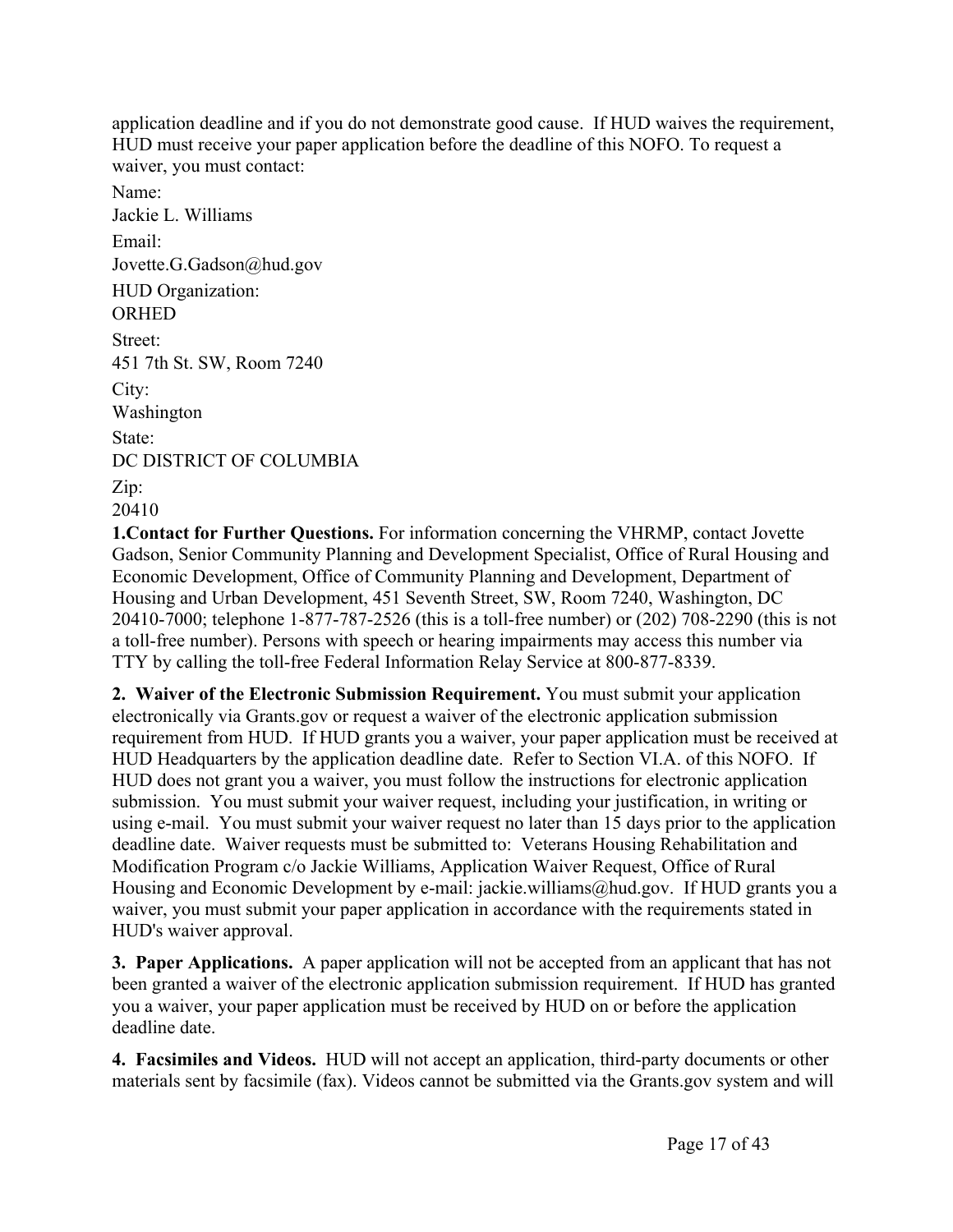application deadline and if you do not demonstrate good cause. If HUD waives the requirement, HUD must receive your paper application before the deadline of this NOFO. To request a waiver, you must contact:

Name:
Jackie L. Williams

Email:
Jovette.G.Gadson@hud.gov

HUD Organization:
ORHED

Street:
451 7th St. SW, Room 7240

City:
Washington

State:
DC DISTRICT OF COLUMBIA

Zip:
20410

**1.Contact for Further Questions.** For information concerning the VHRMP, contact Jovette Gadson, Senior Community Planning and Development Specialist, Office of Rural Housing and Economic Development, Office of Community Planning and Development, Department of Housing and Urban Development, 451 Seventh Street, SW, Room 7240, Washington, DC 20410-7000; telephone 1-877-787-2526 (this is a toll-free number) or (202) 708-2290 (this is not a toll-free number). Persons with speech or hearing impairments may access this number via TTY by calling the toll-free Federal Information Relay Service at 800-877-8339.

**2. Waiver of the Electronic Submission Requirement.** You must submit your application electronically via Grants.gov or request a waiver of the electronic application submission requirement from HUD. If HUD grants you a waiver, your paper application must be received at HUD Headquarters by the application deadline date. Refer to Section VI.A. of this NOFO. If HUD does not grant you a waiver, you must follow the instructions for electronic application submission. You must submit your waiver request, including your justification, in writing or using e-mail. You must submit your waiver request no later than 15 days prior to the application deadline date. Waiver requests must be submitted to: Veterans Housing Rehabilitation and Modification Program c/o Jackie Williams, Application Waiver Request, Office of Rural Housing and Economic Development by e-mail: jackie.williams@hud.gov. If HUD grants you a waiver, you must submit your paper application in accordance with the requirements stated in HUD's waiver approval.

**3. Paper Applications.** A paper application will not be accepted from an applicant that has not been granted a waiver of the electronic application submission requirement. If HUD has granted you a waiver, your paper application must be received by HUD on or before the application deadline date.

**4. Facsimiles and Videos.** HUD will not accept an application, third-party documents or other materials sent by facsimile (fax). Videos cannot be submitted via the Grants.gov system and will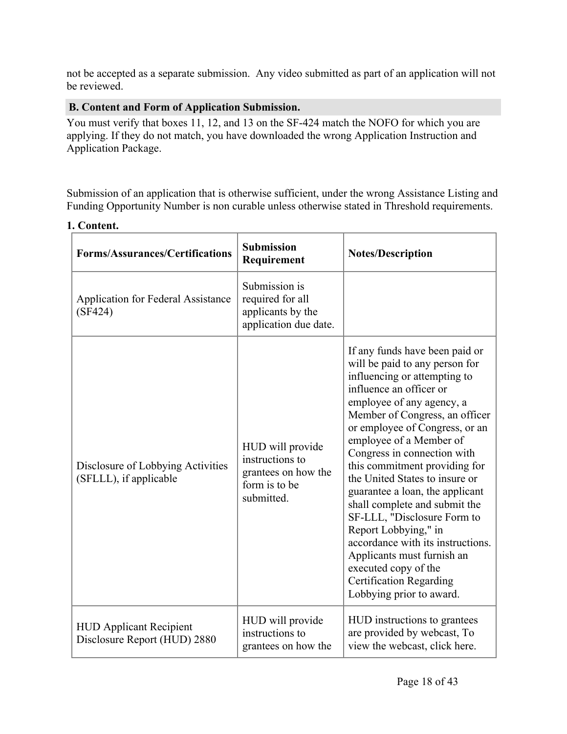not be accepted as a separate submission. Any video submitted as part of an application will not be reviewed.

## B. Content and Form of Application Submission.

You must verify that boxes 11, 12, and 13 on the SF-424 match the NOFO for which you are applying. If they do not match, you have downloaded the wrong Application Instruction and Application Package.

Submission of an application that is otherwise sufficient, under the wrong Assistance Listing and Funding Opportunity Number is non curable unless otherwise stated in Threshold requirements.

**1. Content.**

| Forms/Assurances/Certifications | Submission Requirement | Notes/Description |
|---|---|---|
| Application for Federal Assistance (SF424) | Submission is required for all applicants by the application due date. | |
| Disclosure of Lobbying Activities (SFLLL), if applicable | HUD will provide instructions to grantees on how the form is to be submitted. | If any funds have been paid or will be paid to any person for influencing or attempting to influence an officer or employee of any agency, a Member of Congress, an officer or employee of Congress, or an employee of a Member of Congress in connection with this commitment providing for the United States to insure or guarantee a loan, the applicant shall complete and submit the SF-LLL, "Disclosure Form to Report Lobbying," in accordance with its instructions. Applicants must furnish an executed copy of the Certification Regarding Lobbying prior to award. |
| HUD Applicant Recipient Disclosure Report (HUD) 2880 | HUD will provide instructions to grantees on how the | HUD instructions to grantees are provided by webcast, To view the webcast, click here. |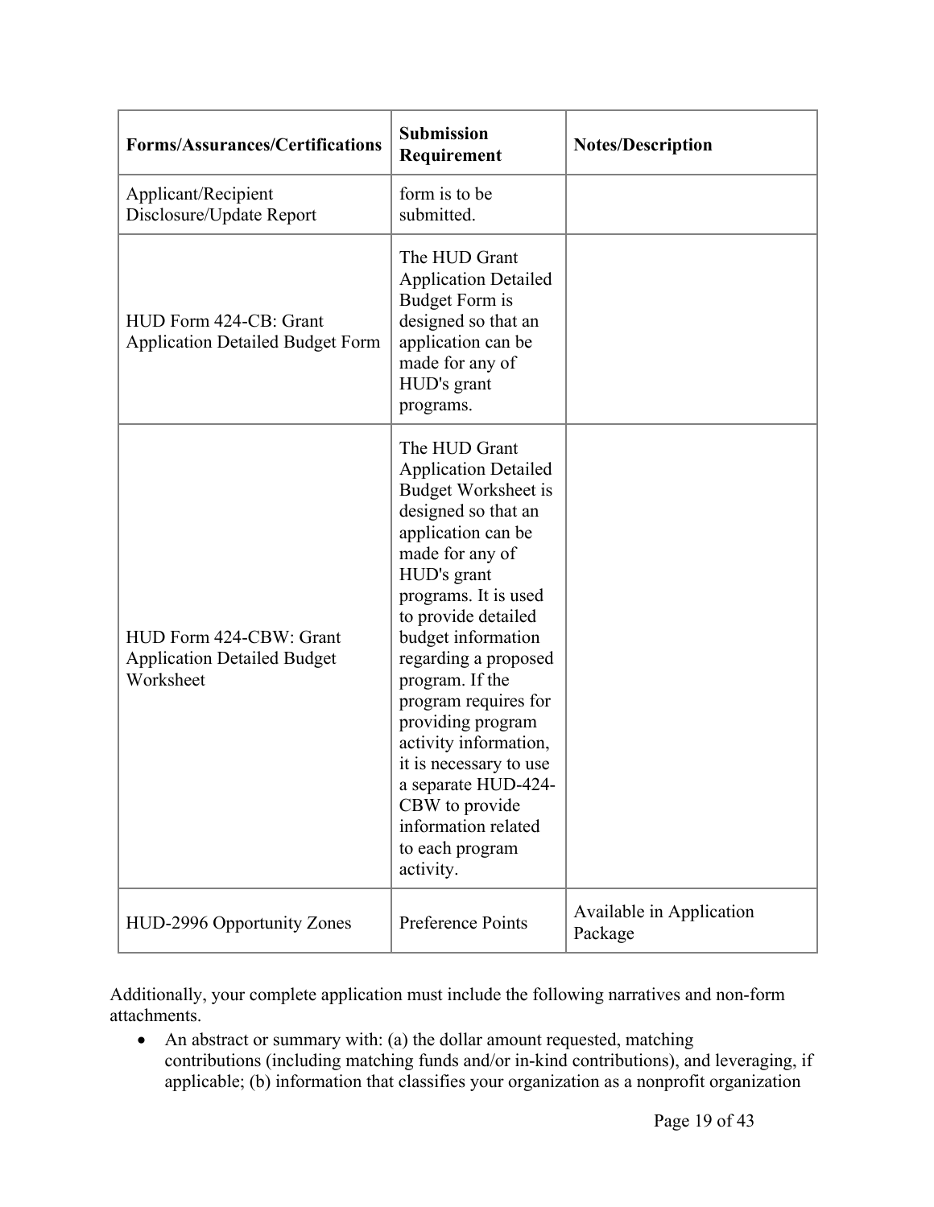| Forms/Assurances/Certifications | Submission Requirement | Notes/Description |
|---|---|---|
| Applicant/Recipient Disclosure/Update Report | form is to be submitted. | |
| HUD Form 424-CB: Grant Application Detailed Budget Form | The HUD Grant Application Detailed Budget Form is designed so that an application can be made for any of HUD's grant programs. | |
| HUD Form 424-CBW: Grant Application Detailed Budget Worksheet | The HUD Grant Application Detailed Budget Worksheet is designed so that an application can be made for any of HUD's grant programs. It is used to provide detailed budget information regarding a proposed program. If the program requires for providing program activity information, it is necessary to use a separate HUD-424-CBW to provide information related to each program activity. | |
| HUD-2996 Opportunity Zones | Preference Points | Available in Application Package |

Additionally, your complete application must include the following narratives and non-form attachments.

- An abstract or summary with: (a) the dollar amount requested, matching contributions (including matching funds and/or in-kind contributions), and leveraging, if applicable; (b) information that classifies your organization as a nonprofit organization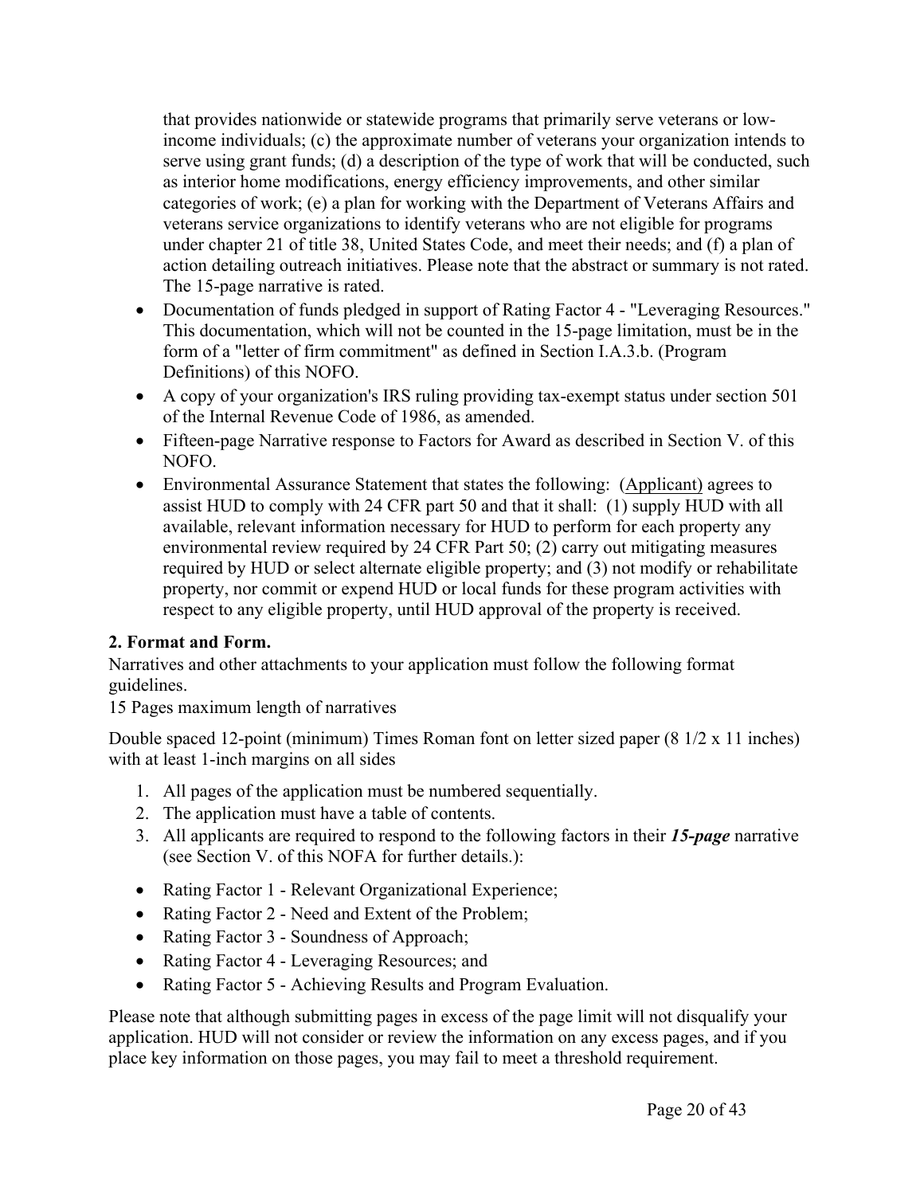that provides nationwide or statewide programs that primarily serve veterans or low-income individuals; (c) the approximate number of veterans your organization intends to serve using grant funds; (d) a description of the type of work that will be conducted, such as interior home modifications, energy efficiency improvements, and other similar categories of work; (e) a plan for working with the Department of Veterans Affairs and veterans service organizations to identify veterans who are not eligible for programs under chapter 21 of title 38, United States Code, and meet their needs; and (f) a plan of action detailing outreach initiatives. Please note that the abstract or summary is not rated. The 15-page narrative is rated.

- Documentation of funds pledged in support of Rating Factor 4 - "Leveraging Resources." This documentation, which will not be counted in the 15-page limitation, must be in the form of a "letter of firm commitment" as defined in Section I.A.3.b. (Program Definitions) of this NOFO.
- A copy of your organization's IRS ruling providing tax-exempt status under section 501 of the Internal Revenue Code of 1986, as amended.
- Fifteen-page Narrative response to Factors for Award as described in Section V. of this NOFO.
- Environmental Assurance Statement that states the following: (Applicant) agrees to assist HUD to comply with 24 CFR part 50 and that it shall: (1) supply HUD with all available, relevant information necessary for HUD to perform for each property any environmental review required by 24 CFR Part 50; (2) carry out mitigating measures required by HUD or select alternate eligible property; and (3) not modify or rehabilitate property, nor commit or expend HUD or local funds for these program activities with respect to any eligible property, until HUD approval of the property is received.

**2. Format and Form.**

Narratives and other attachments to your application must follow the following format guidelines.

15 Pages maximum length of narratives

Double spaced 12-point (minimum) Times Roman font on letter sized paper (8 1/2 x 11 inches) with at least 1-inch margins on all sides

1. All pages of the application must be numbered sequentially.
2. The application must have a table of contents.
3. All applicants are required to respond to the following factors in their ***15-page*** narrative (see Section V. of this NOFA for further details.):

- Rating Factor 1 - Relevant Organizational Experience;
- Rating Factor 2 - Need and Extent of the Problem;
- Rating Factor 3 - Soundness of Approach;
- Rating Factor 4 - Leveraging Resources; and
- Rating Factor 5 - Achieving Results and Program Evaluation.

Please note that although submitting pages in excess of the page limit will not disqualify your application. HUD will not consider or review the information on any excess pages, and if you place key information on those pages, you may fail to meet a threshold requirement.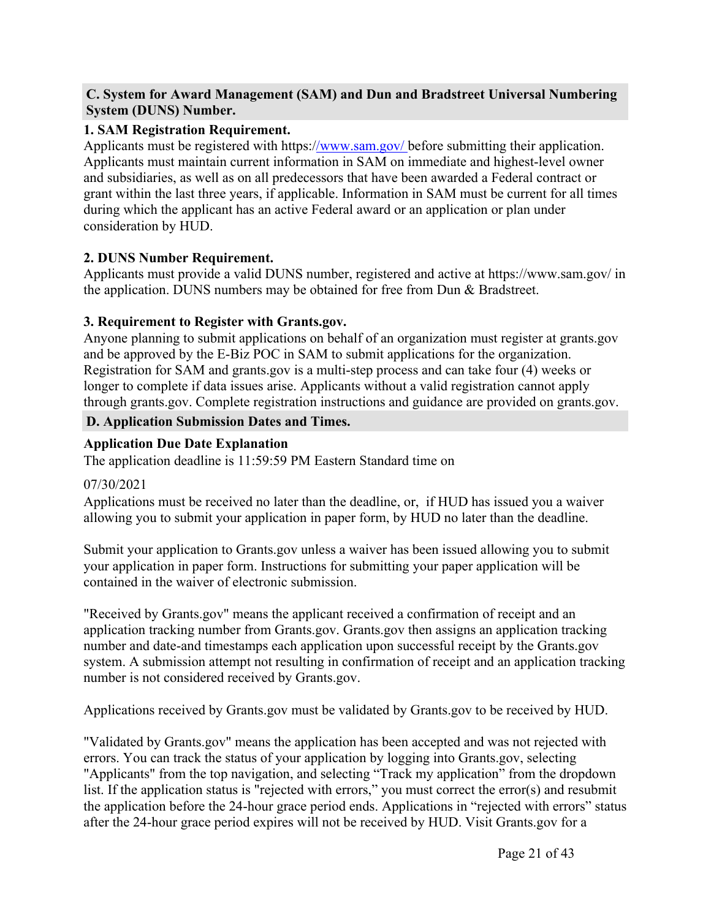## C. System for Award Management (SAM) and Dun and Bradstreet Universal Numbering System (DUNS) Number.

### 1. SAM Registration Requirement.

Applicants must be registered with https://www.sam.gov/ before submitting their application. Applicants must maintain current information in SAM on immediate and highest-level owner and subsidiaries, as well as on all predecessors that have been awarded a Federal contract or grant within the last three years, if applicable. Information in SAM must be current for all times during which the applicant has an active Federal award or an application or plan under consideration by HUD.

### 2. DUNS Number Requirement.

Applicants must provide a valid DUNS number, registered and active at https://www.sam.gov/ in the application. DUNS numbers may be obtained for free from Dun & Bradstreet.

### 3. Requirement to Register with Grants.gov.

Anyone planning to submit applications on behalf of an organization must register at grants.gov and be approved by the E-Biz POC in SAM to submit applications for the organization. Registration for SAM and grants.gov is a multi-step process and can take four (4) weeks or longer to complete if data issues arise. Applicants without a valid registration cannot apply through grants.gov. Complete registration instructions and guidance are provided on grants.gov.

## D. Application Submission Dates and Times.

### Application Due Date Explanation

The application deadline is 11:59:59 PM Eastern Standard time on

07/30/2021

Applications must be received no later than the deadline, or, if HUD has issued you a waiver allowing you to submit your application in paper form, by HUD no later than the deadline.

Submit your application to Grants.gov unless a waiver has been issued allowing you to submit your application in paper form. Instructions for submitting your paper application will be contained in the waiver of electronic submission.

"Received by Grants.gov" means the applicant received a confirmation of receipt and an application tracking number from Grants.gov. Grants.gov then assigns an application tracking number and date-and timestamps each application upon successful receipt by the Grants.gov system. A submission attempt not resulting in confirmation of receipt and an application tracking number is not considered received by Grants.gov.

Applications received by Grants.gov must be validated by Grants.gov to be received by HUD.

"Validated by Grants.gov" means the application has been accepted and was not rejected with errors. You can track the status of your application by logging into Grants.gov, selecting "Applicants" from the top navigation, and selecting "Track my application" from the dropdown list. If the application status is "rejected with errors," you must correct the error(s) and resubmit the application before the 24-hour grace period ends. Applications in "rejected with errors" status after the 24-hour grace period expires will not be received by HUD. Visit Grants.gov for a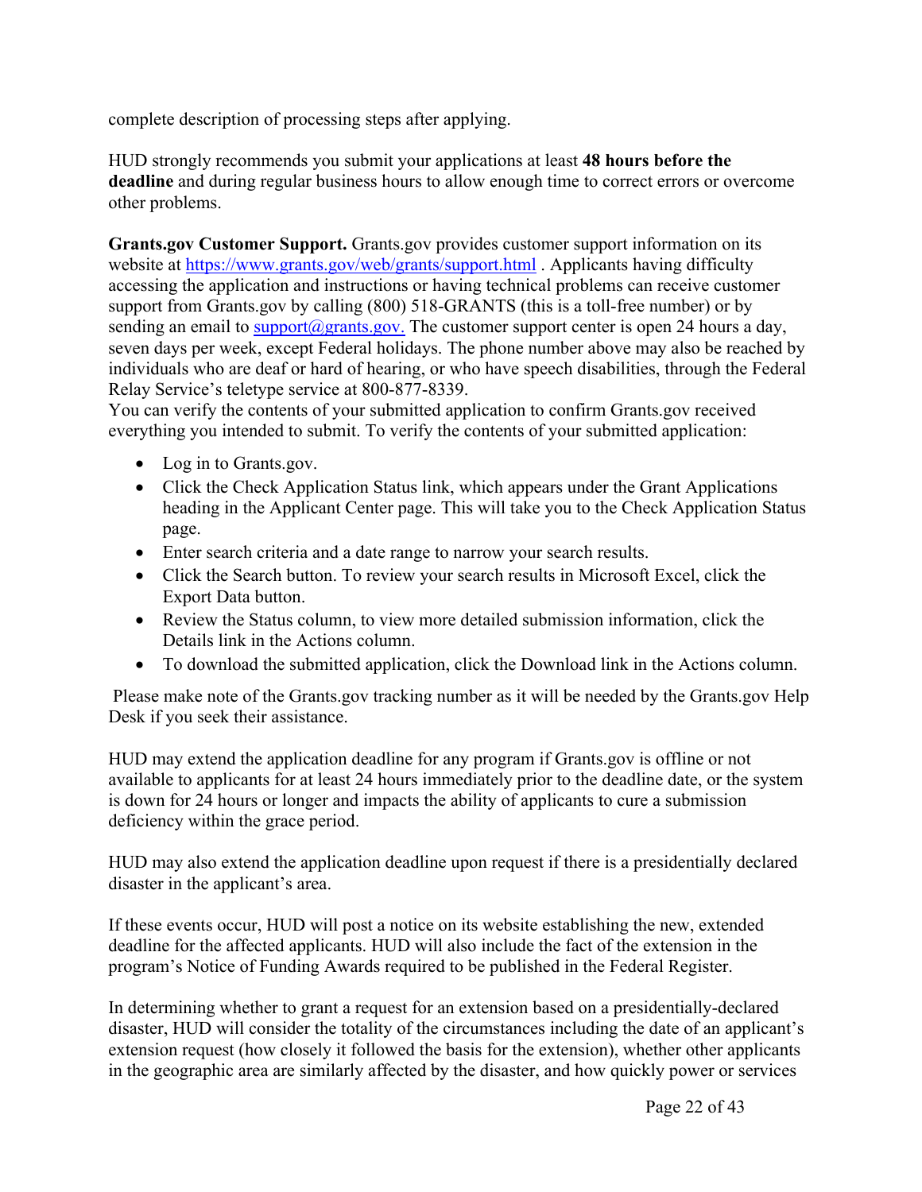complete description of processing steps after applying.

HUD strongly recommends you submit your applications at least **48 hours before the deadline** and during regular business hours to allow enough time to correct errors or overcome other problems.

**Grants.gov Customer Support.** Grants.gov provides customer support information on its website at https://www.grants.gov/web/grants/support.html . Applicants having difficulty accessing the application and instructions or having technical problems can receive customer support from Grants.gov by calling (800) 518-GRANTS (this is a toll-free number) or by sending an email to support@grants.gov. The customer support center is open 24 hours a day, seven days per week, except Federal holidays. The phone number above may also be reached by individuals who are deaf or hard of hearing, or who have speech disabilities, through the Federal Relay Service's teletype service at 800-877-8339.
You can verify the contents of your submitted application to confirm Grants.gov received everything you intended to submit. To verify the contents of your submitted application:

- Log in to Grants.gov.
- Click the Check Application Status link, which appears under the Grant Applications heading in the Applicant Center page. This will take you to the Check Application Status page.
- Enter search criteria and a date range to narrow your search results.
- Click the Search button. To review your search results in Microsoft Excel, click the Export Data button.
- Review the Status column, to view more detailed submission information, click the Details link in the Actions column.
- To download the submitted application, click the Download link in the Actions column.

Please make note of the Grants.gov tracking number as it will be needed by the Grants.gov Help Desk if you seek their assistance.

HUD may extend the application deadline for any program if Grants.gov is offline or not available to applicants for at least 24 hours immediately prior to the deadline date, or the system is down for 24 hours or longer and impacts the ability of applicants to cure a submission deficiency within the grace period.

HUD may also extend the application deadline upon request if there is a presidentially declared disaster in the applicant's area.

If these events occur, HUD will post a notice on its website establishing the new, extended deadline for the affected applicants. HUD will also include the fact of the extension in the program's Notice of Funding Awards required to be published in the Federal Register.

In determining whether to grant a request for an extension based on a presidentially-declared disaster, HUD will consider the totality of the circumstances including the date of an applicant's extension request (how closely it followed the basis for the extension), whether other applicants in the geographic area are similarly affected by the disaster, and how quickly power or services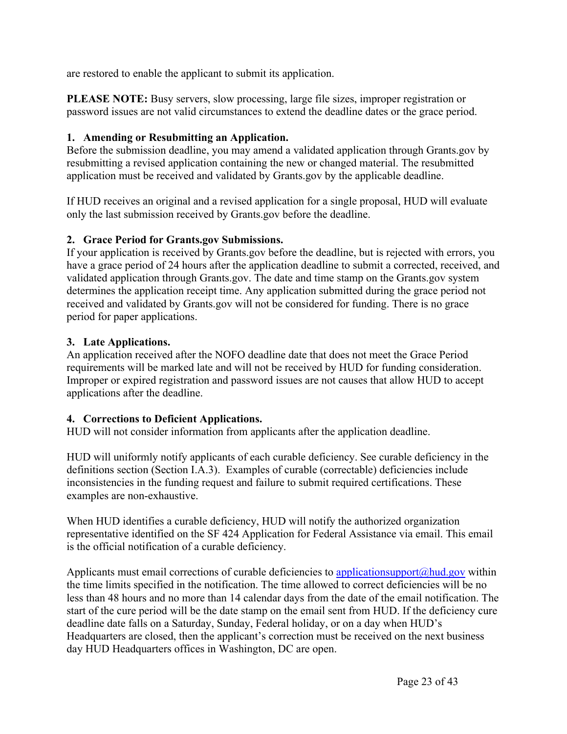are restored to enable the applicant to submit its application.

**PLEASE NOTE:** Busy servers, slow processing, large file sizes, improper registration or password issues are not valid circumstances to extend the deadline dates or the grace period.

**1. Amending or Resubmitting an Application.**

Before the submission deadline, you may amend a validated application through Grants.gov by resubmitting a revised application containing the new or changed material. The resubmitted application must be received and validated by Grants.gov by the applicable deadline.

If HUD receives an original and a revised application for a single proposal, HUD will evaluate only the last submission received by Grants.gov before the deadline.

**2. Grace Period for Grants.gov Submissions.**

If your application is received by Grants.gov before the deadline, but is rejected with errors, you have a grace period of 24 hours after the application deadline to submit a corrected, received, and validated application through Grants.gov. The date and time stamp on the Grants.gov system determines the application receipt time. Any application submitted during the grace period not received and validated by Grants.gov will not be considered for funding. There is no grace period for paper applications.

**3. Late Applications.**

An application received after the NOFO deadline date that does not meet the Grace Period requirements will be marked late and will not be received by HUD for funding consideration. Improper or expired registration and password issues are not causes that allow HUD to accept applications after the deadline.

**4. Corrections to Deficient Applications.**

HUD will not consider information from applicants after the application deadline.

HUD will uniformly notify applicants of each curable deficiency. See curable deficiency in the definitions section (Section I.A.3). Examples of curable (correctable) deficiencies include inconsistencies in the funding request and failure to submit required certifications. These examples are non-exhaustive.

When HUD identifies a curable deficiency, HUD will notify the authorized organization representative identified on the SF 424 Application for Federal Assistance via email. This email is the official notification of a curable deficiency.

Applicants must email corrections of curable deficiencies to applicationsupport@hud.gov within the time limits specified in the notification. The time allowed to correct deficiencies will be no less than 48 hours and no more than 14 calendar days from the date of the email notification. The start of the cure period will be the date stamp on the email sent from HUD. If the deficiency cure deadline date falls on a Saturday, Sunday, Federal holiday, or on a day when HUD's Headquarters are closed, then the applicant's correction must be received on the next business day HUD Headquarters offices in Washington, DC are open.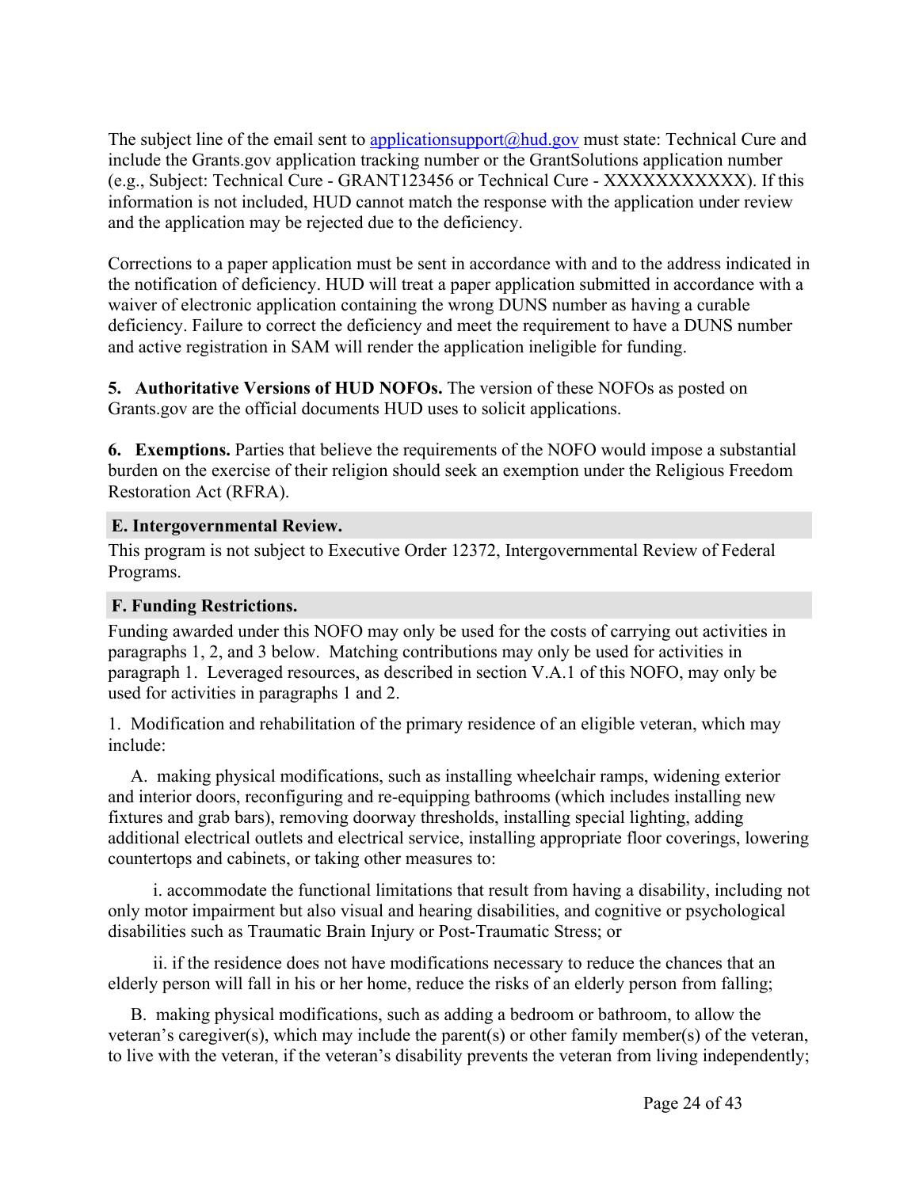The subject line of the email sent to applicationsupport@hud.gov must state: Technical Cure and include the Grants.gov application tracking number or the GrantSolutions application number (e.g., Subject: Technical Cure - GRANT123456 or Technical Cure - XXXXXXXXXXX). If this information is not included, HUD cannot match the response with the application under review and the application may be rejected due to the deficiency.

Corrections to a paper application must be sent in accordance with and to the address indicated in the notification of deficiency. HUD will treat a paper application submitted in accordance with a waiver of electronic application containing the wrong DUNS number as having a curable deficiency. Failure to correct the deficiency and meet the requirement to have a DUNS number and active registration in SAM will render the application ineligible for funding.

**5. Authoritative Versions of HUD NOFOs.** The version of these NOFOs as posted on Grants.gov are the official documents HUD uses to solicit applications.

**6. Exemptions.** Parties that believe the requirements of the NOFO would impose a substantial burden on the exercise of their religion should seek an exemption under the Religious Freedom Restoration Act (RFRA).

### E. Intergovernmental Review.

This program is not subject to Executive Order 12372, Intergovernmental Review of Federal Programs.

### F. Funding Restrictions.

Funding awarded under this NOFO may only be used for the costs of carrying out activities in paragraphs 1, 2, and 3 below. Matching contributions may only be used for activities in paragraph 1. Leveraged resources, as described in section V.A.1 of this NOFO, may only be used for activities in paragraphs 1 and 2.

1. Modification and rehabilitation of the primary residence of an eligible veteran, which may include:

A. making physical modifications, such as installing wheelchair ramps, widening exterior and interior doors, reconfiguring and re-equipping bathrooms (which includes installing new fixtures and grab bars), removing doorway thresholds, installing special lighting, adding additional electrical outlets and electrical service, installing appropriate floor coverings, lowering countertops and cabinets, or taking other measures to:

i. accommodate the functional limitations that result from having a disability, including not only motor impairment but also visual and hearing disabilities, and cognitive or psychological disabilities such as Traumatic Brain Injury or Post-Traumatic Stress; or

ii. if the residence does not have modifications necessary to reduce the chances that an elderly person will fall in his or her home, reduce the risks of an elderly person from falling;

B. making physical modifications, such as adding a bedroom or bathroom, to allow the veteran's caregiver(s), which may include the parent(s) or other family member(s) of the veteran, to live with the veteran, if the veteran's disability prevents the veteran from living independently;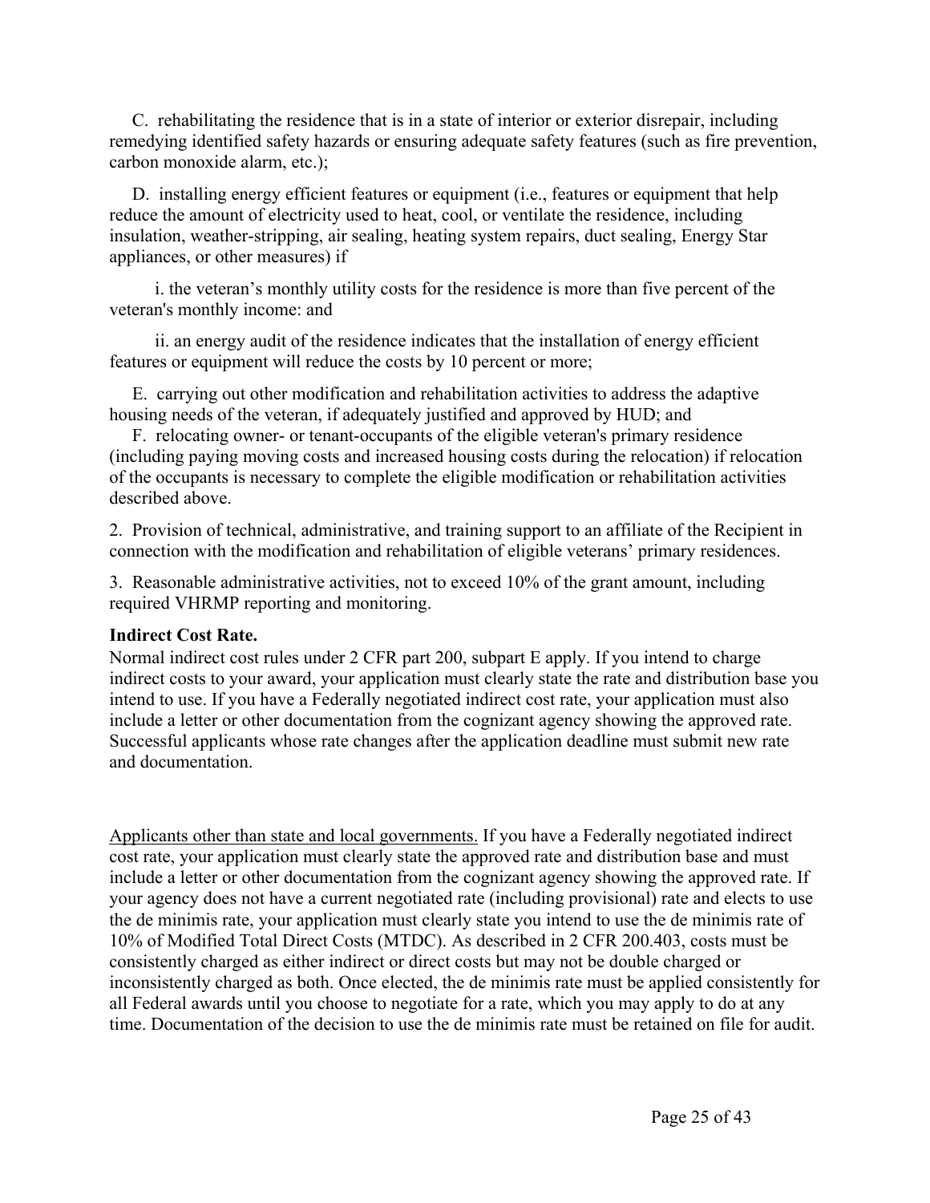C. rehabilitating the residence that is in a state of interior or exterior disrepair, including remedying identified safety hazards or ensuring adequate safety features (such as fire prevention, carbon monoxide alarm, etc.);

D. installing energy efficient features or equipment (i.e., features or equipment that help reduce the amount of electricity used to heat, cool, or ventilate the residence, including insulation, weather-stripping, air sealing, heating system repairs, duct sealing, Energy Star appliances, or other measures) if

i. the veteran's monthly utility costs for the residence is more than five percent of the veteran's monthly income: and

ii. an energy audit of the residence indicates that the installation of energy efficient features or equipment will reduce the costs by 10 percent or more;

E. carrying out other modification and rehabilitation activities to address the adaptive housing needs of the veteran, if adequately justified and approved by HUD; and

F. relocating owner- or tenant-occupants of the eligible veteran's primary residence (including paying moving costs and increased housing costs during the relocation) if relocation of the occupants is necessary to complete the eligible modification or rehabilitation activities described above.

2. Provision of technical, administrative, and training support to an affiliate of the Recipient in connection with the modification and rehabilitation of eligible veterans' primary residences.

3. Reasonable administrative activities, not to exceed 10% of the grant amount, including required VHRMP reporting and monitoring.

**Indirect Cost Rate.**

Normal indirect cost rules under 2 CFR part 200, subpart E apply. If you intend to charge indirect costs to your award, your application must clearly state the rate and distribution base you intend to use. If you have a Federally negotiated indirect cost rate, your application must also include a letter or other documentation from the cognizant agency showing the approved rate. Successful applicants whose rate changes after the application deadline must submit new rate and documentation.

Applicants other than state and local governments. If you have a Federally negotiated indirect cost rate, your application must clearly state the approved rate and distribution base and must include a letter or other documentation from the cognizant agency showing the approved rate. If your agency does not have a current negotiated rate (including provisional) rate and elects to use the de minimis rate, your application must clearly state you intend to use the de minimis rate of 10% of Modified Total Direct Costs (MTDC). As described in 2 CFR 200.403, costs must be consistently charged as either indirect or direct costs but may not be double charged or inconsistently charged as both. Once elected, the de minimis rate must be applied consistently for all Federal awards until you choose to negotiate for a rate, which you may apply to do at any time. Documentation of the decision to use the de minimis rate must be retained on file for audit.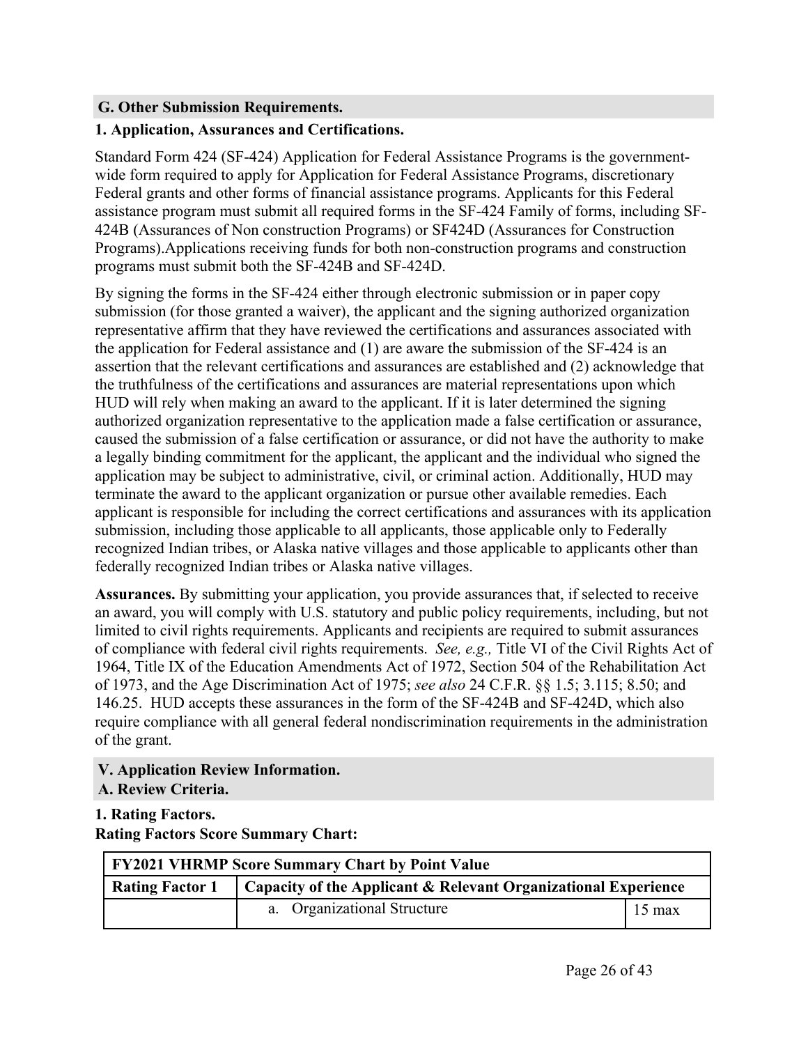## G. Other Submission Requirements.

### 1. Application, Assurances and Certifications.

Standard Form 424 (SF-424) Application for Federal Assistance Programs is the government-wide form required to apply for Application for Federal Assistance Programs, discretionary Federal grants and other forms of financial assistance programs. Applicants for this Federal assistance program must submit all required forms in the SF-424 Family of forms, including SF-424B (Assurances of Non construction Programs) or SF424D (Assurances for Construction Programs).Applications receiving funds for both non-construction programs and construction programs must submit both the SF-424B and SF-424D.

By signing the forms in the SF-424 either through electronic submission or in paper copy submission (for those granted a waiver), the applicant and the signing authorized organization representative affirm that they have reviewed the certifications and assurances associated with the application for Federal assistance and (1) are aware the submission of the SF-424 is an assertion that the relevant certifications and assurances are established and (2) acknowledge that the truthfulness of the certifications and assurances are material representations upon which HUD will rely when making an award to the applicant. If it is later determined the signing authorized organization representative to the application made a false certification or assurance, caused the submission of a false certification or assurance, or did not have the authority to make a legally binding commitment for the applicant, the applicant and the individual who signed the application may be subject to administrative, civil, or criminal action. Additionally, HUD may terminate the award to the applicant organization or pursue other available remedies. Each applicant is responsible for including the correct certifications and assurances with its application submission, including those applicable to all applicants, those applicable only to Federally recognized Indian tribes, or Alaska native villages and those applicable to applicants other than federally recognized Indian tribes or Alaska native villages.

**Assurances.** By submitting your application, you provide assurances that, if selected to receive an award, you will comply with U.S. statutory and public policy requirements, including, but not limited to civil rights requirements. Applicants and recipients are required to submit assurances of compliance with federal civil rights requirements. *See, e.g.,* Title VI of the Civil Rights Act of 1964, Title IX of the Education Amendments Act of 1972, Section 504 of the Rehabilitation Act of 1973, and the Age Discrimination Act of 1975; *see also* 24 C.F.R. §§ 1.5; 3.115; 8.50; and 146.25. HUD accepts these assurances in the form of the SF-424B and SF-424D, which also require compliance with all general federal nondiscrimination requirements in the administration of the grant.

## V. Application Review Information.

## A. Review Criteria.

### 1. Rating Factors.

**Rating Factors Score Summary Chart:**

| **FY2021 VHRMP Score Summary Chart by Point Value** | | |
|---|---|---|
| **Rating Factor 1** | **Capacity of the Applicant & Relevant Organizational Experience** | |
| | a. Organizational Structure | 15 max |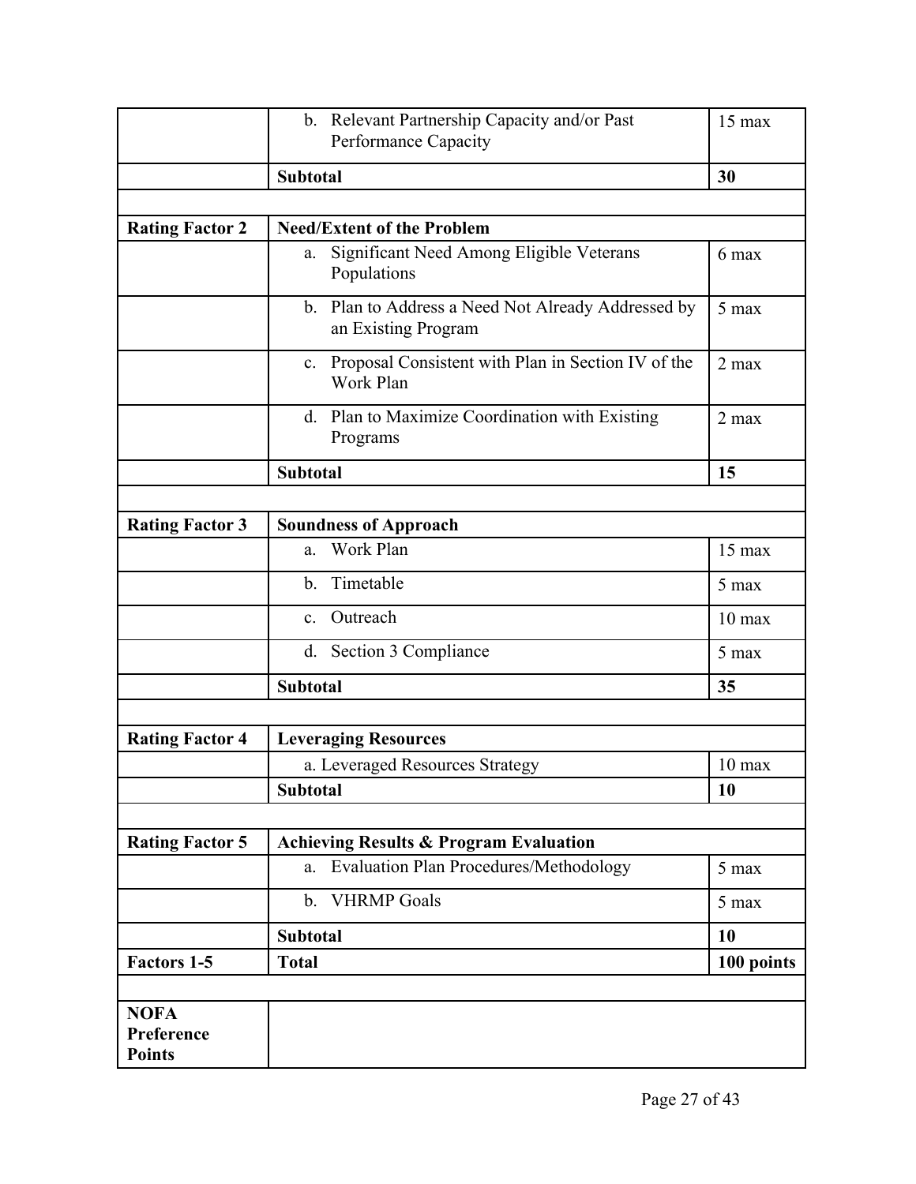| | | |
|---|---|---|
| | b. Relevant Partnership Capacity and/or Past Performance Capacity | 15 max |
| | **Subtotal** | **30** |
| | | |
| **Rating Factor 2** | **Need/Extent of the Problem** | |
| | a. Significant Need Among Eligible Veterans Populations | 6 max |
| | b. Plan to Address a Need Not Already Addressed by an Existing Program | 5 max |
| | c. Proposal Consistent with Plan in Section IV of the Work Plan | 2 max |
| | d. Plan to Maximize Coordination with Existing Programs | 2 max |
| | **Subtotal** | **15** |
| | | |
| **Rating Factor 3** | **Soundness of Approach** | |
| | a. Work Plan | 15 max |
| | b. Timetable | 5 max |
| | c. Outreach | 10 max |
| | d. Section 3 Compliance | 5 max |
| | **Subtotal** | **35** |
| | | |
| **Rating Factor 4** | **Leveraging Resources** | |
| | a. Leveraged Resources Strategy | 10 max |
| | **Subtotal** | **10** |
| | | |
| **Rating Factor 5** | **Achieving Results & Program Evaluation** | |
| | a. Evaluation Plan Procedures/Methodology | 5 max |
| | b. VHRMP Goals | 5 max |
| | **Subtotal** | **10** |
| **Factors 1-5** | **Total** | **100 points** |
| | | |
| **NOFA Preference Points** | | |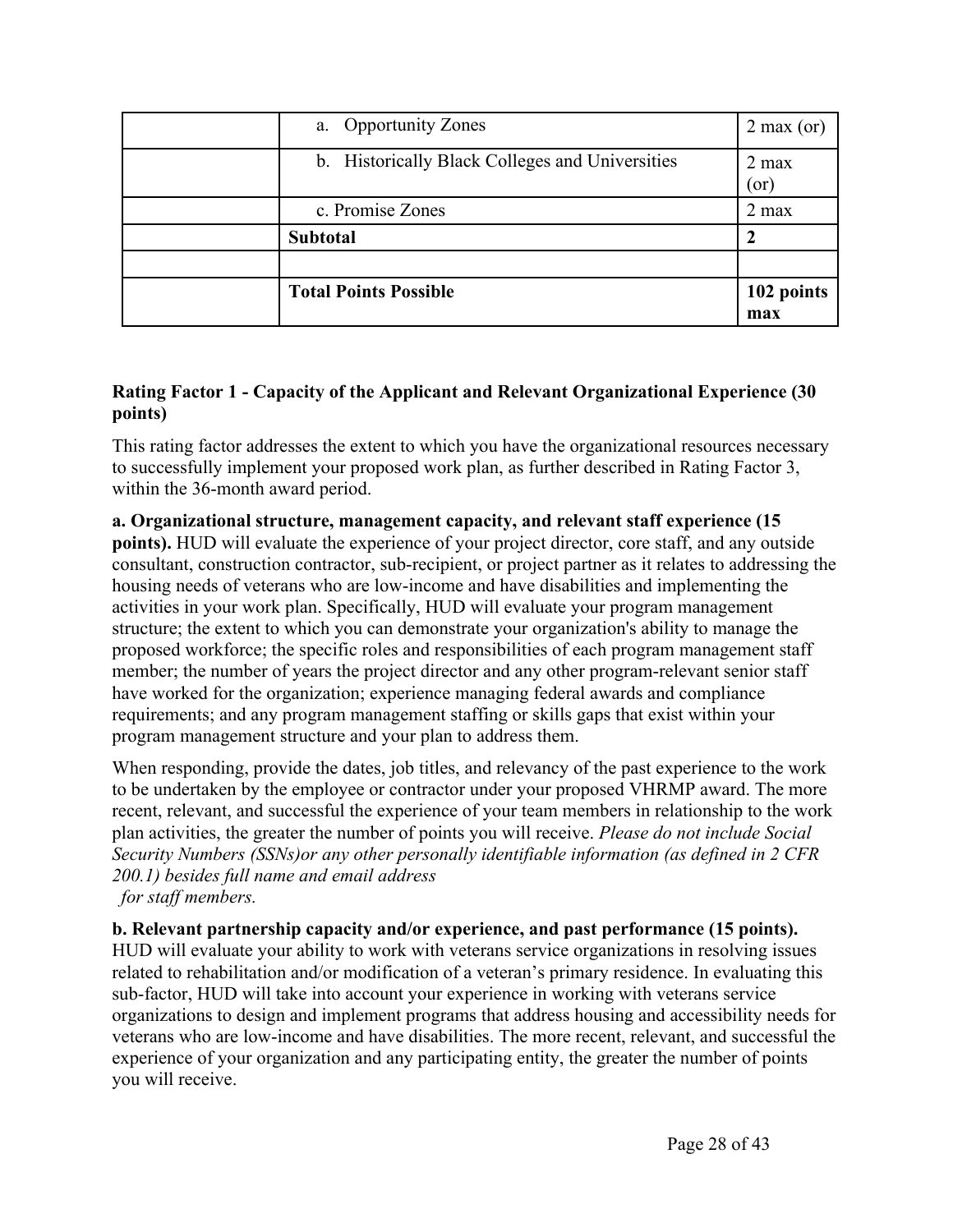| | | |
|---|---|---|
| | a. Opportunity Zones | 2 max (or) |
| | b. Historically Black Colleges and Universities | 2 max (or) |
| | c. Promise Zones | 2 max |
| | **Subtotal** | **2** |
| | | |
| | **Total Points Possible** | **102 points max** |

**Rating Factor 1 - Capacity of the Applicant and Relevant Organizational Experience (30 points)**

This rating factor addresses the extent to which you have the organizational resources necessary to successfully implement your proposed work plan, as further described in Rating Factor 3, within the 36-month award period.

**a. Organizational structure, management capacity, and relevant staff experience (15 points).** HUD will evaluate the experience of your project director, core staff, and any outside consultant, construction contractor, sub-recipient, or project partner as it relates to addressing the housing needs of veterans who are low-income and have disabilities and implementing the activities in your work plan. Specifically, HUD will evaluate your program management structure; the extent to which you can demonstrate your organization's ability to manage the proposed workforce; the specific roles and responsibilities of each program management staff member; the number of years the project director and any other program-relevant senior staff have worked for the organization; experience managing federal awards and compliance requirements; and any program management staffing or skills gaps that exist within your program management structure and your plan to address them.

When responding, provide the dates, job titles, and relevancy of the past experience to the work to be undertaken by the employee or contractor under your proposed VHRMP award. The more recent, relevant, and successful the experience of your team members in relationship to the work plan activities, the greater the number of points you will receive. *Please do not include Social Security Numbers (SSNs)or any other personally identifiable information (as defined in 2 CFR 200.1) besides full name and email address for staff members.*

**b. Relevant partnership capacity and/or experience, and past performance (15 points).** HUD will evaluate your ability to work with veterans service organizations in resolving issues related to rehabilitation and/or modification of a veteran's primary residence. In evaluating this sub-factor, HUD will take into account your experience in working with veterans service organizations to design and implement programs that address housing and accessibility needs for veterans who are low-income and have disabilities. The more recent, relevant, and successful the experience of your organization and any participating entity, the greater the number of points you will receive.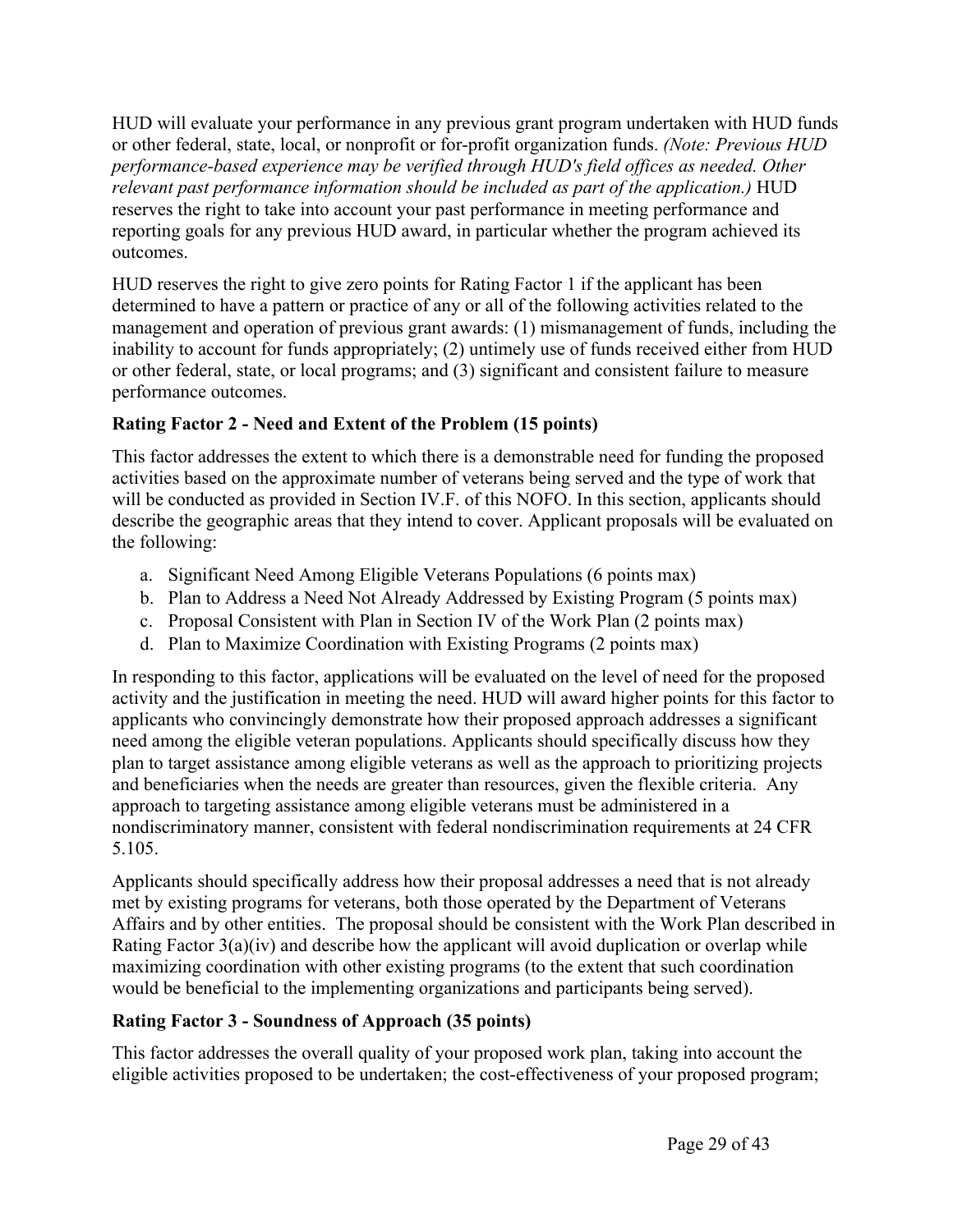HUD will evaluate your performance in any previous grant program undertaken with HUD funds or other federal, state, local, or nonprofit or for-profit organization funds. *(Note: Previous HUD performance-based experience may be verified through HUD's field offices as needed. Other relevant past performance information should be included as part of the application.)* HUD reserves the right to take into account your past performance in meeting performance and reporting goals for any previous HUD award, in particular whether the program achieved its outcomes.

HUD reserves the right to give zero points for Rating Factor 1 if the applicant has been determined to have a pattern or practice of any or all of the following activities related to the management and operation of previous grant awards: (1) mismanagement of funds, including the inability to account for funds appropriately; (2) untimely use of funds received either from HUD or other federal, state, or local programs; and (3) significant and consistent failure to measure performance outcomes.

**Rating Factor 2 - Need and Extent of the Problem (15 points)**

This factor addresses the extent to which there is a demonstrable need for funding the proposed activities based on the approximate number of veterans being served and the type of work that will be conducted as provided in Section IV.F. of this NOFO. In this section, applicants should describe the geographic areas that they intend to cover. Applicant proposals will be evaluated on the following:

a. Significant Need Among Eligible Veterans Populations (6 points max)
b. Plan to Address a Need Not Already Addressed by Existing Program (5 points max)
c. Proposal Consistent with Plan in Section IV of the Work Plan (2 points max)
d. Plan to Maximize Coordination with Existing Programs (2 points max)

In responding to this factor, applications will be evaluated on the level of need for the proposed activity and the justification in meeting the need. HUD will award higher points for this factor to applicants who convincingly demonstrate how their proposed approach addresses a significant need among the eligible veteran populations. Applicants should specifically discuss how they plan to target assistance among eligible veterans as well as the approach to prioritizing projects and beneficiaries when the needs are greater than resources, given the flexible criteria. Any approach to targeting assistance among eligible veterans must be administered in a nondiscriminatory manner, consistent with federal nondiscrimination requirements at 24 CFR 5.105.

Applicants should specifically address how their proposal addresses a need that is not already met by existing programs for veterans, both those operated by the Department of Veterans Affairs and by other entities. The proposal should be consistent with the Work Plan described in Rating Factor 3(a)(iv) and describe how the applicant will avoid duplication or overlap while maximizing coordination with other existing programs (to the extent that such coordination would be beneficial to the implementing organizations and participants being served).

**Rating Factor 3 - Soundness of Approach (35 points)**

This factor addresses the overall quality of your proposed work plan, taking into account the eligible activities proposed to be undertaken; the cost-effectiveness of your proposed program;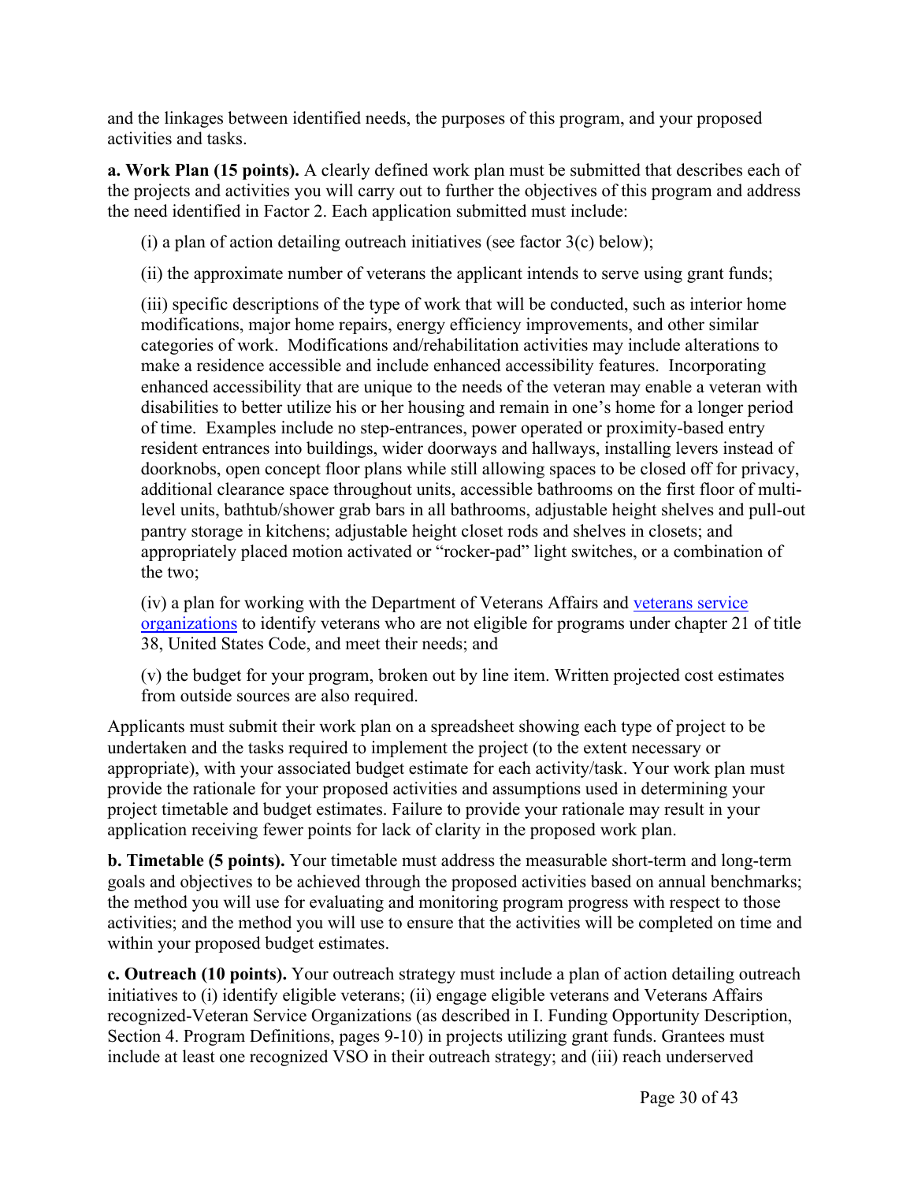and the linkages between identified needs, the purposes of this program, and your proposed activities and tasks.

**a. Work Plan (15 points).** A clearly defined work plan must be submitted that describes each of the projects and activities you will carry out to further the objectives of this program and address the need identified in Factor 2. Each application submitted must include:

(i) a plan of action detailing outreach initiatives (see factor 3(c) below);

(ii) the approximate number of veterans the applicant intends to serve using grant funds;

(iii) specific descriptions of the type of work that will be conducted, such as interior home modifications, major home repairs, energy efficiency improvements, and other similar categories of work. Modifications and/rehabilitation activities may include alterations to make a residence accessible and include enhanced accessibility features. Incorporating enhanced accessibility that are unique to the needs of the veteran may enable a veteran with disabilities to better utilize his or her housing and remain in one's home for a longer period of time. Examples include no step-entrances, power operated or proximity-based entry resident entrances into buildings, wider doorways and hallways, installing levers instead of doorknobs, open concept floor plans while still allowing spaces to be closed off for privacy, additional clearance space throughout units, accessible bathrooms on the first floor of multi-level units, bathtub/shower grab bars in all bathrooms, adjustable height shelves and pull-out pantry storage in kitchens; adjustable height closet rods and shelves in closets; and appropriately placed motion activated or "rocker-pad" light switches, or a combination of the two;

(iv) a plan for working with the Department of Veterans Affairs and veterans service organizations to identify veterans who are not eligible for programs under chapter 21 of title 38, United States Code, and meet their needs; and

(v) the budget for your program, broken out by line item. Written projected cost estimates from outside sources are also required.

Applicants must submit their work plan on a spreadsheet showing each type of project to be undertaken and the tasks required to implement the project (to the extent necessary or appropriate), with your associated budget estimate for each activity/task. Your work plan must provide the rationale for your proposed activities and assumptions used in determining your project timetable and budget estimates. Failure to provide your rationale may result in your application receiving fewer points for lack of clarity in the proposed work plan.

**b. Timetable (5 points).** Your timetable must address the measurable short-term and long-term goals and objectives to be achieved through the proposed activities based on annual benchmarks; the method you will use for evaluating and monitoring program progress with respect to those activities; and the method you will use to ensure that the activities will be completed on time and within your proposed budget estimates.

**c. Outreach (10 points).** Your outreach strategy must include a plan of action detailing outreach initiatives to (i) identify eligible veterans; (ii) engage eligible veterans and Veterans Affairs recognized-Veteran Service Organizations (as described in I. Funding Opportunity Description, Section 4. Program Definitions, pages 9-10) in projects utilizing grant funds. Grantees must include at least one recognized VSO in their outreach strategy; and (iii) reach underserved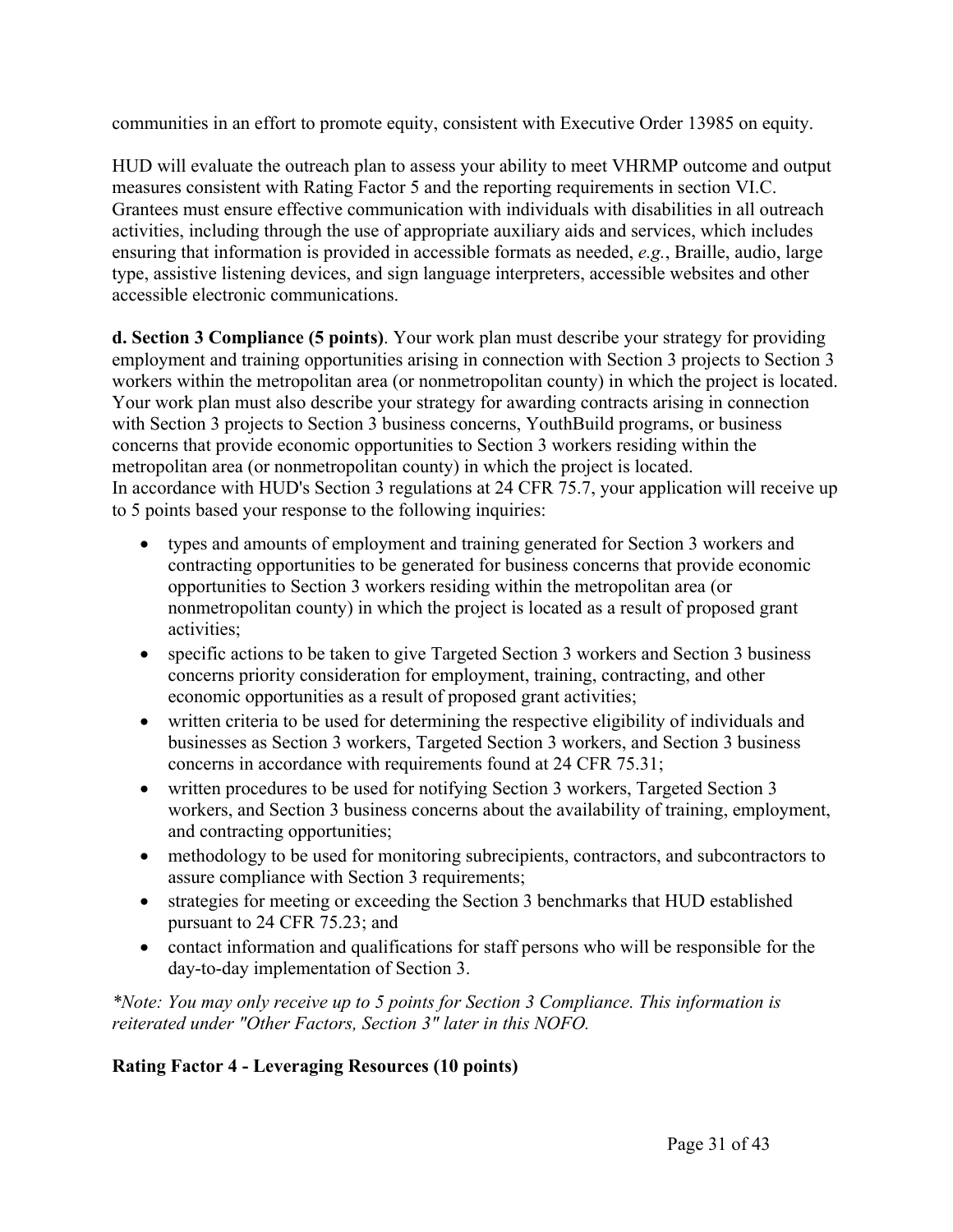communities in an effort to promote equity, consistent with Executive Order 13985 on equity.

HUD will evaluate the outreach plan to assess your ability to meet VHRMP outcome and output measures consistent with Rating Factor 5 and the reporting requirements in section VI.C. Grantees must ensure effective communication with individuals with disabilities in all outreach activities, including through the use of appropriate auxiliary aids and services, which includes ensuring that information is provided in accessible formats as needed, *e.g.*, Braille, audio, large type, assistive listening devices, and sign language interpreters, accessible websites and other accessible electronic communications.

**d. Section 3 Compliance (5 points)**. Your work plan must describe your strategy for providing employment and training opportunities arising in connection with Section 3 projects to Section 3 workers within the metropolitan area (or nonmetropolitan county) in which the project is located. Your work plan must also describe your strategy for awarding contracts arising in connection with Section 3 projects to Section 3 business concerns, YouthBuild programs, or business concerns that provide economic opportunities to Section 3 workers residing within the metropolitan area (or nonmetropolitan county) in which the project is located.
In accordance with HUD's Section 3 regulations at 24 CFR 75.7, your application will receive up to 5 points based your response to the following inquiries:

- types and amounts of employment and training generated for Section 3 workers and contracting opportunities to be generated for business concerns that provide economic opportunities to Section 3 workers residing within the metropolitan area (or nonmetropolitan county) in which the project is located as a result of proposed grant activities;
- specific actions to be taken to give Targeted Section 3 workers and Section 3 business concerns priority consideration for employment, training, contracting, and other economic opportunities as a result of proposed grant activities;
- written criteria to be used for determining the respective eligibility of individuals and businesses as Section 3 workers, Targeted Section 3 workers, and Section 3 business concerns in accordance with requirements found at 24 CFR 75.31;
- written procedures to be used for notifying Section 3 workers, Targeted Section 3 workers, and Section 3 business concerns about the availability of training, employment, and contracting opportunities;
- methodology to be used for monitoring subrecipients, contractors, and subcontractors to assure compliance with Section 3 requirements;
- strategies for meeting or exceeding the Section 3 benchmarks that HUD established pursuant to 24 CFR 75.23; and
- contact information and qualifications for staff persons who will be responsible for the day-to-day implementation of Section 3.

*\*Note: You may only receive up to 5 points for Section 3 Compliance. This information is reiterated under "Other Factors, Section 3" later in this NOFO.*

**Rating Factor 4 - Leveraging Resources (10 points)**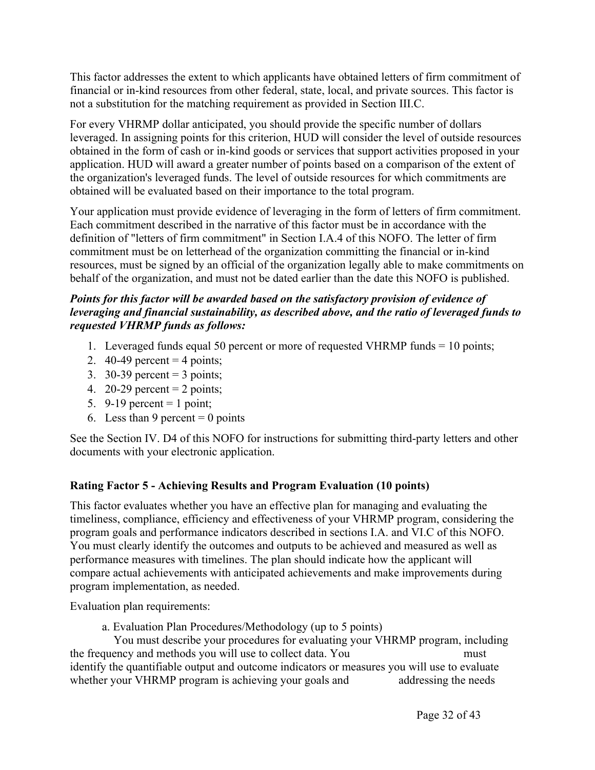This factor addresses the extent to which applicants have obtained letters of firm commitment of financial or in-kind resources from other federal, state, local, and private sources. This factor is not a substitution for the matching requirement as provided in Section III.C.

For every VHRMP dollar anticipated, you should provide the specific number of dollars leveraged. In assigning points for this criterion, HUD will consider the level of outside resources obtained in the form of cash or in-kind goods or services that support activities proposed in your application. HUD will award a greater number of points based on a comparison of the extent of the organization's leveraged funds. The level of outside resources for which commitments are obtained will be evaluated based on their importance to the total program.

Your application must provide evidence of leveraging in the form of letters of firm commitment. Each commitment described in the narrative of this factor must be in accordance with the definition of "letters of firm commitment" in Section I.A.4 of this NOFO. The letter of firm commitment must be on letterhead of the organization committing the financial or in-kind resources, must be signed by an official of the organization legally able to make commitments on behalf of the organization, and must not be dated earlier than the date this NOFO is published.

***Points for this factor will be awarded based on the satisfactory provision of evidence of leveraging and financial sustainability, as described above, and the ratio of leveraged funds to requested VHRMP funds as follows:***

1. Leveraged funds equal 50 percent or more of requested VHRMP funds = 10 points;
2. 40-49 percent = 4 points;
3. 30-39 percent = 3 points;
4. 20-29 percent = 2 points;
5. 9-19 percent = 1 point;
6. Less than 9 percent = 0 points

See the Section IV. D4 of this NOFO for instructions for submitting third-party letters and other documents with your electronic application.

**Rating Factor 5 - Achieving Results and Program Evaluation (10 points)**

This factor evaluates whether you have an effective plan for managing and evaluating the timeliness, compliance, efficiency and effectiveness of your VHRMP program, considering the program goals and performance indicators described in sections I.A. and VI.C of this NOFO. You must clearly identify the outcomes and outputs to be achieved and measured as well as performance measures with timelines. The plan should indicate how the applicant will compare actual achievements with anticipated achievements and make improvements during program implementation, as needed.

Evaluation plan requirements:

a. Evaluation Plan Procedures/Methodology (up to 5 points)

You must describe your procedures for evaluating your VHRMP program, including the frequency and methods you will use to collect data. You must identify the quantifiable output and outcome indicators or measures you will use to evaluate whether your VHRMP program is achieving your goals and addressing the needs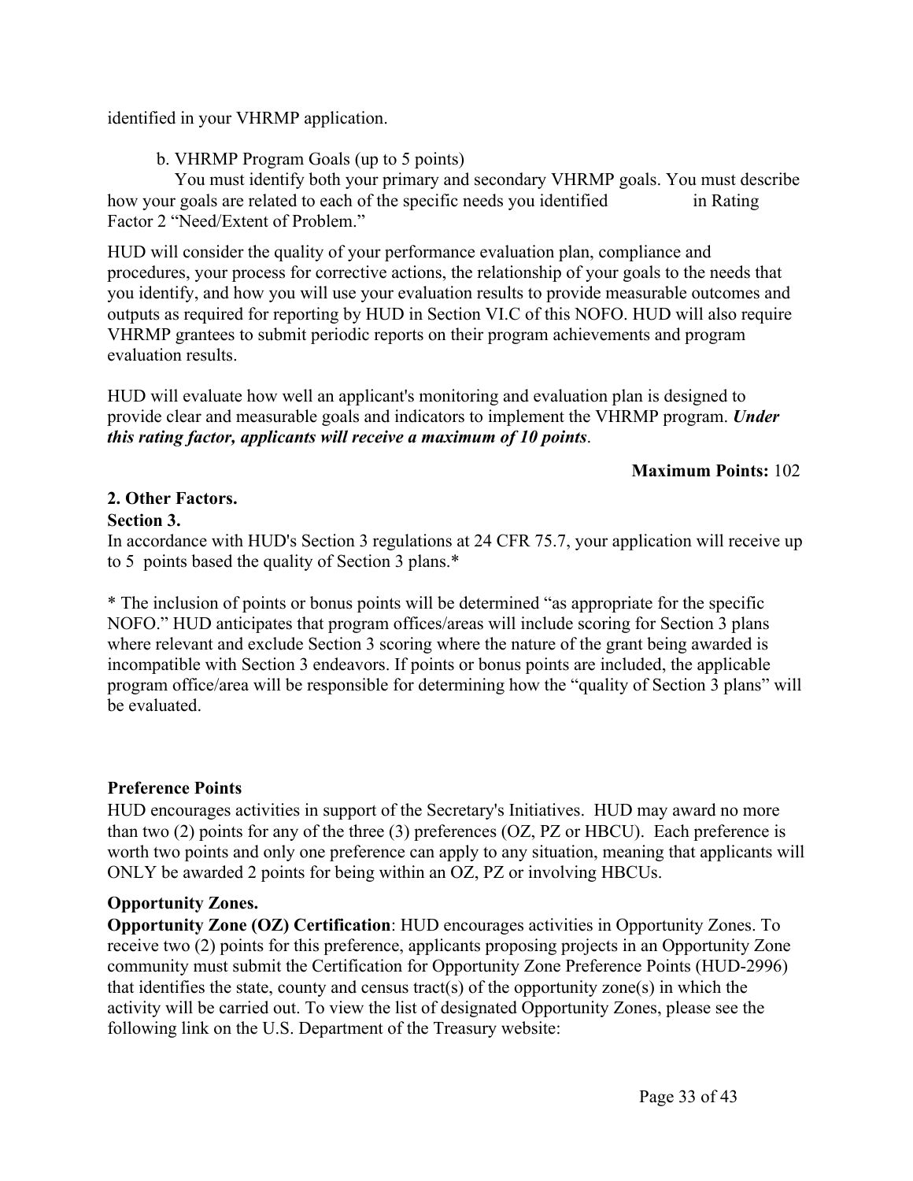identified in your VHRMP application.

b. VHRMP Program Goals (up to 5 points)

You must identify both your primary and secondary VHRMP goals. You must describe how your goals are related to each of the specific needs you identified in Rating Factor 2 "Need/Extent of Problem."

HUD will consider the quality of your performance evaluation plan, compliance and procedures, your process for corrective actions, the relationship of your goals to the needs that you identify, and how you will use your evaluation results to provide measurable outcomes and outputs as required for reporting by HUD in Section VI.C of this NOFO. HUD will also require VHRMP grantees to submit periodic reports on their program achievements and program evaluation results.

HUD will evaluate how well an applicant's monitoring and evaluation plan is designed to provide clear and measurable goals and indicators to implement the VHRMP program. ***Under this rating factor, applicants will receive a maximum of 10 points***.

**Maximum Points:** 102

**2. Other Factors.**

**Section 3.**

In accordance with HUD's Section 3 regulations at 24 CFR 75.7, your application will receive up to 5 points based the quality of Section 3 plans.*

* The inclusion of points or bonus points will be determined "as appropriate for the specific NOFO." HUD anticipates that program offices/areas will include scoring for Section 3 plans where relevant and exclude Section 3 scoring where the nature of the grant being awarded is incompatible with Section 3 endeavors. If points or bonus points are included, the applicable program office/area will be responsible for determining how the "quality of Section 3 plans" will be evaluated.

**Preference Points**

HUD encourages activities in support of the Secretary's Initiatives. HUD may award no more than two (2) points for any of the three (3) preferences (OZ, PZ or HBCU). Each preference is worth two points and only one preference can apply to any situation, meaning that applicants will ONLY be awarded 2 points for being within an OZ, PZ or involving HBCUs.

**Opportunity Zones.**

**Opportunity Zone (OZ) Certification**: HUD encourages activities in Opportunity Zones. To receive two (2) points for this preference, applicants proposing projects in an Opportunity Zone community must submit the Certification for Opportunity Zone Preference Points (HUD-2996) that identifies the state, county and census tract(s) of the opportunity zone(s) in which the activity will be carried out. To view the list of designated Opportunity Zones, please see the following link on the U.S. Department of the Treasury website: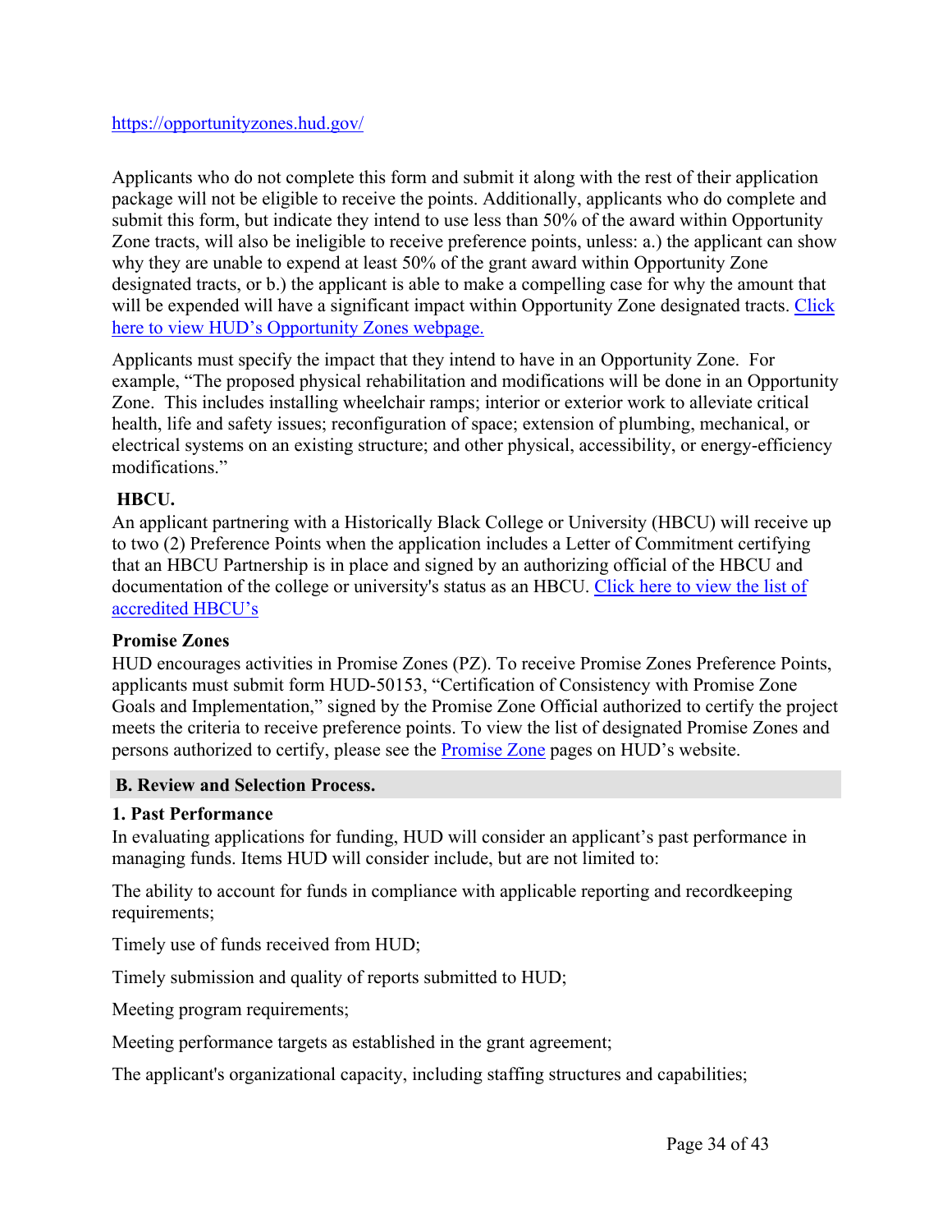https://opportunityzones.hud.gov/

Applicants who do not complete this form and submit it along with the rest of their application package will not be eligible to receive the points. Additionally, applicants who do complete and submit this form, but indicate they intend to use less than 50% of the award within Opportunity Zone tracts, will also be ineligible to receive preference points, unless: a.) the applicant can show why they are unable to expend at least 50% of the grant award within Opportunity Zone designated tracts, or b.) the applicant is able to make a compelling case for why the amount that will be expended will have a significant impact within Opportunity Zone designated tracts. Click here to view HUD's Opportunity Zones webpage.

Applicants must specify the impact that they intend to have in an Opportunity Zone. For example, "The proposed physical rehabilitation and modifications will be done in an Opportunity Zone. This includes installing wheelchair ramps; interior or exterior work to alleviate critical health, life and safety issues; reconfiguration of space; extension of plumbing, mechanical, or electrical systems on an existing structure; and other physical, accessibility, or energy-efficiency modifications."

**HBCU.**

An applicant partnering with a Historically Black College or University (HBCU) will receive up to two (2) Preference Points when the application includes a Letter of Commitment certifying that an HBCU Partnership is in place and signed by an authorizing official of the HBCU and documentation of the college or university's status as an HBCU. Click here to view the list of accredited HBCU's

**Promise Zones**

HUD encourages activities in Promise Zones (PZ). To receive Promise Zones Preference Points, applicants must submit form HUD-50153, "Certification of Consistency with Promise Zone Goals and Implementation," signed by the Promise Zone Official authorized to certify the project meets the criteria to receive preference points. To view the list of designated Promise Zones and persons authorized to certify, please see the Promise Zone pages on HUD's website.

## B. Review and Selection Process.

### 1. Past Performance

In evaluating applications for funding, HUD will consider an applicant's past performance in managing funds. Items HUD will consider include, but are not limited to:

The ability to account for funds in compliance with applicable reporting and recordkeeping requirements;

Timely use of funds received from HUD;

Timely submission and quality of reports submitted to HUD;

Meeting program requirements;

Meeting performance targets as established in the grant agreement;

The applicant's organizational capacity, including staffing structures and capabilities;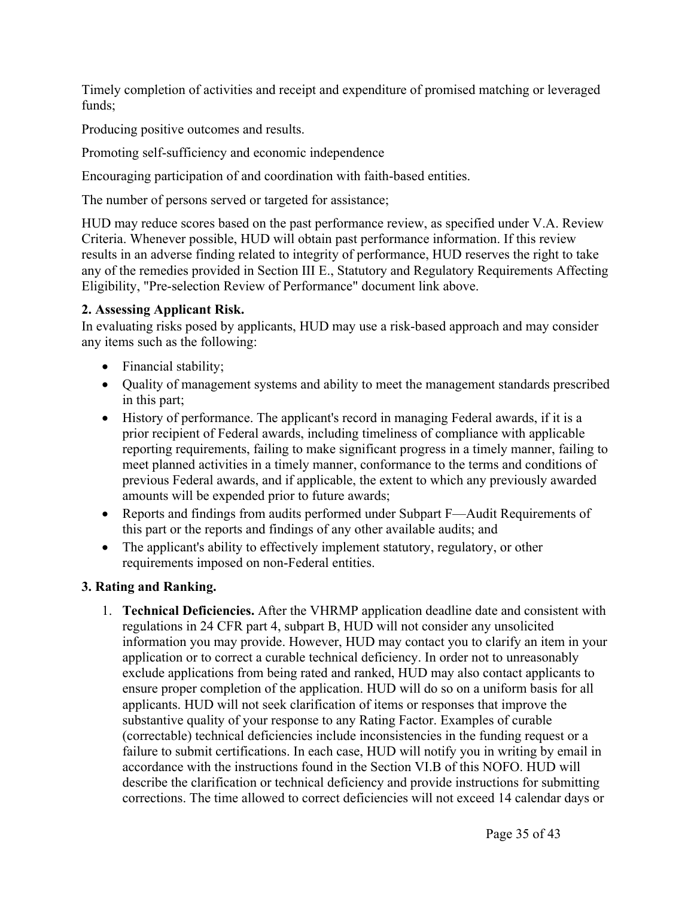Timely completion of activities and receipt and expenditure of promised matching or leveraged funds;

Producing positive outcomes and results.

Promoting self-sufficiency and economic independence

Encouraging participation of and coordination with faith-based entities.

The number of persons served or targeted for assistance;

HUD may reduce scores based on the past performance review, as specified under V.A. Review Criteria. Whenever possible, HUD will obtain past performance information. If this review results in an adverse finding related to integrity of performance, HUD reserves the right to take any of the remedies provided in Section III E., Statutory and Regulatory Requirements Affecting Eligibility, "Pre-selection Review of Performance" document link above.

**2. Assessing Applicant Risk.**
In evaluating risks posed by applicants, HUD may use a risk-based approach and may consider any items such as the following:

- Financial stability;
- Quality of management systems and ability to meet the management standards prescribed in this part;
- History of performance. The applicant's record in managing Federal awards, if it is a prior recipient of Federal awards, including timeliness of compliance with applicable reporting requirements, failing to make significant progress in a timely manner, failing to meet planned activities in a timely manner, conformance to the terms and conditions of previous Federal awards, and if applicable, the extent to which any previously awarded amounts will be expended prior to future awards;
- Reports and findings from audits performed under Subpart F—Audit Requirements of this part or the reports and findings of any other available audits; and
- The applicant's ability to effectively implement statutory, regulatory, or other requirements imposed on non-Federal entities.

**3. Rating and Ranking.**

1. **Technical Deficiencies.** After the VHRMP application deadline date and consistent with regulations in 24 CFR part 4, subpart B, HUD will not consider any unsolicited information you may provide. However, HUD may contact you to clarify an item in your application or to correct a curable technical deficiency. In order not to unreasonably exclude applications from being rated and ranked, HUD may also contact applicants to ensure proper completion of the application. HUD will do so on a uniform basis for all applicants. HUD will not seek clarification of items or responses that improve the substantive quality of your response to any Rating Factor. Examples of curable (correctable) technical deficiencies include inconsistencies in the funding request or a failure to submit certifications. In each case, HUD will notify you in writing by email in accordance with the instructions found in the Section VI.B of this NOFO. HUD will describe the clarification or technical deficiency and provide instructions for submitting corrections. The time allowed to correct deficiencies will not exceed 14 calendar days or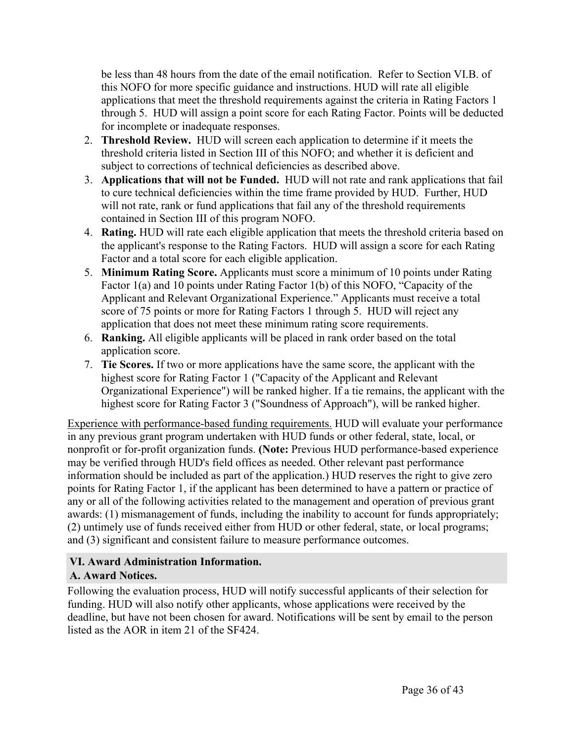be less than 48 hours from the date of the email notification. Refer to Section VI.B. of this NOFO for more specific guidance and instructions. HUD will rate all eligible applications that meet the threshold requirements against the criteria in Rating Factors 1 through 5. HUD will assign a point score for each Rating Factor. Points will be deducted for incomplete or inadequate responses.

2. **Threshold Review.** HUD will screen each application to determine if it meets the threshold criteria listed in Section III of this NOFO; and whether it is deficient and subject to corrections of technical deficiencies as described above.
3. **Applications that will not be Funded.** HUD will not rate and rank applications that fail to cure technical deficiencies within the time frame provided by HUD. Further, HUD will not rate, rank or fund applications that fail any of the threshold requirements contained in Section III of this program NOFO.
4. **Rating.** HUD will rate each eligible application that meets the threshold criteria based on the applicant's response to the Rating Factors. HUD will assign a score for each Rating Factor and a total score for each eligible application.
5. **Minimum Rating Score.** Applicants must score a minimum of 10 points under Rating Factor 1(a) and 10 points under Rating Factor 1(b) of this NOFO, "Capacity of the Applicant and Relevant Organizational Experience." Applicants must receive a total score of 75 points or more for Rating Factors 1 through 5. HUD will reject any application that does not meet these minimum rating score requirements.
6. **Ranking.** All eligible applicants will be placed in rank order based on the total application score.
7. **Tie Scores.** If two or more applications have the same score, the applicant with the highest score for Rating Factor 1 ("Capacity of the Applicant and Relevant Organizational Experience") will be ranked higher. If a tie remains, the applicant with the highest score for Rating Factor 3 ("Soundness of Approach"), will be ranked higher.

Experience with performance-based funding requirements. HUD will evaluate your performance in any previous grant program undertaken with HUD funds or other federal, state, local, or nonprofit or for-profit organization funds. **(Note:** Previous HUD performance-based experience may be verified through HUD's field offices as needed. Other relevant past performance information should be included as part of the application.) HUD reserves the right to give zero points for Rating Factor 1, if the applicant has been determined to have a pattern or practice of any or all of the following activities related to the management and operation of previous grant awards: (1) mismanagement of funds, including the inability to account for funds appropriately; (2) untimely use of funds received either from HUD or other federal, state, or local programs; and (3) significant and consistent failure to measure performance outcomes.

## VI. Award Administration Information.

### A. Award Notices.

Following the evaluation process, HUD will notify successful applicants of their selection for funding. HUD will also notify other applicants, whose applications were received by the deadline, but have not been chosen for award. Notifications will be sent by email to the person listed as the AOR in item 21 of the SF424.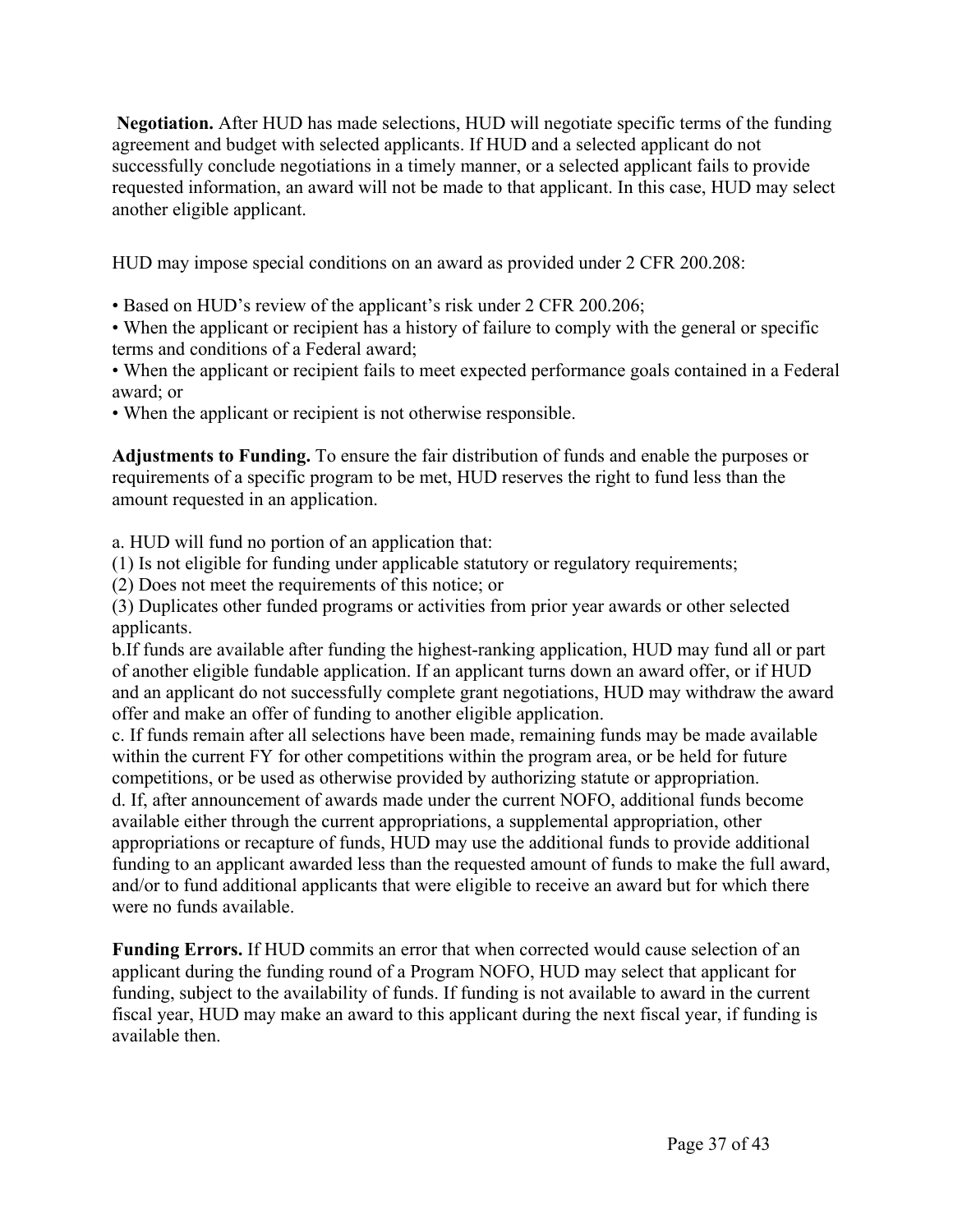**Negotiation.** After HUD has made selections, HUD will negotiate specific terms of the funding agreement and budget with selected applicants. If HUD and a selected applicant do not successfully conclude negotiations in a timely manner, or a selected applicant fails to provide requested information, an award will not be made to that applicant. In this case, HUD may select another eligible applicant.

HUD may impose special conditions on an award as provided under 2 CFR 200.208:

- Based on HUD's review of the applicant's risk under 2 CFR 200.206;
- When the applicant or recipient has a history of failure to comply with the general or specific terms and conditions of a Federal award;
- When the applicant or recipient fails to meet expected performance goals contained in a Federal award; or
- When the applicant or recipient is not otherwise responsible.

**Adjustments to Funding.** To ensure the fair distribution of funds and enable the purposes or requirements of a specific program to be met, HUD reserves the right to fund less than the amount requested in an application.

a. HUD will fund no portion of an application that:
(1) Is not eligible for funding under applicable statutory or regulatory requirements;
(2) Does not meet the requirements of this notice; or
(3) Duplicates other funded programs or activities from prior year awards or other selected applicants.

b.If funds are available after funding the highest-ranking application, HUD may fund all or part of another eligible fundable application. If an applicant turns down an award offer, or if HUD and an applicant do not successfully complete grant negotiations, HUD may withdraw the award offer and make an offer of funding to another eligible application.

c. If funds remain after all selections have been made, remaining funds may be made available within the current FY for other competitions within the program area, or be held for future competitions, or be used as otherwise provided by authorizing statute or appropriation.

d. If, after announcement of awards made under the current NOFO, additional funds become available either through the current appropriations, a supplemental appropriation, other appropriations or recapture of funds, HUD may use the additional funds to provide additional funding to an applicant awarded less than the requested amount of funds to make the full award, and/or to fund additional applicants that were eligible to receive an award but for which there were no funds available.

**Funding Errors.** If HUD commits an error that when corrected would cause selection of an applicant during the funding round of a Program NOFO, HUD may select that applicant for funding, subject to the availability of funds. If funding is not available to award in the current fiscal year, HUD may make an award to this applicant during the next fiscal year, if funding is available then.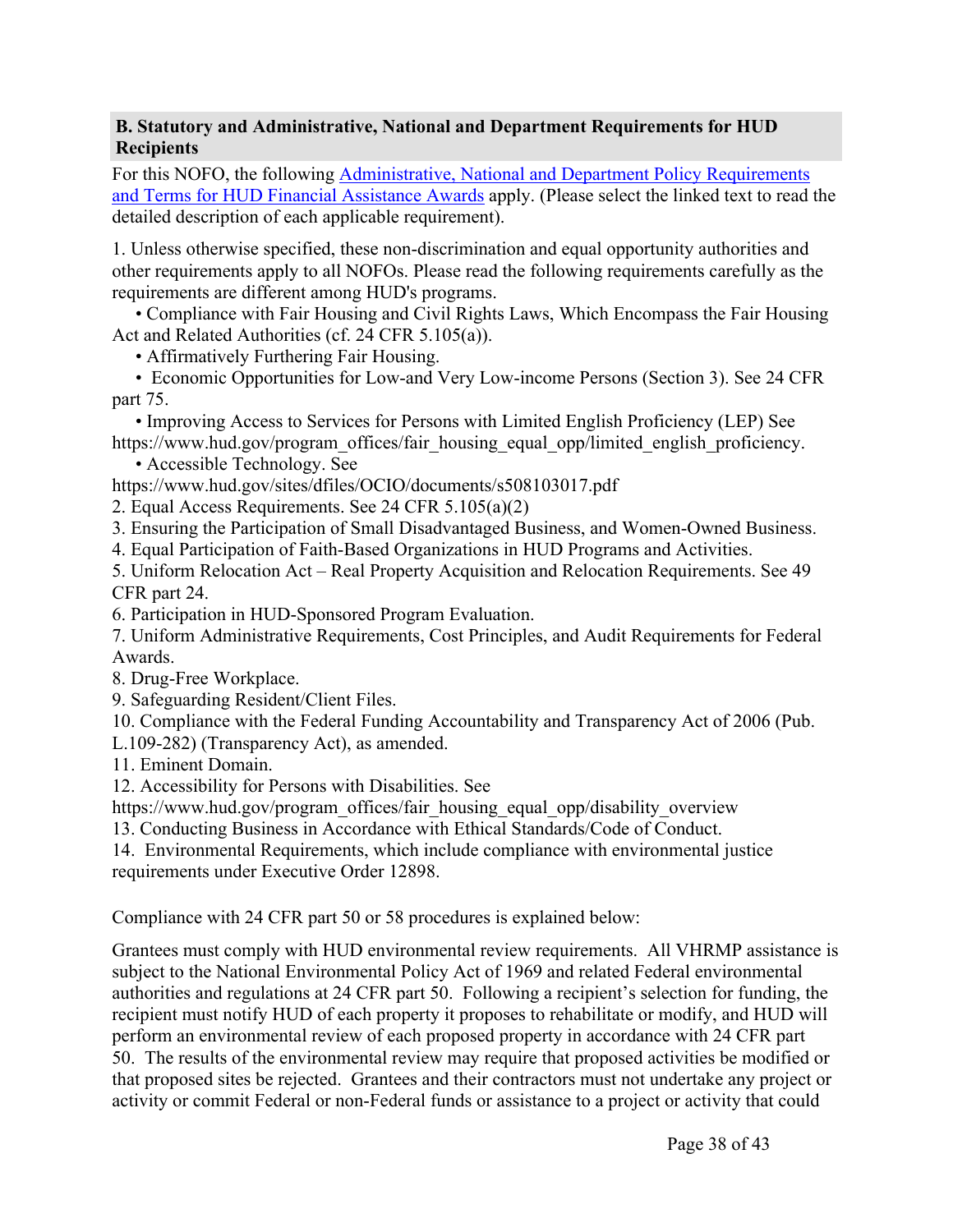### B. Statutory and Administrative, National and Department Requirements for HUD Recipients

For this NOFO, the following [Administrative, National and Department Policy Requirements and Terms for HUD Financial Assistance Awards]() apply. (Please select the linked text to read the detailed description of each applicable requirement).

1. Unless otherwise specified, these non-discrimination and equal opportunity authorities and other requirements apply to all NOFOs. Please read the following requirements carefully as the requirements are different among HUD's programs.
   - Compliance with Fair Housing and Civil Rights Laws, Which Encompass the Fair Housing Act and Related Authorities (cf. 24 CFR 5.105(a)).
   - Affirmatively Furthering Fair Housing.
   - Economic Opportunities for Low-and Very Low-income Persons (Section 3). See 24 CFR part 75.
   - Improving Access to Services for Persons with Limited English Proficiency (LEP) See https://www.hud.gov/program_offices/fair_housing_equal_opp/limited_english_proficiency.
   - Accessible Technology. See https://www.hud.gov/sites/dfiles/OCIO/documents/s508103017.pdf
2. Equal Access Requirements. See 24 CFR 5.105(a)(2)
3. Ensuring the Participation of Small Disadvantaged Business, and Women-Owned Business.
4. Equal Participation of Faith-Based Organizations in HUD Programs and Activities.
5. Uniform Relocation Act – Real Property Acquisition and Relocation Requirements. See 49 CFR part 24.
6. Participation in HUD-Sponsored Program Evaluation.
7. Uniform Administrative Requirements, Cost Principles, and Audit Requirements for Federal Awards.
8. Drug-Free Workplace.
9. Safeguarding Resident/Client Files.
10. Compliance with the Federal Funding Accountability and Transparency Act of 2006 (Pub. L.109-282) (Transparency Act), as amended.
11. Eminent Domain.
12. Accessibility for Persons with Disabilities. See https://www.hud.gov/program_offices/fair_housing_equal_opp/disability_overview
13. Conducting Business in Accordance with Ethical Standards/Code of Conduct.
14. Environmental Requirements, which include compliance with environmental justice requirements under Executive Order 12898.

Compliance with 24 CFR part 50 or 58 procedures is explained below:

Grantees must comply with HUD environmental review requirements. All VHRMP assistance is subject to the National Environmental Policy Act of 1969 and related Federal environmental authorities and regulations at 24 CFR part 50. Following a recipient's selection for funding, the recipient must notify HUD of each property it proposes to rehabilitate or modify, and HUD will perform an environmental review of each proposed property in accordance with 24 CFR part 50. The results of the environmental review may require that proposed activities be modified or that proposed sites be rejected. Grantees and their contractors must not undertake any project or activity or commit Federal or non-Federal funds or assistance to a project or activity that could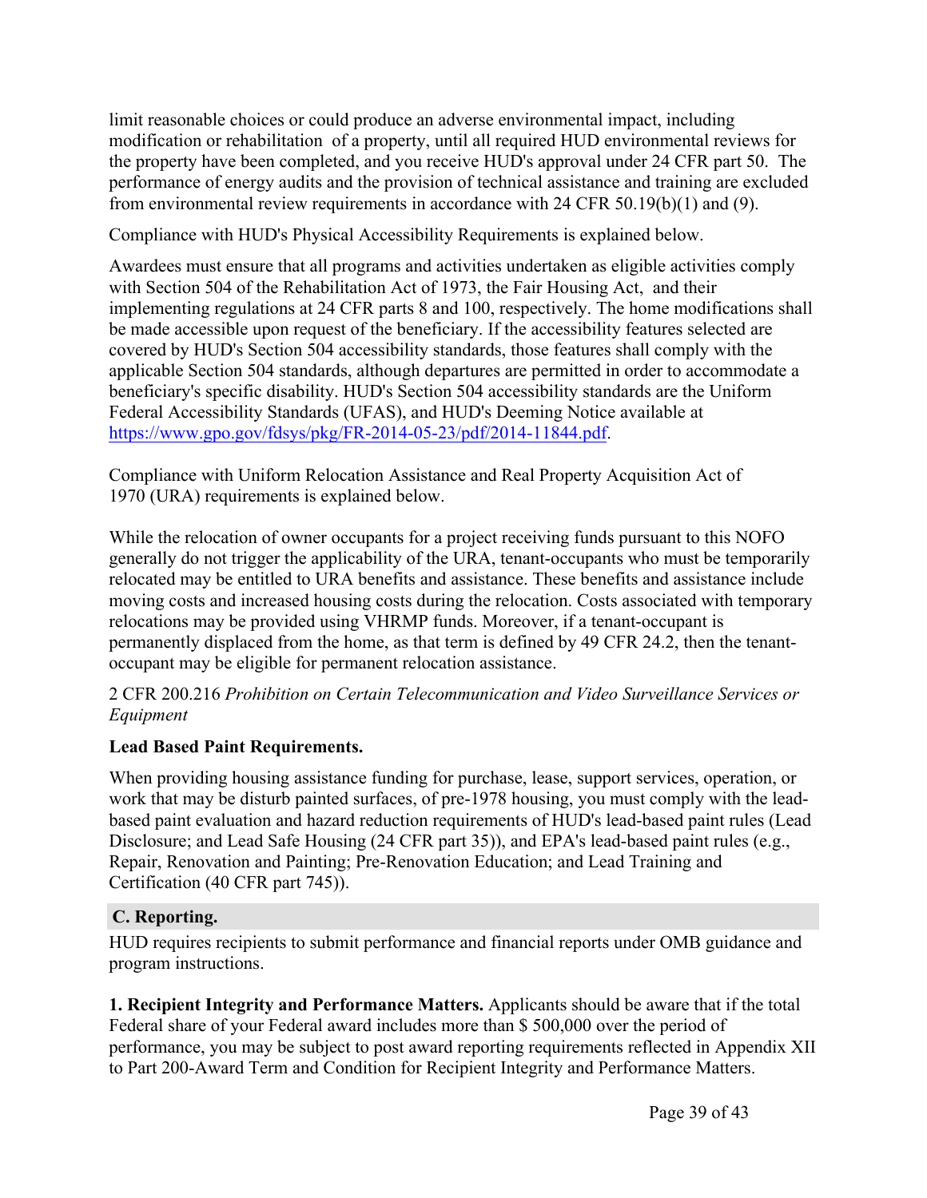limit reasonable choices or could produce an adverse environmental impact, including modification or rehabilitation of a property, until all required HUD environmental reviews for the property have been completed, and you receive HUD's approval under 24 CFR part 50. The performance of energy audits and the provision of technical assistance and training are excluded from environmental review requirements in accordance with 24 CFR 50.19(b)(1) and (9).

Compliance with HUD's Physical Accessibility Requirements is explained below.

Awardees must ensure that all programs and activities undertaken as eligible activities comply with Section 504 of the Rehabilitation Act of 1973, the Fair Housing Act, and their implementing regulations at 24 CFR parts 8 and 100, respectively. The home modifications shall be made accessible upon request of the beneficiary. If the accessibility features selected are covered by HUD's Section 504 accessibility standards, those features shall comply with the applicable Section 504 standards, although departures are permitted in order to accommodate a beneficiary's specific disability. HUD's Section 504 accessibility standards are the Uniform Federal Accessibility Standards (UFAS), and HUD's Deeming Notice available at [https://www.gpo.gov/fdsys/pkg/FR-2014-05-23/pdf/2014-11844.pdf](https://www.gpo.gov/fdsys/pkg/FR-2014-05-23/pdf/2014-11844.pdf).

Compliance with Uniform Relocation Assistance and Real Property Acquisition Act of 1970 (URA) requirements is explained below.

While the relocation of owner occupants for a project receiving funds pursuant to this NOFO generally do not trigger the applicability of the URA, tenant-occupants who must be temporarily relocated may be entitled to URA benefits and assistance. These benefits and assistance include moving costs and increased housing costs during the relocation. Costs associated with temporary relocations may be provided using VHRMP funds. Moreover, if a tenant-occupant is permanently displaced from the home, as that term is defined by 49 CFR 24.2, then the tenant-occupant may be eligible for permanent relocation assistance.

2 CFR 200.216 *Prohibition on Certain Telecommunication and Video Surveillance Services or Equipment*

**Lead Based Paint Requirements.**

When providing housing assistance funding for purchase, lease, support services, operation, or work that may be disturb painted surfaces, of pre-1978 housing, you must comply with the lead-based paint evaluation and hazard reduction requirements of HUD's lead-based paint rules (Lead Disclosure; and Lead Safe Housing (24 CFR part 35)), and EPA's lead-based paint rules (e.g., Repair, Renovation and Painting; Pre-Renovation Education; and Lead Training and Certification (40 CFR part 745)).

## C. Reporting.

HUD requires recipients to submit performance and financial reports under OMB guidance and program instructions.

**1. Recipient Integrity and Performance Matters.** Applicants should be aware that if the total Federal share of your Federal award includes more than $ 500,000 over the period of performance, you may be subject to post award reporting requirements reflected in Appendix XII to Part 200-Award Term and Condition for Recipient Integrity and Performance Matters.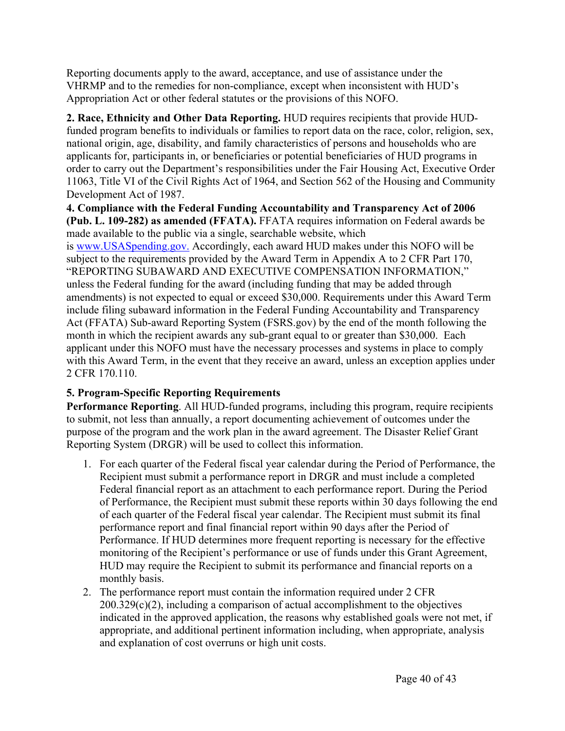Reporting documents apply to the award, acceptance, and use of assistance under the VHRMP and to the remedies for non-compliance, except when inconsistent with HUD's Appropriation Act or other federal statutes or the provisions of this NOFO.

**2. Race, Ethnicity and Other Data Reporting.** HUD requires recipients that provide HUD-funded program benefits to individuals or families to report data on the race, color, religion, sex, national origin, age, disability, and family characteristics of persons and households who are applicants for, participants in, or beneficiaries or potential beneficiaries of HUD programs in order to carry out the Department's responsibilities under the Fair Housing Act, Executive Order 11063, Title VI of the Civil Rights Act of 1964, and Section 562 of the Housing and Community Development Act of 1987.

**4. Compliance with the Federal Funding Accountability and Transparency Act of 2006 (Pub. L. 109-282) as amended (FFATA).** FFATA requires information on Federal awards be made available to the public via a single, searchable website, which is [www.USASpending.gov.](http://www.USASpending.gov) Accordingly, each award HUD makes under this NOFO will be subject to the requirements provided by the Award Term in Appendix A to 2 CFR Part 170, "REPORTING SUBAWARD AND EXECUTIVE COMPENSATION INFORMATION," unless the Federal funding for the award (including funding that may be added through amendments) is not expected to equal or exceed $30,000. Requirements under this Award Term include filing subaward information in the Federal Funding Accountability and Transparency Act (FFATA) Sub-award Reporting System (FSRS.gov) by the end of the month following the month in which the recipient awards any sub-grant equal to or greater than $30,000. Each applicant under this NOFO must have the necessary processes and systems in place to comply with this Award Term, in the event that they receive an award, unless an exception applies under 2 CFR 170.110.

**5. Program-Specific Reporting Requirements**

**Performance Reporting**. All HUD-funded programs, including this program, require recipients to submit, not less than annually, a report documenting achievement of outcomes under the purpose of the program and the work plan in the award agreement. The Disaster Relief Grant Reporting System (DRGR) will be used to collect this information.

1. For each quarter of the Federal fiscal year calendar during the Period of Performance, the Recipient must submit a performance report in DRGR and must include a completed Federal financial report as an attachment to each performance report. During the Period of Performance, the Recipient must submit these reports within 30 days following the end of each quarter of the Federal fiscal year calendar. The Recipient must submit its final performance report and final financial report within 90 days after the Period of Performance. If HUD determines more frequent reporting is necessary for the effective monitoring of the Recipient's performance or use of funds under this Grant Agreement, HUD may require the Recipient to submit its performance and financial reports on a monthly basis.
2. The performance report must contain the information required under 2 CFR 200.329(c)(2), including a comparison of actual accomplishment to the objectives indicated in the approved application, the reasons why established goals were not met, if appropriate, and additional pertinent information including, when appropriate, analysis and explanation of cost overruns or high unit costs.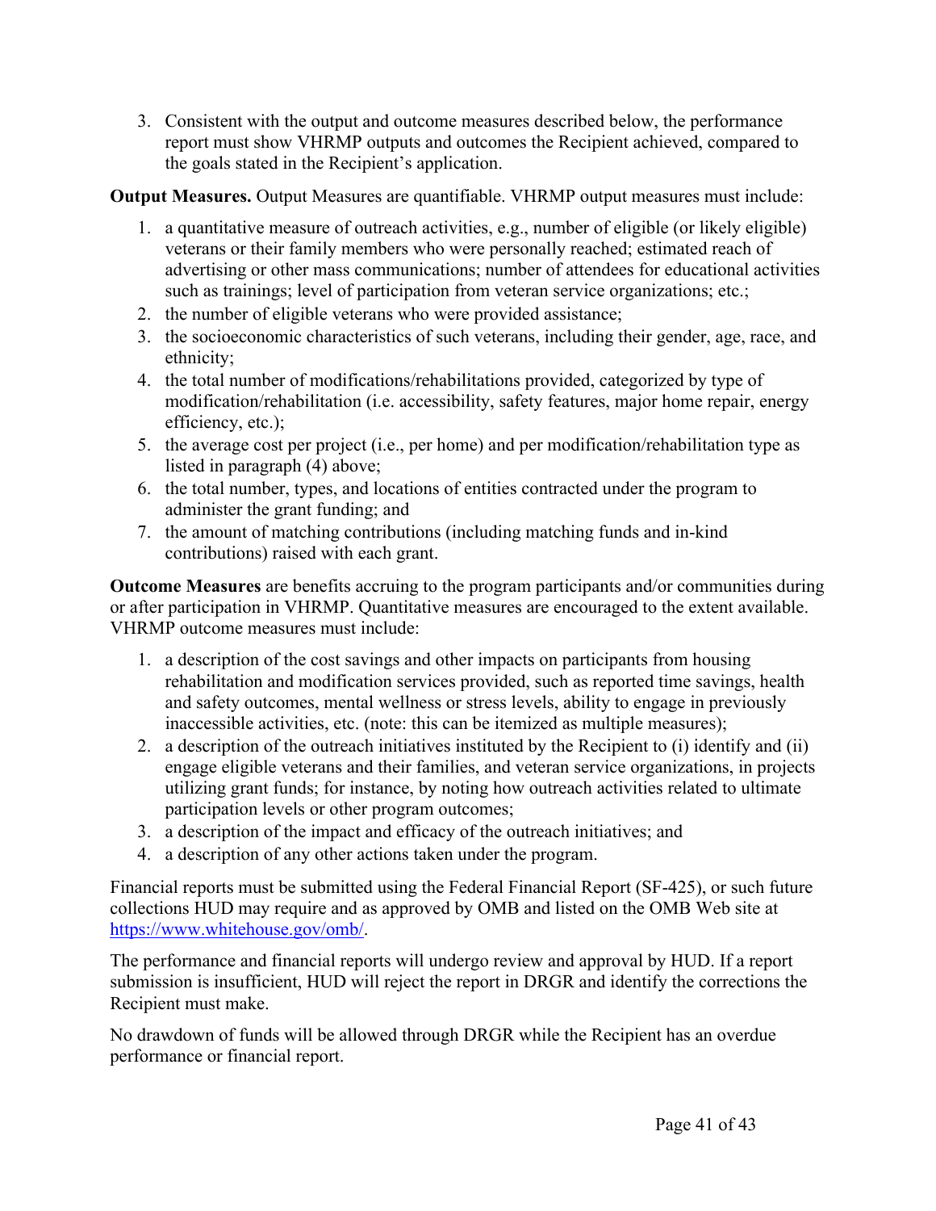3. Consistent with the output and outcome measures described below, the performance report must show VHRMP outputs and outcomes the Recipient achieved, compared to the goals stated in the Recipient's application.

**Output Measures.** Output Measures are quantifiable. VHRMP output measures must include:

1. a quantitative measure of outreach activities, e.g., number of eligible (or likely eligible) veterans or their family members who were personally reached; estimated reach of advertising or other mass communications; number of attendees for educational activities such as trainings; level of participation from veteran service organizations; etc.;
2. the number of eligible veterans who were provided assistance;
3. the socioeconomic characteristics of such veterans, including their gender, age, race, and ethnicity;
4. the total number of modifications/rehabilitations provided, categorized by type of modification/rehabilitation (i.e. accessibility, safety features, major home repair, energy efficiency, etc.);
5. the average cost per project (i.e., per home) and per modification/rehabilitation type as listed in paragraph (4) above;
6. the total number, types, and locations of entities contracted under the program to administer the grant funding; and
7. the amount of matching contributions (including matching funds and in-kind contributions) raised with each grant.

**Outcome Measures** are benefits accruing to the program participants and/or communities during or after participation in VHRMP. Quantitative measures are encouraged to the extent available. VHRMP outcome measures must include:

1. a description of the cost savings and other impacts on participants from housing rehabilitation and modification services provided, such as reported time savings, health and safety outcomes, mental wellness or stress levels, ability to engage in previously inaccessible activities, etc. (note: this can be itemized as multiple measures);
2. a description of the outreach initiatives instituted by the Recipient to (i) identify and (ii) engage eligible veterans and their families, and veteran service organizations, in projects utilizing grant funds; for instance, by noting how outreach activities related to ultimate participation levels or other program outcomes;
3. a description of the impact and efficacy of the outreach initiatives; and
4. a description of any other actions taken under the program.

Financial reports must be submitted using the Federal Financial Report (SF-425), or such future collections HUD may require and as approved by OMB and listed on the OMB Web site at https://www.whitehouse.gov/omb/.

The performance and financial reports will undergo review and approval by HUD. If a report submission is insufficient, HUD will reject the report in DRGR and identify the corrections the Recipient must make.

No drawdown of funds will be allowed through DRGR while the Recipient has an overdue performance or financial report.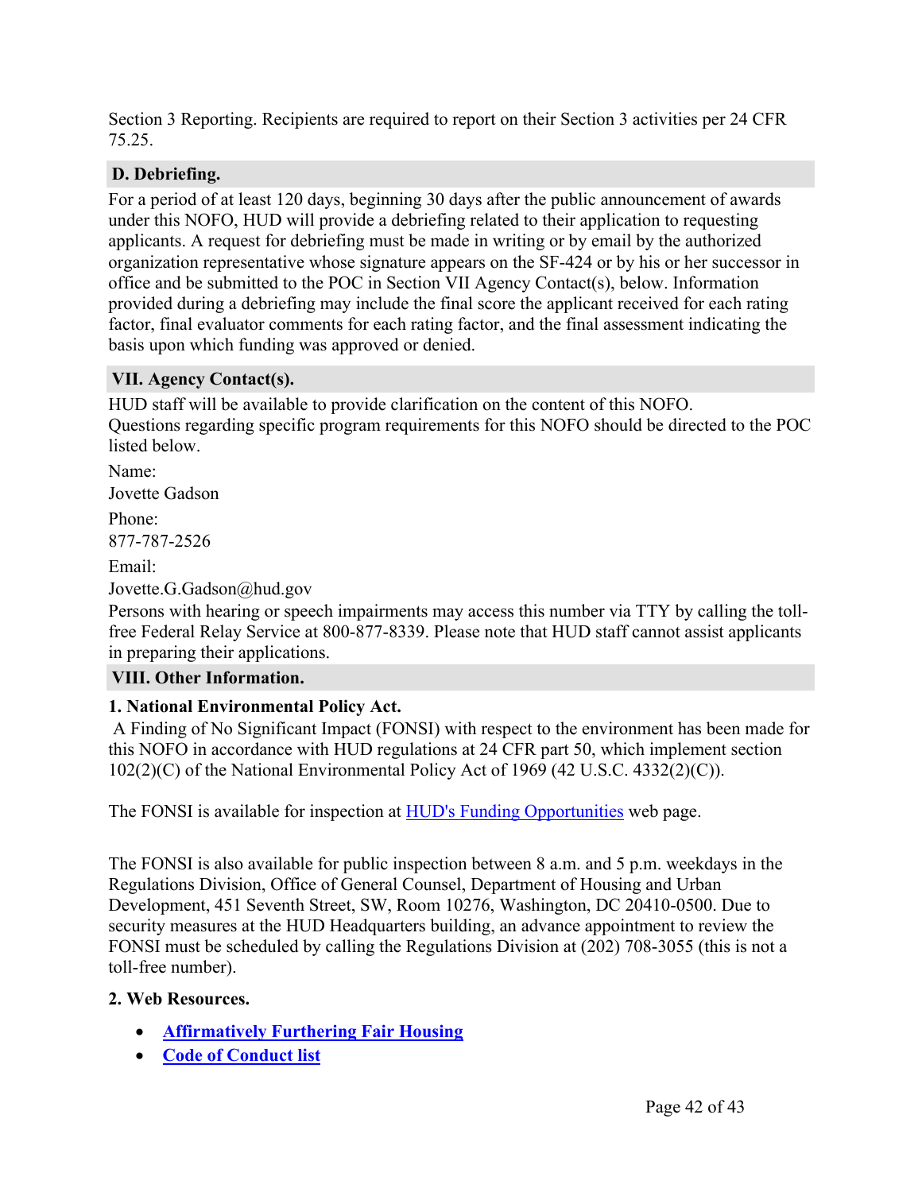Section 3 Reporting. Recipients are required to report on their Section 3 activities per 24 CFR 75.25.

### D. Debriefing.

For a period of at least 120 days, beginning 30 days after the public announcement of awards under this NOFO, HUD will provide a debriefing related to their application to requesting applicants. A request for debriefing must be made in writing or by email by the authorized organization representative whose signature appears on the SF-424 or by his or her successor in office and be submitted to the POC in Section VII Agency Contact(s), below. Information provided during a debriefing may include the final score the applicant received for each rating factor, final evaluator comments for each rating factor, and the final assessment indicating the basis upon which funding was approved or denied.

## VII. Agency Contact(s).

HUD staff will be available to provide clarification on the content of this NOFO.
Questions regarding specific program requirements for this NOFO should be directed to the POC listed below.

Name:

Jovette Gadson

Phone:

877-787-2526

Email:

Jovette.G.Gadson@hud.gov

Persons with hearing or speech impairments may access this number via TTY by calling the toll-free Federal Relay Service at 800-877-8339. Please note that HUD staff cannot assist applicants in preparing their applications.

## VIII. Other Information.

### 1. National Environmental Policy Act.

A Finding of No Significant Impact (FONSI) with respect to the environment has been made for this NOFO in accordance with HUD regulations at 24 CFR part 50, which implement section 102(2)(C) of the National Environmental Policy Act of 1969 (42 U.S.C. 4332(2)(C)).

The FONSI is available for inspection at [HUD's Funding Opportunities]() web page.

The FONSI is also available for public inspection between 8 a.m. and 5 p.m. weekdays in the Regulations Division, Office of General Counsel, Department of Housing and Urban Development, 451 Seventh Street, SW, Room 10276, Washington, DC 20410-0500. Due to security measures at the HUD Headquarters building, an advance appointment to review the FONSI must be scheduled by calling the Regulations Division at (202) 708-3055 (this is not a toll-free number).

### 2. Web Resources.

- **[Affirmatively Furthering Fair Housing]()**
- **[Code of Conduct list]()**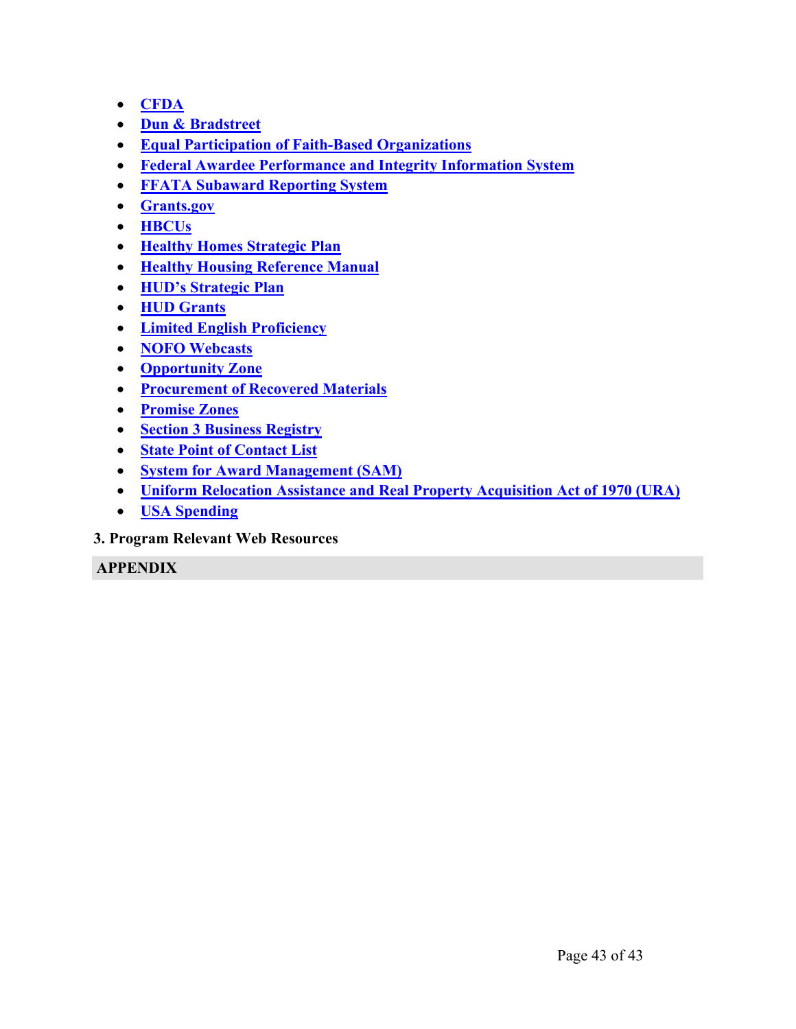- **CFDA**
- **Dun & Bradstreet**
- **Equal Participation of Faith-Based Organizations**
- **Federal Awardee Performance and Integrity Information System**
- **FFATA Subaward Reporting System**
- **Grants.gov**
- **HBCUs**
- **Healthy Homes Strategic Plan**
- **Healthy Housing Reference Manual**
- **HUD's Strategic Plan**
- **HUD Grants**
- **Limited English Proficiency**
- **NOFO Webcasts**
- **Opportunity Zone**
- **Procurement of Recovered Materials**
- **Promise Zones**
- **Section 3 Business Registry**
- **State Point of Contact List**
- **System for Award Management (SAM)**
- **Uniform Relocation Assistance and Real Property Acquisition Act of 1970 (URA)**
- **USA Spending**

**3. Program Relevant Web Resources**

## APPENDIX